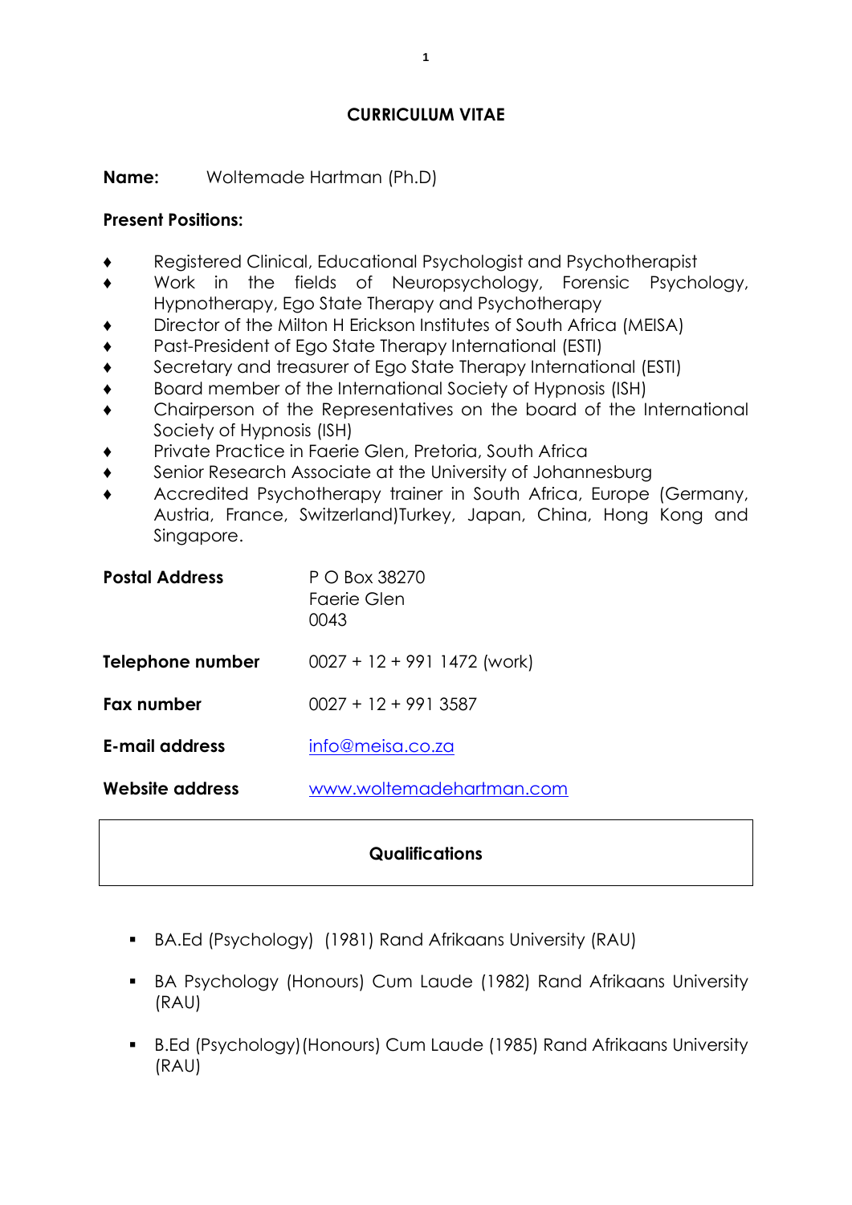# CURRICULUM VITAE

**Name:** Woltemade Hartman (Ph.D)

**Present Positions:**

- Registered Clinical, Educational Psychologist and Psychotherapist
- Work in the fields of Neuropsychology, Forensic Psychology, Hypnotherapy, Ego State Therapy and Psychotherapy
- Director of the Milton H Erickson Institutes of South Africa (MEISA)
- Past-President of Ego State Therapy International (ESTI)
- Secretary and treasurer of Ego State Therapy International (ESTI)
- Board member of the International Society of Hypnosis (ISH)
- Chairperson of the Representatives on the board of the International Society of Hypnosis (ISH)
- Private Practice in Faerie Glen, Pretoria, South Africa
- Senior Research Associate at the University of Johannesburg
- Accredited Psychotherapy trainer in South Africa, Europe (Germany, Austria, France, Switzerland)Turkey, Japan, China, Hong Kong and Singapore.

| | |
|---|---|
| **Postal Address** | P O Box 38270<br>Faerie Glen<br>0043 |
| **Telephone number** | 0027 + 12 + 991 1472 (work) |
| **Fax number** | 0027 + 12 + 991 3587 |
| **E-mail address** | info@meisa.co.za |
| **Website address** | www.woltemadehartman.com |

## Qualifications

- BA.Ed (Psychology) (1981) Rand Afrikaans University (RAU)
- BA Psychology (Honours) Cum Laude (1982) Rand Afrikaans University (RAU)
- B.Ed (Psychology)(Honours) Cum Laude (1985) Rand Afrikaans University (RAU)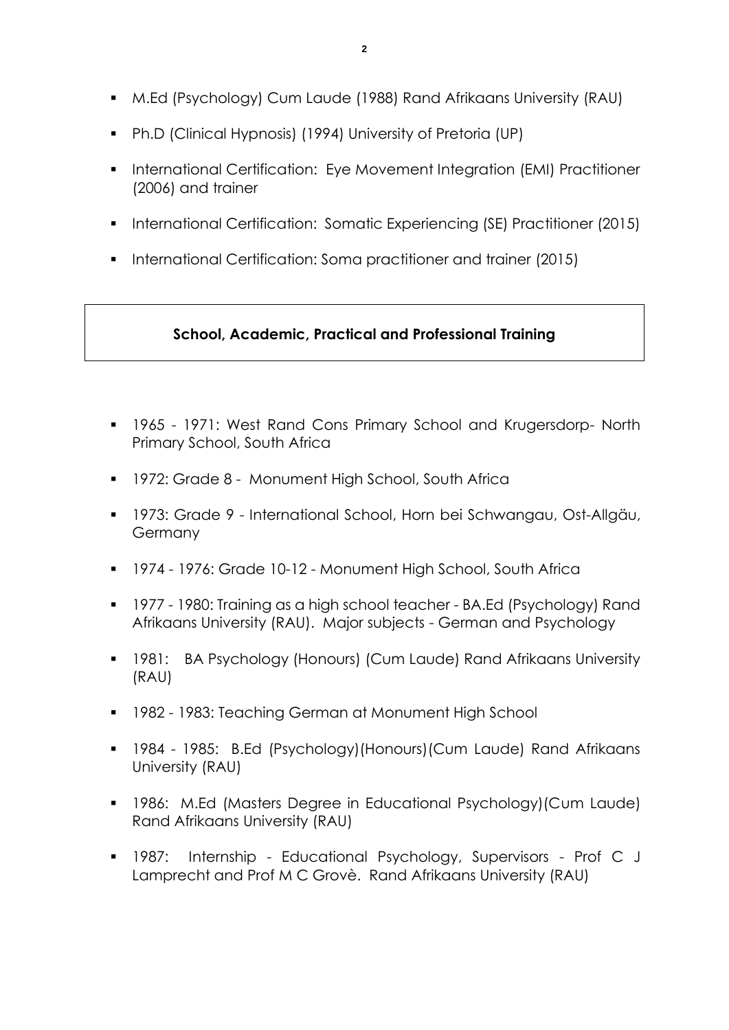- M.Ed (Psychology) Cum Laude (1988) Rand Afrikaans University (RAU)
- Ph.D (Clinical Hypnosis) (1994) University of Pretoria (UP)
- International Certification: Eye Movement Integration (EMI) Practitioner (2006) and trainer
- International Certification: Somatic Experiencing (SE) Practitioner (2015)
- International Certification: Soma practitioner and trainer (2015)

## School, Academic, Practical and Professional Training

- 1965 - 1971: West Rand Cons Primary School and Krugersdorp- North Primary School, South Africa
- 1972: Grade 8 - Monument High School, South Africa
- 1973: Grade 9 - International School, Horn bei Schwangau, Ost-Allgäu, Germany
- 1974 - 1976: Grade 10-12 - Monument High School, South Africa
- 1977 - 1980: Training as a high school teacher - BA.Ed (Psychology) Rand Afrikaans University (RAU). Major subjects - German and Psychology
- 1981: BA Psychology (Honours) (Cum Laude) Rand Afrikaans University (RAU)
- 1982 - 1983: Teaching German at Monument High School
- 1984 - 1985: B.Ed (Psychology)(Honours)(Cum Laude) Rand Afrikaans University (RAU)
- 1986: M.Ed (Masters Degree in Educational Psychology)(Cum Laude) Rand Afrikaans University (RAU)
- 1987: Internship - Educational Psychology, Supervisors - Prof C J Lamprecht and Prof M C Grovè. Rand Afrikaans University (RAU)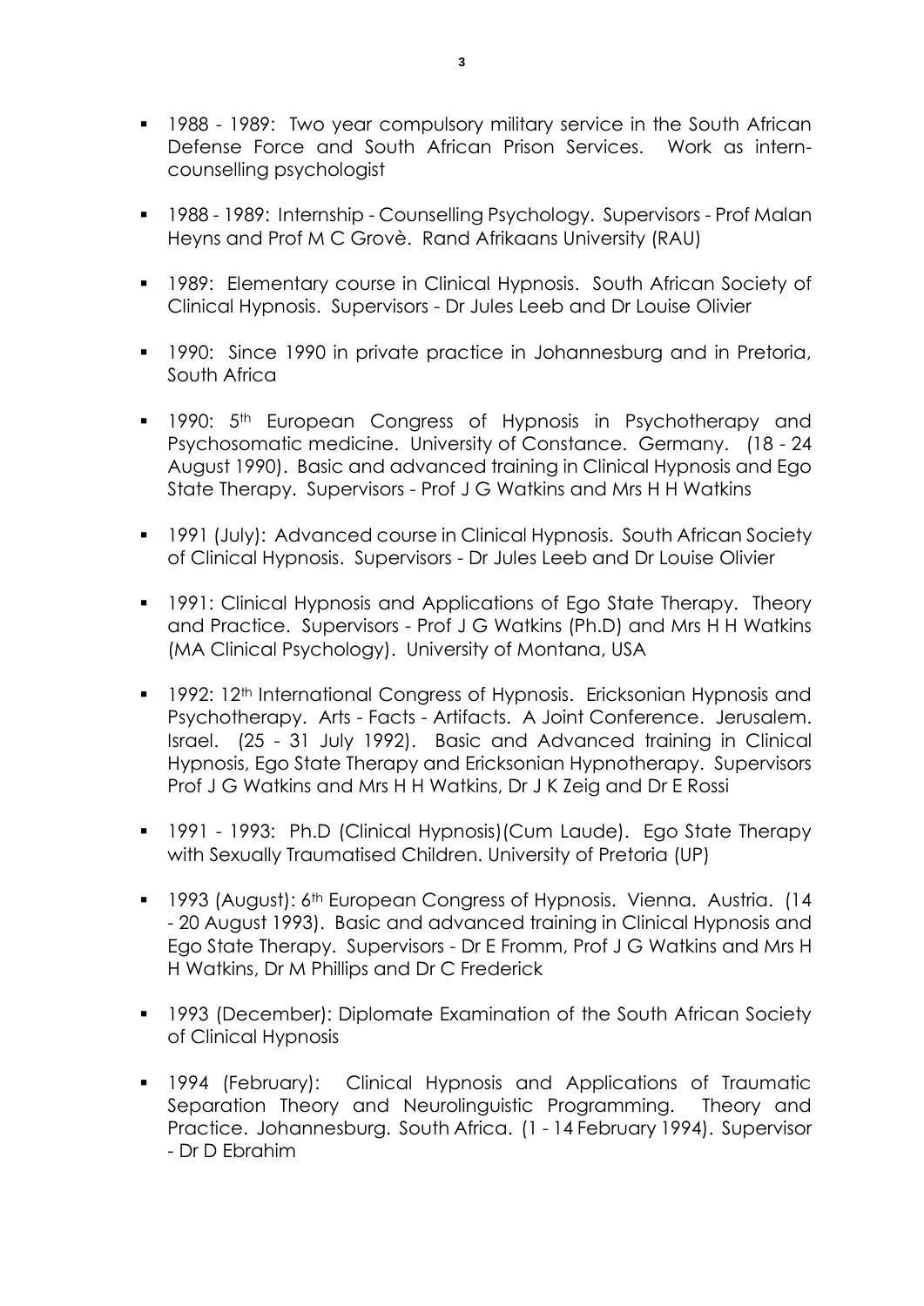- 1988 - 1989: Two year compulsory military service in the South African Defense Force and South African Prison Services. Work as intern-counselling psychologist

- 1988 - 1989: Internship - Counselling Psychology. Supervisors - Prof Malan Heyns and Prof M C Grovè. Rand Afrikaans University (RAU)

- 1989: Elementary course in Clinical Hypnosis. South African Society of Clinical Hypnosis. Supervisors - Dr Jules Leeb and Dr Louise Olivier

- 1990: Since 1990 in private practice in Johannesburg and in Pretoria, South Africa

- 1990: 5th European Congress of Hypnosis in Psychotherapy and Psychosomatic medicine. University of Constance. Germany. (18 - 24 August 1990). Basic and advanced training in Clinical Hypnosis and Ego State Therapy. Supervisors - Prof J G Watkins and Mrs H H Watkins

- 1991 (July): Advanced course in Clinical Hypnosis. South African Society of Clinical Hypnosis. Supervisors - Dr Jules Leeb and Dr Louise Olivier

- 1991: Clinical Hypnosis and Applications of Ego State Therapy. Theory and Practice. Supervisors - Prof J G Watkins (Ph.D) and Mrs H H Watkins (MA Clinical Psychology). University of Montana, USA

- 1992: 12th International Congress of Hypnosis. Ericksonian Hypnosis and Psychotherapy. Arts - Facts - Artifacts. A Joint Conference. Jerusalem. Israel. (25 - 31 July 1992). Basic and Advanced training in Clinical Hypnosis, Ego State Therapy and Ericksonian Hypnotherapy. Supervisors Prof J G Watkins and Mrs H H Watkins, Dr J K Zeig and Dr E Rossi

- 1991 - 1993: Ph.D (Clinical Hypnosis)(Cum Laude). Ego State Therapy with Sexually Traumatised Children. University of Pretoria (UP)

- 1993 (August): 6th European Congress of Hypnosis. Vienna. Austria. (14 - 20 August 1993). Basic and advanced training in Clinical Hypnosis and Ego State Therapy. Supervisors - Dr E Fromm, Prof J G Watkins and Mrs H H Watkins, Dr M Phillips and Dr C Frederick

- 1993 (December): Diplomate Examination of the South African Society of Clinical Hypnosis

- 1994 (February): Clinical Hypnosis and Applications of Traumatic Separation Theory and Neurolinguistic Programming. Theory and Practice. Johannesburg. South Africa. (1 - 14 February 1994). Supervisor - Dr D Ebrahim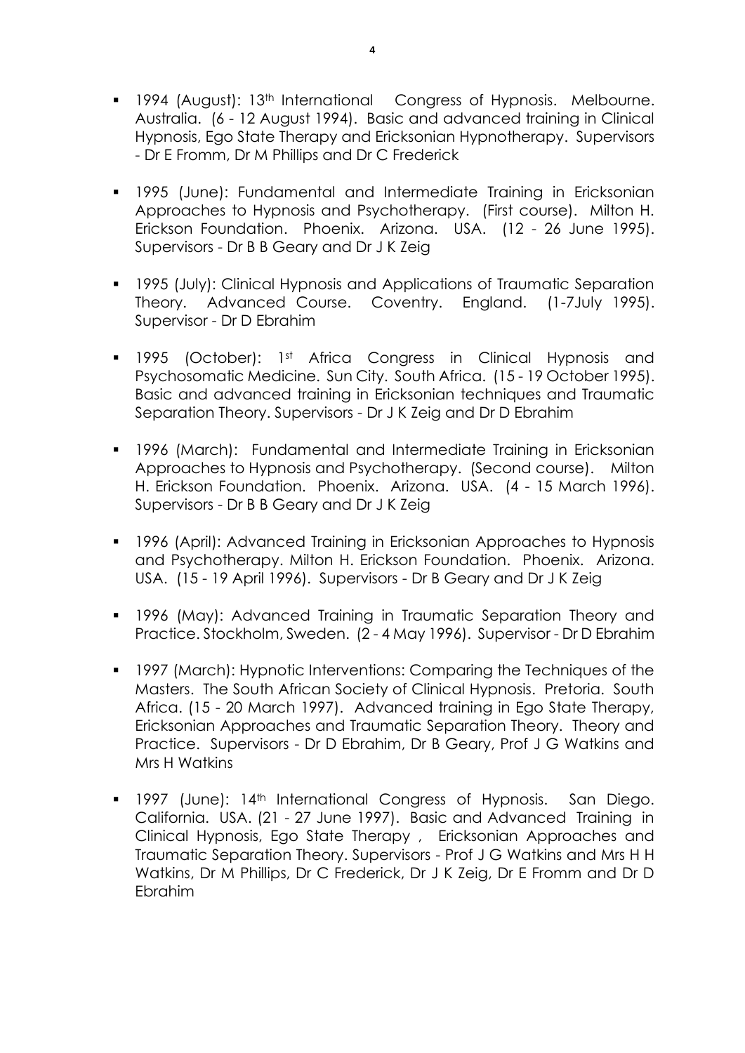- 1994 (August): 13th International Congress of Hypnosis. Melbourne. Australia. (6 - 12 August 1994). Basic and advanced training in Clinical Hypnosis, Ego State Therapy and Ericksonian Hypnotherapy. Supervisors - Dr E Fromm, Dr M Phillips and Dr C Frederick

- 1995 (June): Fundamental and Intermediate Training in Ericksonian Approaches to Hypnosis and Psychotherapy. (First course). Milton H. Erickson Foundation. Phoenix. Arizona. USA. (12 - 26 June 1995). Supervisors - Dr B B Geary and Dr J K Zeig

- 1995 (July): Clinical Hypnosis and Applications of Traumatic Separation Theory. Advanced Course. Coventry. England. (1-7July 1995). Supervisor - Dr D Ebrahim

- 1995 (October): 1st Africa Congress in Clinical Hypnosis and Psychosomatic Medicine. Sun City. South Africa. (15 - 19 October 1995). Basic and advanced training in Ericksonian techniques and Traumatic Separation Theory. Supervisors - Dr J K Zeig and Dr D Ebrahim

- 1996 (March): Fundamental and Intermediate Training in Ericksonian Approaches to Hypnosis and Psychotherapy. (Second course). Milton H. Erickson Foundation. Phoenix. Arizona. USA. (4 - 15 March 1996). Supervisors - Dr B B Geary and Dr J K Zeig

- 1996 (April): Advanced Training in Ericksonian Approaches to Hypnosis and Psychotherapy. Milton H. Erickson Foundation. Phoenix. Arizona. USA. (15 - 19 April 1996). Supervisors - Dr B Geary and Dr J K Zeig

- 1996 (May): Advanced Training in Traumatic Separation Theory and Practice. Stockholm, Sweden. (2 - 4 May 1996). Supervisor - Dr D Ebrahim

- 1997 (March): Hypnotic Interventions: Comparing the Techniques of the Masters. The South African Society of Clinical Hypnosis. Pretoria. South Africa. (15 - 20 March 1997). Advanced training in Ego State Therapy, Ericksonian Approaches and Traumatic Separation Theory. Theory and Practice. Supervisors - Dr D Ebrahim, Dr B Geary, Prof J G Watkins and Mrs H Watkins

- 1997 (June): 14th International Congress of Hypnosis. San Diego. California. USA. (21 - 27 June 1997). Basic and Advanced Training in Clinical Hypnosis, Ego State Therapy , Ericksonian Approaches and Traumatic Separation Theory. Supervisors - Prof J G Watkins and Mrs H H Watkins, Dr M Phillips, Dr C Frederick, Dr J K Zeig, Dr E Fromm and Dr D Ebrahim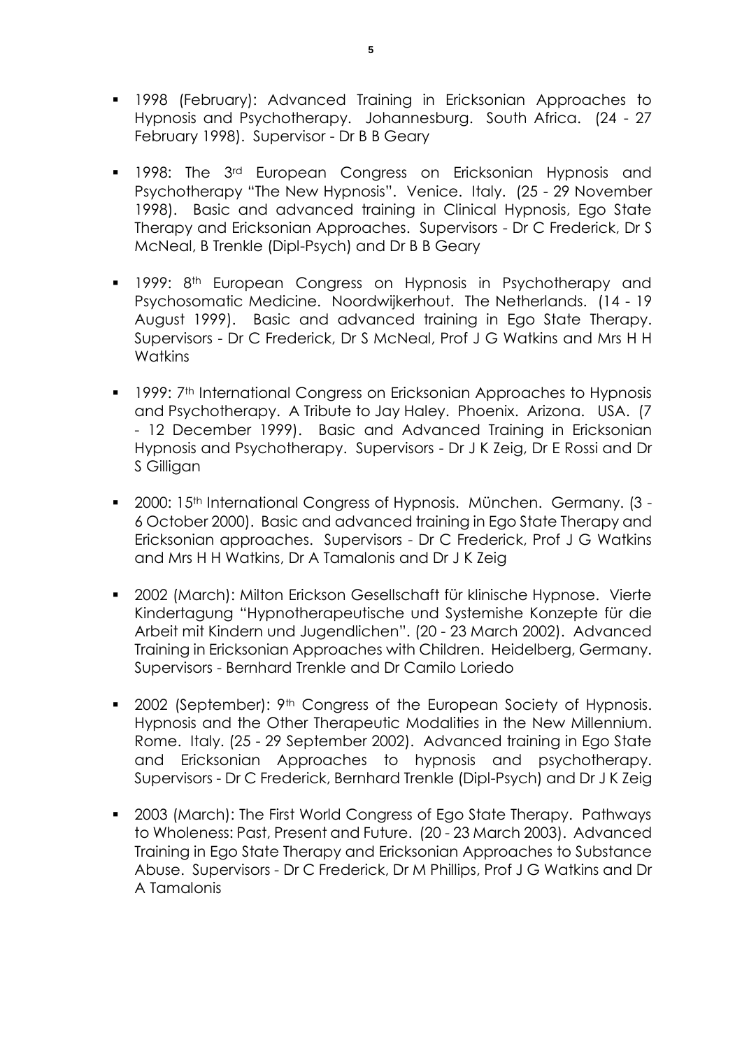- 1998 (February): Advanced Training in Ericksonian Approaches to Hypnosis and Psychotherapy. Johannesburg. South Africa. (24 - 27 February 1998). Supervisor - Dr B B Geary

- 1998: The 3rd European Congress on Ericksonian Hypnosis and Psychotherapy "The New Hypnosis". Venice. Italy. (25 - 29 November 1998). Basic and advanced training in Clinical Hypnosis, Ego State Therapy and Ericksonian Approaches. Supervisors - Dr C Frederick, Dr S McNeal, B Trenkle (Dipl-Psych) and Dr B B Geary

- 1999: 8th European Congress on Hypnosis in Psychotherapy and Psychosomatic Medicine. Noordwijkerhout. The Netherlands. (14 - 19 August 1999). Basic and advanced training in Ego State Therapy. Supervisors - Dr C Frederick, Dr S McNeal, Prof J G Watkins and Mrs H H Watkins

- 1999: 7th International Congress on Ericksonian Approaches to Hypnosis and Psychotherapy. A Tribute to Jay Haley. Phoenix. Arizona. USA. (7 - 12 December 1999). Basic and Advanced Training in Ericksonian Hypnosis and Psychotherapy. Supervisors - Dr J K Zeig, Dr E Rossi and Dr S Gilligan

- 2000: 15th International Congress of Hypnosis. München. Germany. (3 - 6 October 2000). Basic and advanced training in Ego State Therapy and Ericksonian approaches. Supervisors - Dr C Frederick, Prof J G Watkins and Mrs H H Watkins, Dr A Tamalonis and Dr J K Zeig

- 2002 (March): Milton Erickson Gesellschaft für klinische Hypnose. Vierte Kindertagung "Hypnotherapeutische und Systemishe Konzepte für die Arbeit mit Kindern und Jugendlichen". (20 - 23 March 2002). Advanced Training in Ericksonian Approaches with Children. Heidelberg, Germany. Supervisors - Bernhard Trenkle and Dr Camilo Loriedo

- 2002 (September): 9th Congress of the European Society of Hypnosis. Hypnosis and the Other Therapeutic Modalities in the New Millennium. Rome. Italy. (25 - 29 September 2002). Advanced training in Ego State and Ericksonian Approaches to hypnosis and psychotherapy. Supervisors - Dr C Frederick, Bernhard Trenkle (Dipl-Psych) and Dr J K Zeig

- 2003 (March): The First World Congress of Ego State Therapy. Pathways to Wholeness: Past, Present and Future. (20 - 23 March 2003). Advanced Training in Ego State Therapy and Ericksonian Approaches to Substance Abuse. Supervisors - Dr C Frederick, Dr M Phillips, Prof J G Watkins and Dr A Tamalonis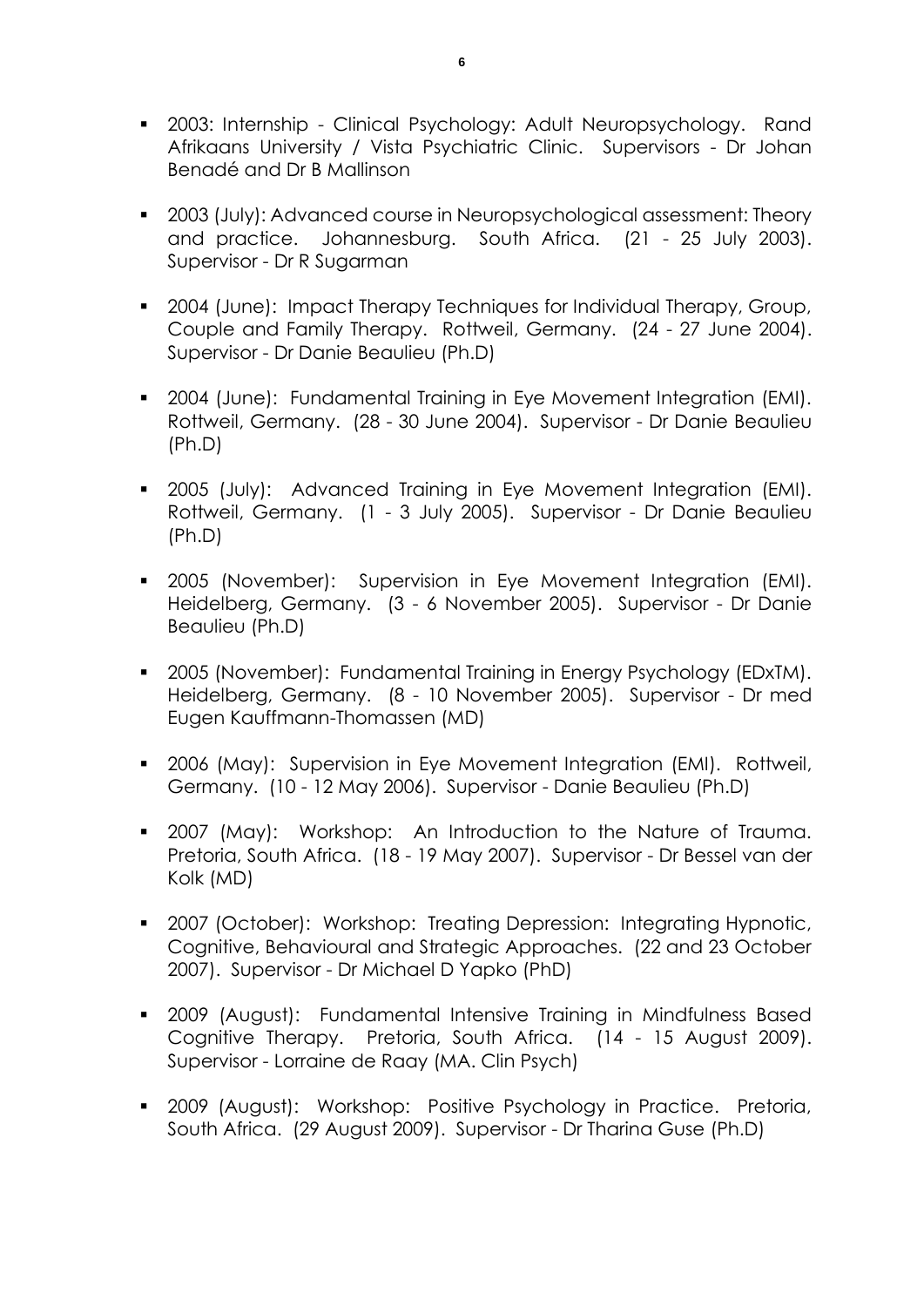- 2003: Internship - Clinical Psychology: Adult Neuropsychology. Rand Afrikaans University / Vista Psychiatric Clinic. Supervisors - Dr Johan Benadé and Dr B Mallinson

- 2003 (July): Advanced course in Neuropsychological assessment: Theory and practice. Johannesburg. South Africa. (21 - 25 July 2003). Supervisor - Dr R Sugarman

- 2004 (June): Impact Therapy Techniques for Individual Therapy, Group, Couple and Family Therapy. Rottweil, Germany. (24 - 27 June 2004). Supervisor - Dr Danie Beaulieu (Ph.D)

- 2004 (June): Fundamental Training in Eye Movement Integration (EMI). Rottweil, Germany. (28 - 30 June 2004). Supervisor - Dr Danie Beaulieu (Ph.D)

- 2005 (July): Advanced Training in Eye Movement Integration (EMI). Rottweil, Germany. (1 - 3 July 2005). Supervisor - Dr Danie Beaulieu (Ph.D)

- 2005 (November): Supervision in Eye Movement Integration (EMI). Heidelberg, Germany. (3 - 6 November 2005). Supervisor - Dr Danie Beaulieu (Ph.D)

- 2005 (November): Fundamental Training in Energy Psychology (EDxTM). Heidelberg, Germany. (8 - 10 November 2005). Supervisor - Dr med Eugen Kauffmann-Thomassen (MD)

- 2006 (May): Supervision in Eye Movement Integration (EMI). Rottweil, Germany. (10 - 12 May 2006). Supervisor - Danie Beaulieu (Ph.D)

- 2007 (May): Workshop: An Introduction to the Nature of Trauma. Pretoria, South Africa. (18 - 19 May 2007). Supervisor - Dr Bessel van der Kolk (MD)

- 2007 (October): Workshop: Treating Depression: Integrating Hypnotic, Cognitive, Behavioural and Strategic Approaches. (22 and 23 October 2007). Supervisor - Dr Michael D Yapko (PhD)

- 2009 (August): Fundamental Intensive Training in Mindfulness Based Cognitive Therapy. Pretoria, South Africa. (14 - 15 August 2009). Supervisor - Lorraine de Raay (MA. Clin Psych)

- 2009 (August): Workshop: Positive Psychology in Practice. Pretoria, South Africa. (29 August 2009). Supervisor - Dr Tharina Guse (Ph.D)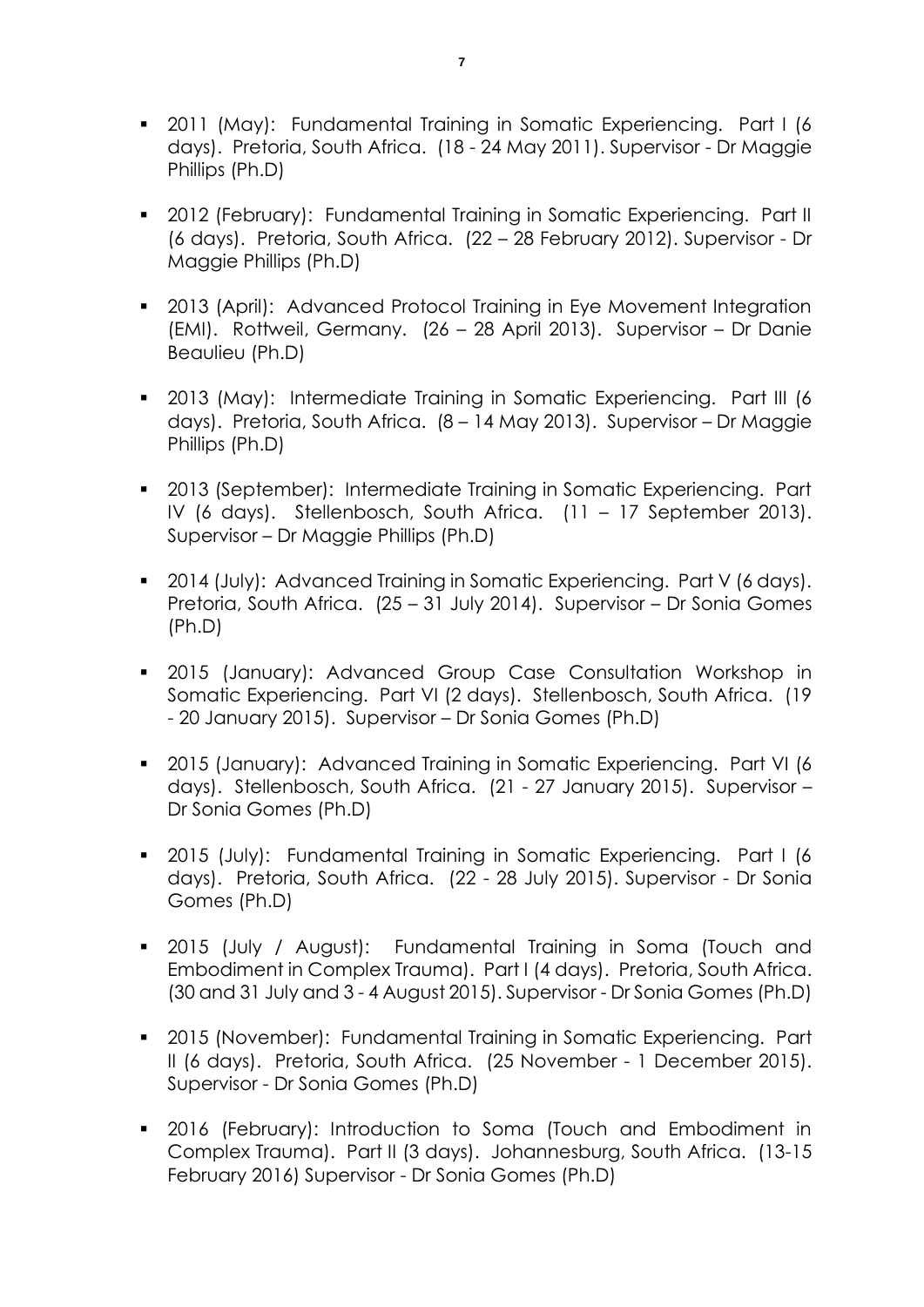- 2011 (May): Fundamental Training in Somatic Experiencing. Part I (6 days). Pretoria, South Africa. (18 - 24 May 2011). Supervisor - Dr Maggie Phillips (Ph.D)

- 2012 (February): Fundamental Training in Somatic Experiencing. Part II (6 days). Pretoria, South Africa. (22 – 28 February 2012). Supervisor - Dr Maggie Phillips (Ph.D)

- 2013 (April): Advanced Protocol Training in Eye Movement Integration (EMI). Rottweil, Germany. (26 – 28 April 2013). Supervisor – Dr Danie Beaulieu (Ph.D)

- 2013 (May): Intermediate Training in Somatic Experiencing. Part III (6 days). Pretoria, South Africa. (8 – 14 May 2013). Supervisor – Dr Maggie Phillips (Ph.D)

- 2013 (September): Intermediate Training in Somatic Experiencing. Part IV (6 days). Stellenbosch, South Africa. (11 – 17 September 2013). Supervisor – Dr Maggie Phillips (Ph.D)

- 2014 (July): Advanced Training in Somatic Experiencing. Part V (6 days). Pretoria, South Africa. (25 – 31 July 2014). Supervisor – Dr Sonia Gomes (Ph.D)

- 2015 (January): Advanced Group Case Consultation Workshop in Somatic Experiencing. Part VI (2 days). Stellenbosch, South Africa. (19 - 20 January 2015). Supervisor – Dr Sonia Gomes (Ph.D)

- 2015 (January): Advanced Training in Somatic Experiencing. Part VI (6 days). Stellenbosch, South Africa. (21 - 27 January 2015). Supervisor – Dr Sonia Gomes (Ph.D)

- 2015 (July): Fundamental Training in Somatic Experiencing. Part I (6 days). Pretoria, South Africa. (22 - 28 July 2015). Supervisor - Dr Sonia Gomes (Ph.D)

- 2015 (July / August): Fundamental Training in Soma (Touch and Embodiment in Complex Trauma). Part I (4 days). Pretoria, South Africa. (30 and 31 July and 3 - 4 August 2015). Supervisor - Dr Sonia Gomes (Ph.D)

- 2015 (November): Fundamental Training in Somatic Experiencing. Part II (6 days). Pretoria, South Africa. (25 November - 1 December 2015). Supervisor - Dr Sonia Gomes (Ph.D)

- 2016 (February): Introduction to Soma (Touch and Embodiment in Complex Trauma). Part II (3 days). Johannesburg, South Africa. (13-15 February 2016) Supervisor - Dr Sonia Gomes (Ph.D)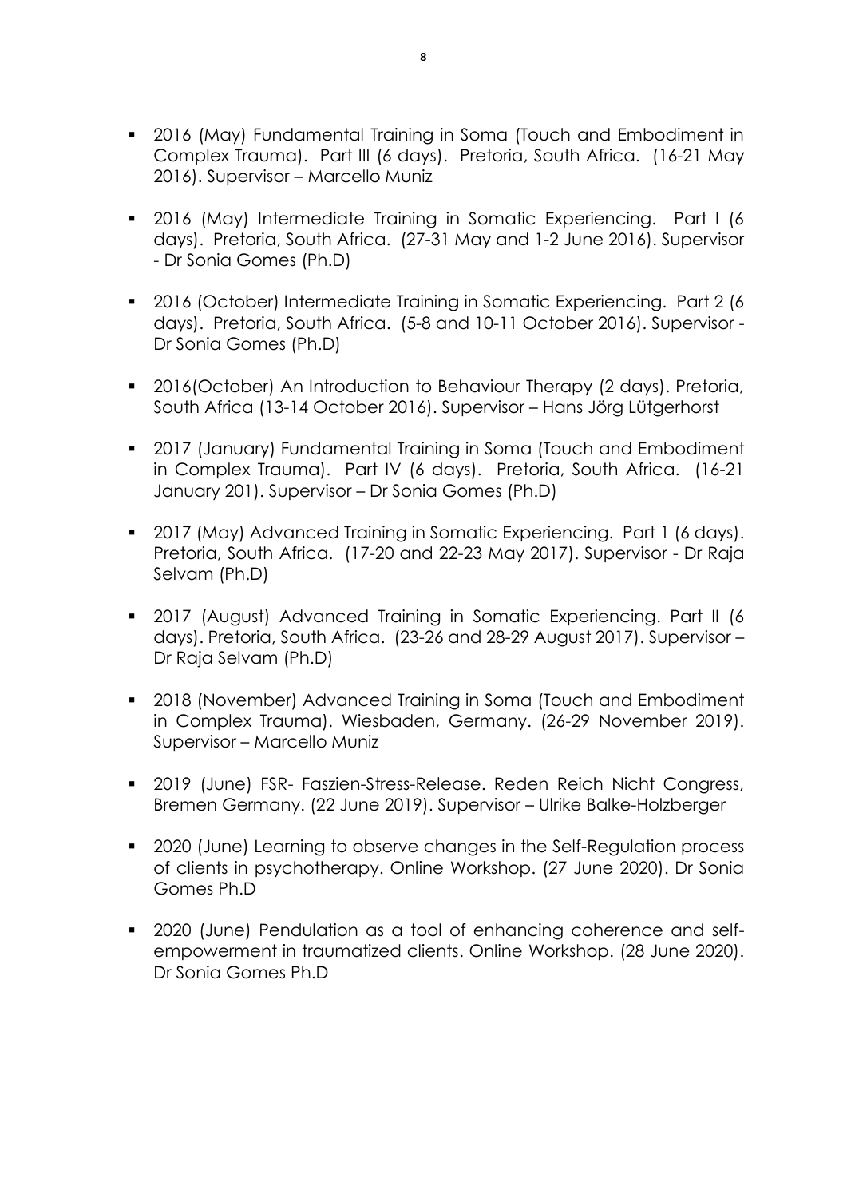- 2016 (May) Fundamental Training in Soma (Touch and Embodiment in Complex Trauma). Part III (6 days). Pretoria, South Africa. (16-21 May 2016). Supervisor – Marcello Muniz

- 2016 (May) Intermediate Training in Somatic Experiencing. Part I (6 days). Pretoria, South Africa. (27-31 May and 1-2 June 2016). Supervisor - Dr Sonia Gomes (Ph.D)

- 2016 (October) Intermediate Training in Somatic Experiencing. Part 2 (6 days). Pretoria, South Africa. (5-8 and 10-11 October 2016). Supervisor - Dr Sonia Gomes (Ph.D)

- 2016(October) An Introduction to Behaviour Therapy (2 days). Pretoria, South Africa (13-14 October 2016). Supervisor – Hans Jörg Lütgerhorst

- 2017 (January) Fundamental Training in Soma (Touch and Embodiment in Complex Trauma). Part IV (6 days). Pretoria, South Africa. (16-21 January 201). Supervisor – Dr Sonia Gomes (Ph.D)

- 2017 (May) Advanced Training in Somatic Experiencing. Part 1 (6 days). Pretoria, South Africa. (17-20 and 22-23 May 2017). Supervisor - Dr Raja Selvam (Ph.D)

- 2017 (August) Advanced Training in Somatic Experiencing. Part II (6 days). Pretoria, South Africa. (23-26 and 28-29 August 2017). Supervisor – Dr Raja Selvam (Ph.D)

- 2018 (November) Advanced Training in Soma (Touch and Embodiment in Complex Trauma). Wiesbaden, Germany. (26-29 November 2019). Supervisor – Marcello Muniz

- 2019 (June) FSR- Faszien-Stress-Release. Reden Reich Nicht Congress, Bremen Germany. (22 June 2019). Supervisor – Ulrike Balke-Holzberger

- 2020 (June) Learning to observe changes in the Self-Regulation process of clients in psychotherapy. Online Workshop. (27 June 2020). Dr Sonia Gomes Ph.D

- 2020 (June) Pendulation as a tool of enhancing coherence and self-empowerment in traumatized clients. Online Workshop. (28 June 2020). Dr Sonia Gomes Ph.D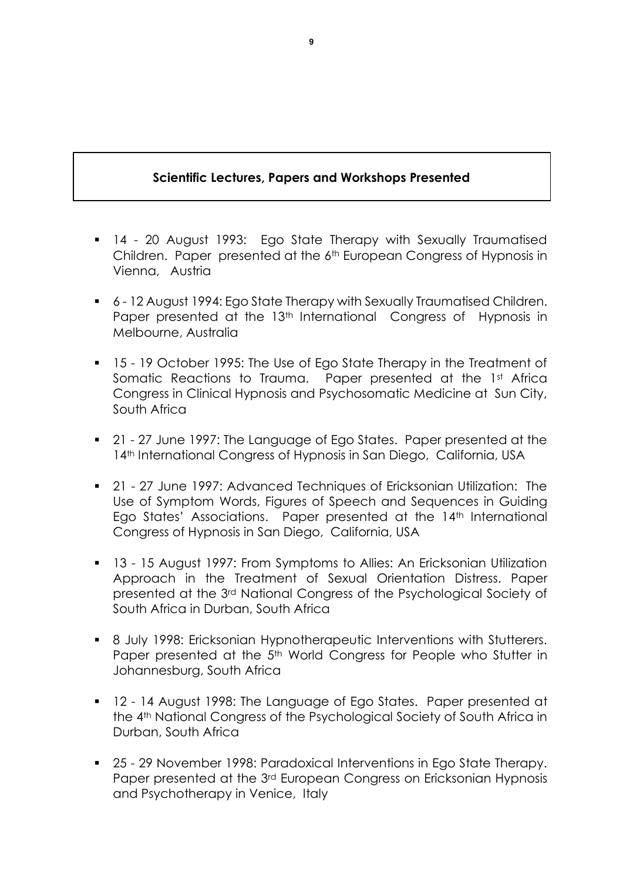## Scientific Lectures, Papers and Workshops Presented

- 14 - 20 August 1993: Ego State Therapy with Sexually Traumatised Children. Paper presented at the 6th European Congress of Hypnosis in Vienna, Austria
- 6 - 12 August 1994: Ego State Therapy with Sexually Traumatised Children. Paper presented at the 13th International Congress of Hypnosis in Melbourne, Australia
- 15 - 19 October 1995: The Use of Ego State Therapy in the Treatment of Somatic Reactions to Trauma. Paper presented at the 1st Africa Congress in Clinical Hypnosis and Psychosomatic Medicine at Sun City, South Africa
- 21 - 27 June 1997: The Language of Ego States. Paper presented at the 14th International Congress of Hypnosis in San Diego, California, USA
- 21 - 27 June 1997: Advanced Techniques of Ericksonian Utilization: The Use of Symptom Words, Figures of Speech and Sequences in Guiding Ego States' Associations. Paper presented at the 14th International Congress of Hypnosis in San Diego, California, USA
- 13 - 15 August 1997: From Symptoms to Allies: An Ericksonian Utilization Approach in the Treatment of Sexual Orientation Distress. Paper presented at the 3rd National Congress of the Psychological Society of South Africa in Durban, South Africa
- 8 July 1998: Ericksonian Hypnotherapeutic Interventions with Stutterers. Paper presented at the 5th World Congress for People who Stutter in Johannesburg, South Africa
- 12 - 14 August 1998: The Language of Ego States. Paper presented at the 4th National Congress of the Psychological Society of South Africa in Durban, South Africa
- 25 - 29 November 1998: Paradoxical Interventions in Ego State Therapy. Paper presented at the 3rd European Congress on Ericksonian Hypnosis and Psychotherapy in Venice, Italy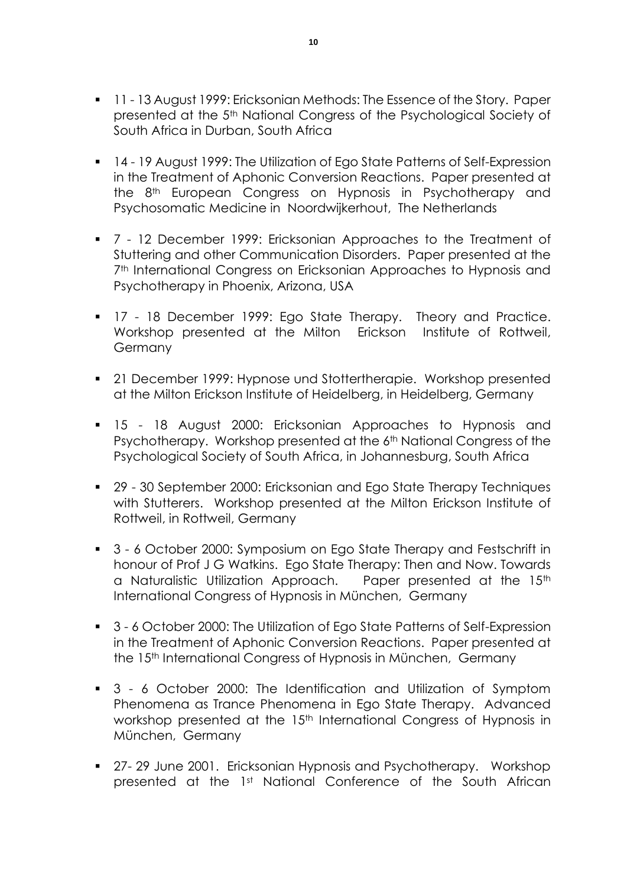- 11 - 13 August 1999: Ericksonian Methods: The Essence of the Story. Paper presented at the 5th National Congress of the Psychological Society of South Africa in Durban, South Africa

- 14 - 19 August 1999: The Utilization of Ego State Patterns of Self-Expression in the Treatment of Aphonic Conversion Reactions. Paper presented at the 8th European Congress on Hypnosis in Psychotherapy and Psychosomatic Medicine in Noordwijkerhout, The Netherlands

- 7 - 12 December 1999: Ericksonian Approaches to the Treatment of Stuttering and other Communication Disorders. Paper presented at the 7th International Congress on Ericksonian Approaches to Hypnosis and Psychotherapy in Phoenix, Arizona, USA

- 17 - 18 December 1999: Ego State Therapy. Theory and Practice. Workshop presented at the Milton Erickson Institute of Rottweil, Germany

- 21 December 1999: Hypnose und Stottertherapie. Workshop presented at the Milton Erickson Institute of Heidelberg, in Heidelberg, Germany

- 15 - 18 August 2000: Ericksonian Approaches to Hypnosis and Psychotherapy. Workshop presented at the 6th National Congress of the Psychological Society of South Africa, in Johannesburg, South Africa

- 29 - 30 September 2000: Ericksonian and Ego State Therapy Techniques with Stutterers. Workshop presented at the Milton Erickson Institute of Rottweil, in Rottweil, Germany

- 3 - 6 October 2000: Symposium on Ego State Therapy and Festschrift in honour of Prof J G Watkins. Ego State Therapy: Then and Now. Towards a Naturalistic Utilization Approach. Paper presented at the 15th International Congress of Hypnosis in München, Germany

- 3 - 6 October 2000: The Utilization of Ego State Patterns of Self-Expression in the Treatment of Aphonic Conversion Reactions. Paper presented at the 15th International Congress of Hypnosis in München, Germany

- 3 - 6 October 2000: The Identification and Utilization of Symptom Phenomena as Trance Phenomena in Ego State Therapy. Advanced workshop presented at the 15th International Congress of Hypnosis in München, Germany

- 27- 29 June 2001. Ericksonian Hypnosis and Psychotherapy. Workshop presented at the 1st National Conference of the South African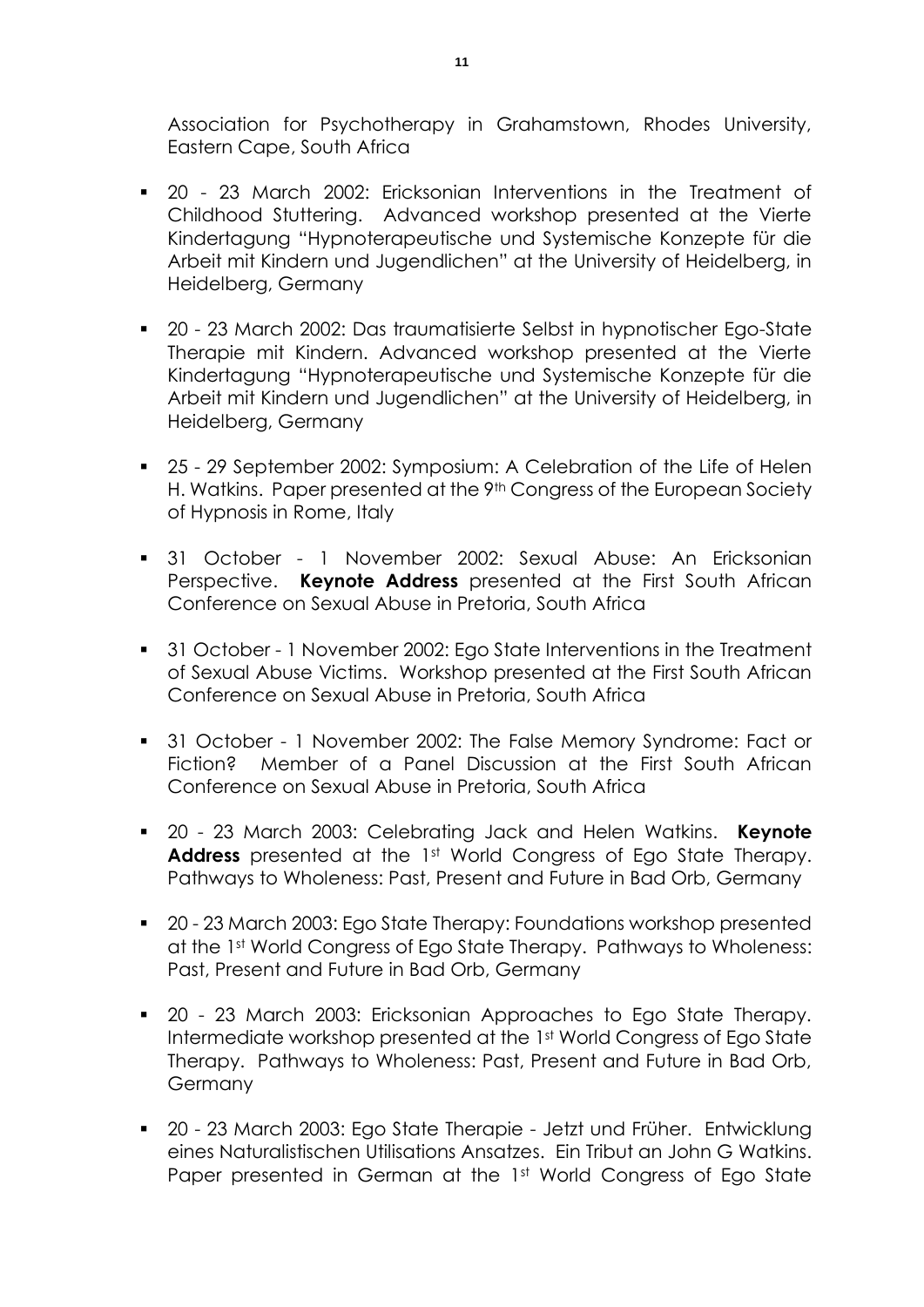Association for Psychotherapy in Grahamstown, Rhodes University, Eastern Cape, South Africa

- 20 - 23 March 2002: Ericksonian Interventions in the Treatment of Childhood Stuttering. Advanced workshop presented at the Vierte Kindertagung "Hypnoterapeutische und Systemische Konzepte für die Arbeit mit Kindern und Jugendlichen" at the University of Heidelberg, in Heidelberg, Germany

- 20 - 23 March 2002: Das traumatisierte Selbst in hypnotischer Ego-State Therapie mit Kindern. Advanced workshop presented at the Vierte Kindertagung "Hypnoterapeutische und Systemische Konzepte für die Arbeit mit Kindern und Jugendlichen" at the University of Heidelberg, in Heidelberg, Germany

- 25 - 29 September 2002: Symposium: A Celebration of the Life of Helen H. Watkins. Paper presented at the 9th Congress of the European Society of Hypnosis in Rome, Italy

- 31 October - 1 November 2002: Sexual Abuse: An Ericksonian Perspective. **Keynote Address** presented at the First South African Conference on Sexual Abuse in Pretoria, South Africa

- 31 October - 1 November 2002: Ego State Interventions in the Treatment of Sexual Abuse Victims. Workshop presented at the First South African Conference on Sexual Abuse in Pretoria, South Africa

- 31 October - 1 November 2002: The False Memory Syndrome: Fact or Fiction? Member of a Panel Discussion at the First South African Conference on Sexual Abuse in Pretoria, South Africa

- 20 - 23 March 2003: Celebrating Jack and Helen Watkins. **Keynote Address** presented at the 1st World Congress of Ego State Therapy. Pathways to Wholeness: Past, Present and Future in Bad Orb, Germany

- 20 - 23 March 2003: Ego State Therapy: Foundations workshop presented at the 1st World Congress of Ego State Therapy. Pathways to Wholeness: Past, Present and Future in Bad Orb, Germany

- 20 - 23 March 2003: Ericksonian Approaches to Ego State Therapy. Intermediate workshop presented at the 1st World Congress of Ego State Therapy. Pathways to Wholeness: Past, Present and Future in Bad Orb, Germany

- 20 - 23 March 2003: Ego State Therapie - Jetzt und Früher. Entwicklung eines Naturalistischen Utilisations Ansatzes. Ein Tribut an John G Watkins. Paper presented in German at the 1st World Congress of Ego State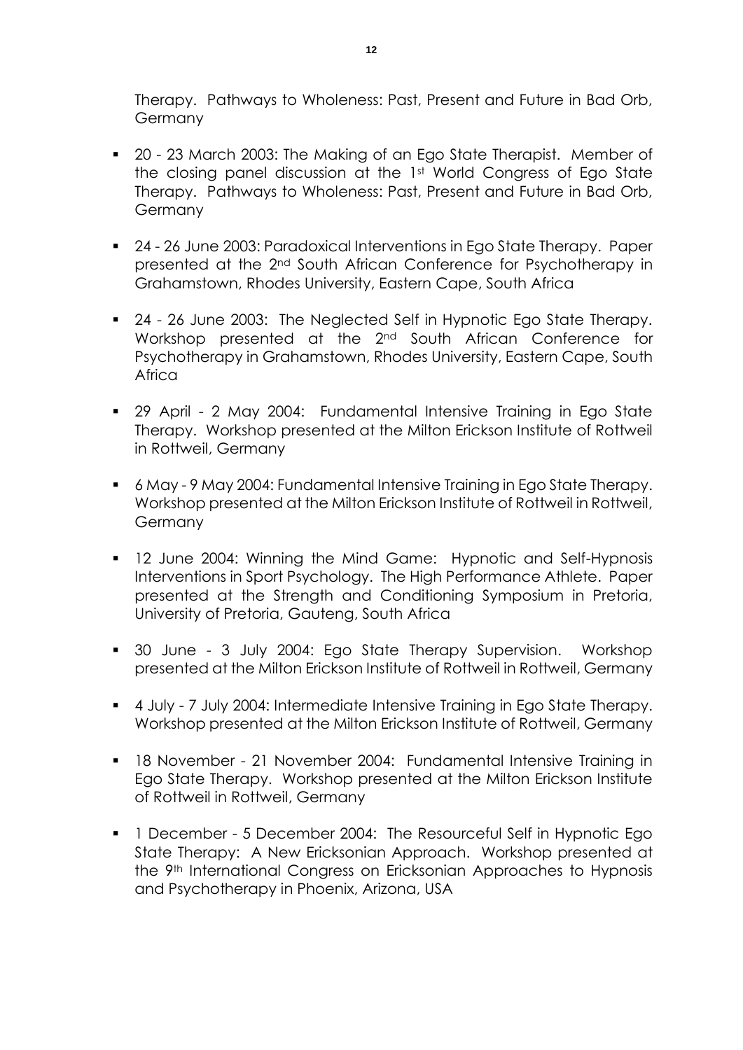Therapy. Pathways to Wholeness: Past, Present and Future in Bad Orb, Germany

- 20 - 23 March 2003: The Making of an Ego State Therapist. Member of the closing panel discussion at the 1st World Congress of Ego State Therapy. Pathways to Wholeness: Past, Present and Future in Bad Orb, Germany

- 24 - 26 June 2003: Paradoxical Interventions in Ego State Therapy. Paper presented at the 2nd South African Conference for Psychotherapy in Grahamstown, Rhodes University, Eastern Cape, South Africa

- 24 - 26 June 2003: The Neglected Self in Hypnotic Ego State Therapy. Workshop presented at the 2nd South African Conference for Psychotherapy in Grahamstown, Rhodes University, Eastern Cape, South Africa

- 29 April - 2 May 2004: Fundamental Intensive Training in Ego State Therapy. Workshop presented at the Milton Erickson Institute of Rottweil in Rottweil, Germany

- 6 May - 9 May 2004: Fundamental Intensive Training in Ego State Therapy. Workshop presented at the Milton Erickson Institute of Rottweil in Rottweil, Germany

- 12 June 2004: Winning the Mind Game: Hypnotic and Self-Hypnosis Interventions in Sport Psychology. The High Performance Athlete. Paper presented at the Strength and Conditioning Symposium in Pretoria, University of Pretoria, Gauteng, South Africa

- 30 June - 3 July 2004: Ego State Therapy Supervision. Workshop presented at the Milton Erickson Institute of Rottweil in Rottweil, Germany

- 4 July - 7 July 2004: Intermediate Intensive Training in Ego State Therapy. Workshop presented at the Milton Erickson Institute of Rottweil, Germany

- 18 November - 21 November 2004: Fundamental Intensive Training in Ego State Therapy. Workshop presented at the Milton Erickson Institute of Rottweil in Rottweil, Germany

- 1 December - 5 December 2004: The Resourceful Self in Hypnotic Ego State Therapy: A New Ericksonian Approach. Workshop presented at the 9th International Congress on Ericksonian Approaches to Hypnosis and Psychotherapy in Phoenix, Arizona, USA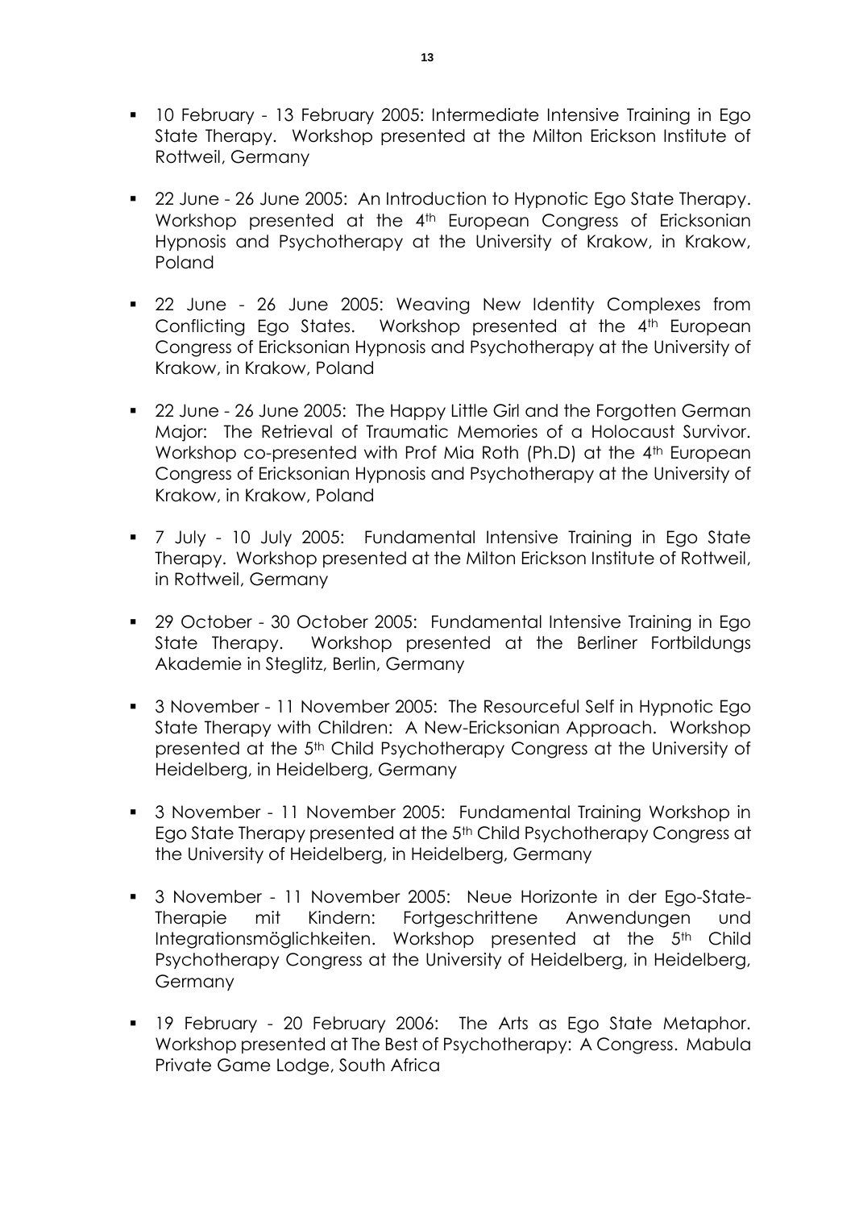- 10 February - 13 February 2005: Intermediate Intensive Training in Ego State Therapy. Workshop presented at the Milton Erickson Institute of Rottweil, Germany

- 22 June - 26 June 2005: An Introduction to Hypnotic Ego State Therapy. Workshop presented at the 4th European Congress of Ericksonian Hypnosis and Psychotherapy at the University of Krakow, in Krakow, Poland

- 22 June - 26 June 2005: Weaving New Identity Complexes from Conflicting Ego States. Workshop presented at the 4th European Congress of Ericksonian Hypnosis and Psychotherapy at the University of Krakow, in Krakow, Poland

- 22 June - 26 June 2005: The Happy Little Girl and the Forgotten German Major: The Retrieval of Traumatic Memories of a Holocaust Survivor. Workshop co-presented with Prof Mia Roth (Ph.D) at the 4th European Congress of Ericksonian Hypnosis and Psychotherapy at the University of Krakow, in Krakow, Poland

- 7 July - 10 July 2005: Fundamental Intensive Training in Ego State Therapy. Workshop presented at the Milton Erickson Institute of Rottweil, in Rottweil, Germany

- 29 October - 30 October 2005: Fundamental Intensive Training in Ego State Therapy. Workshop presented at the Berliner Fortbildungs Akademie in Steglitz, Berlin, Germany

- 3 November - 11 November 2005: The Resourceful Self in Hypnotic Ego State Therapy with Children: A New-Ericksonian Approach. Workshop presented at the 5th Child Psychotherapy Congress at the University of Heidelberg, in Heidelberg, Germany

- 3 November - 11 November 2005: Fundamental Training Workshop in Ego State Therapy presented at the 5th Child Psychotherapy Congress at the University of Heidelberg, in Heidelberg, Germany

- 3 November - 11 November 2005: Neue Horizonte in der Ego-State-Therapie mit Kindern: Fortgeschrittene Anwendungen und Integrationsmöglichkeiten. Workshop presented at the 5th Child Psychotherapy Congress at the University of Heidelberg, in Heidelberg, Germany

- 19 February - 20 February 2006: The Arts as Ego State Metaphor. Workshop presented at The Best of Psychotherapy: A Congress. Mabula Private Game Lodge, South Africa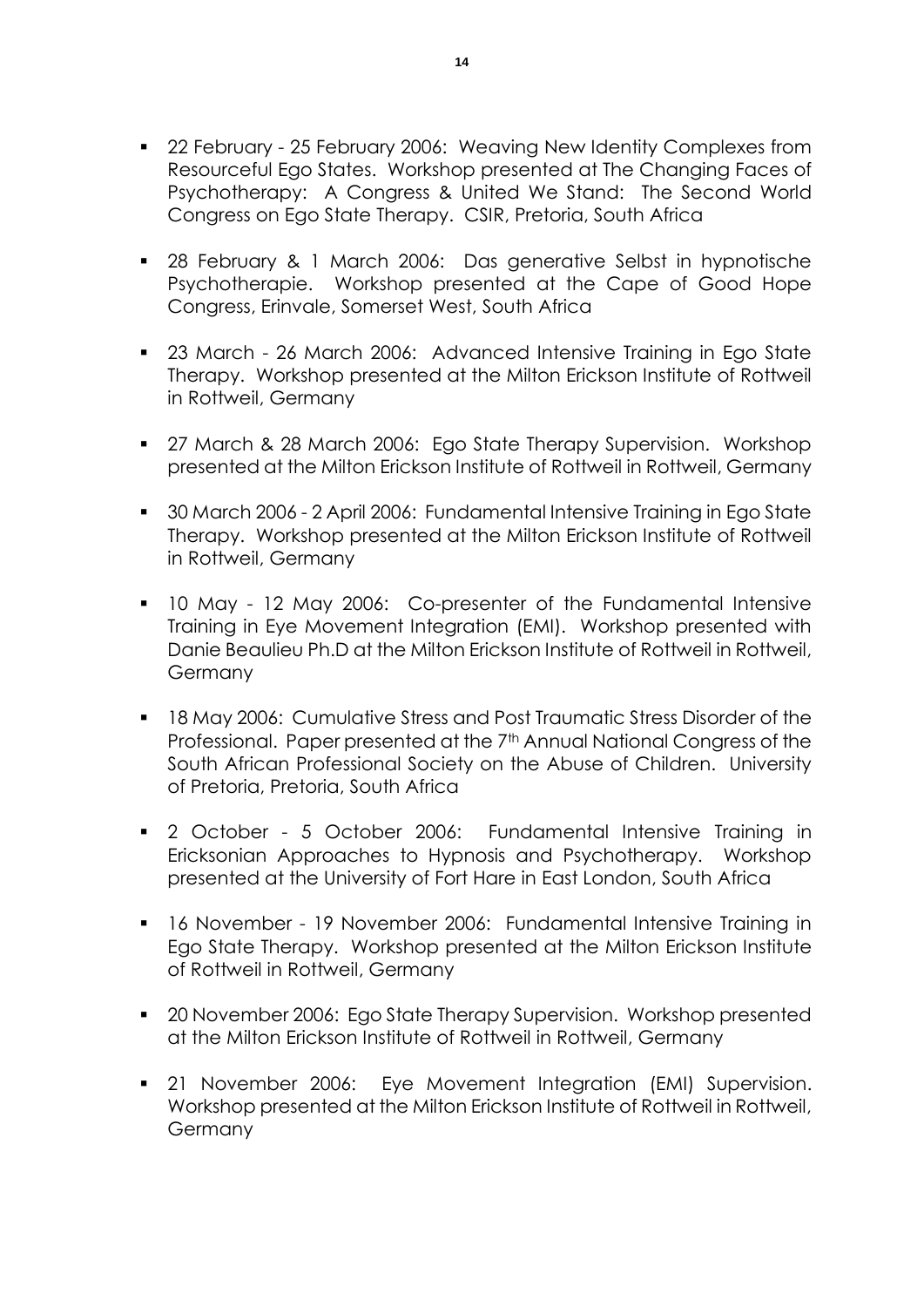- 22 February - 25 February 2006: Weaving New Identity Complexes from Resourceful Ego States. Workshop presented at The Changing Faces of Psychotherapy: A Congress & United We Stand: The Second World Congress on Ego State Therapy. CSIR, Pretoria, South Africa

- 28 February & 1 March 2006: Das generative Selbst in hypnotische Psychotherapie. Workshop presented at the Cape of Good Hope Congress, Erinvale, Somerset West, South Africa

- 23 March - 26 March 2006: Advanced Intensive Training in Ego State Therapy. Workshop presented at the Milton Erickson Institute of Rottweil in Rottweil, Germany

- 27 March & 28 March 2006: Ego State Therapy Supervision. Workshop presented at the Milton Erickson Institute of Rottweil in Rottweil, Germany

- 30 March 2006 - 2 April 2006: Fundamental Intensive Training in Ego State Therapy. Workshop presented at the Milton Erickson Institute of Rottweil in Rottweil, Germany

- 10 May - 12 May 2006: Co-presenter of the Fundamental Intensive Training in Eye Movement Integration (EMI). Workshop presented with Danie Beaulieu Ph.D at the Milton Erickson Institute of Rottweil in Rottweil, Germany

- 18 May 2006: Cumulative Stress and Post Traumatic Stress Disorder of the Professional. Paper presented at the 7th Annual National Congress of the South African Professional Society on the Abuse of Children. University of Pretoria, Pretoria, South Africa

- 2 October - 5 October 2006: Fundamental Intensive Training in Ericksonian Approaches to Hypnosis and Psychotherapy. Workshop presented at the University of Fort Hare in East London, South Africa

- 16 November - 19 November 2006: Fundamental Intensive Training in Ego State Therapy. Workshop presented at the Milton Erickson Institute of Rottweil in Rottweil, Germany

- 20 November 2006: Ego State Therapy Supervision. Workshop presented at the Milton Erickson Institute of Rottweil in Rottweil, Germany

- 21 November 2006: Eye Movement Integration (EMI) Supervision. Workshop presented at the Milton Erickson Institute of Rottweil in Rottweil, Germany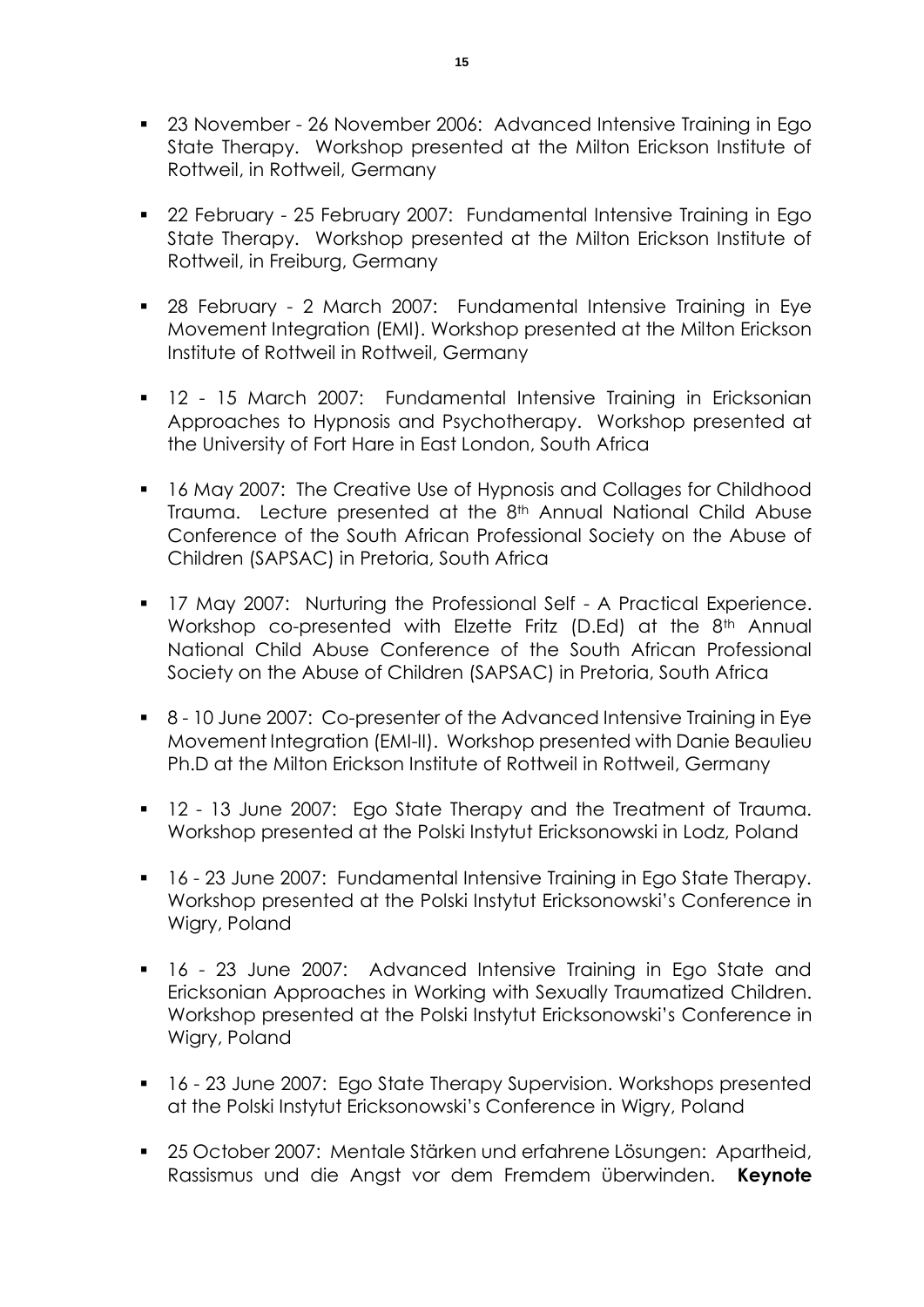- 23 November - 26 November 2006: Advanced Intensive Training in Ego State Therapy. Workshop presented at the Milton Erickson Institute of Rottweil, in Rottweil, Germany

- 22 February - 25 February 2007: Fundamental Intensive Training in Ego State Therapy. Workshop presented at the Milton Erickson Institute of Rottweil, in Freiburg, Germany

- 28 February - 2 March 2007: Fundamental Intensive Training in Eye Movement Integration (EMI). Workshop presented at the Milton Erickson Institute of Rottweil in Rottweil, Germany

- 12 - 15 March 2007: Fundamental Intensive Training in Ericksonian Approaches to Hypnosis and Psychotherapy. Workshop presented at the University of Fort Hare in East London, South Africa

- 16 May 2007: The Creative Use of Hypnosis and Collages for Childhood Trauma. Lecture presented at the 8th Annual National Child Abuse Conference of the South African Professional Society on the Abuse of Children (SAPSAC) in Pretoria, South Africa

- 17 May 2007: Nurturing the Professional Self - A Practical Experience. Workshop co-presented with Elzette Fritz (D.Ed) at the 8th Annual National Child Abuse Conference of the South African Professional Society on the Abuse of Children (SAPSAC) in Pretoria, South Africa

- 8 - 10 June 2007: Co-presenter of the Advanced Intensive Training in Eye Movement Integration (EMI-II). Workshop presented with Danie Beaulieu Ph.D at the Milton Erickson Institute of Rottweil in Rottweil, Germany

- 12 - 13 June 2007: Ego State Therapy and the Treatment of Trauma. Workshop presented at the Polski Instytut Ericksonowski in Lodz, Poland

- 16 - 23 June 2007: Fundamental Intensive Training in Ego State Therapy. Workshop presented at the Polski Instytut Ericksonowski's Conference in Wigry, Poland

- 16 - 23 June 2007: Advanced Intensive Training in Ego State and Ericksonian Approaches in Working with Sexually Traumatized Children. Workshop presented at the Polski Instytut Ericksonowski's Conference in Wigry, Poland

- 16 - 23 June 2007: Ego State Therapy Supervision. Workshops presented at the Polski Instytut Ericksonowski's Conference in Wigry, Poland

- 25 October 2007: Mentale Stärken und erfahrene Lösungen: Apartheid, Rassismus und die Angst vor dem Fremdem überwinden. **Keynote**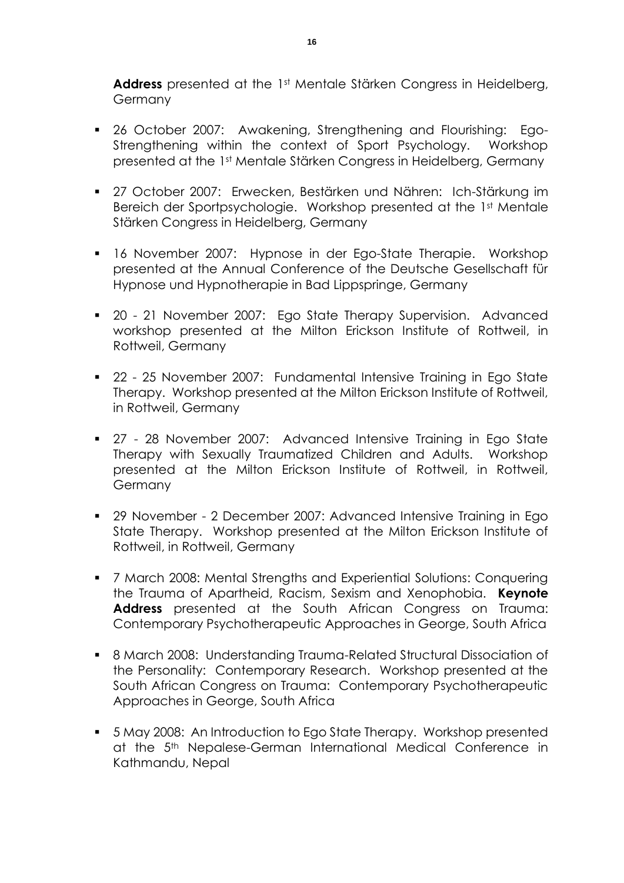**Address** presented at the 1st Mentale Stärken Congress in Heidelberg, Germany

- 26 October 2007: Awakening, Strengthening and Flourishing: Ego-Strengthening within the context of Sport Psychology. Workshop presented at the 1st Mentale Stärken Congress in Heidelberg, Germany

- 27 October 2007: Erwecken, Bestärken und Nähren: Ich-Stärkung im Bereich der Sportpsychologie. Workshop presented at the 1st Mentale Stärken Congress in Heidelberg, Germany

- 16 November 2007: Hypnose in der Ego-State Therapie. Workshop presented at the Annual Conference of the Deutsche Gesellschaft für Hypnose und Hypnotherapie in Bad Lippspringe, Germany

- 20 - 21 November 2007: Ego State Therapy Supervision. Advanced workshop presented at the Milton Erickson Institute of Rottweil, in Rottweil, Germany

- 22 - 25 November 2007: Fundamental Intensive Training in Ego State Therapy. Workshop presented at the Milton Erickson Institute of Rottweil, in Rottweil, Germany

- 27 - 28 November 2007: Advanced Intensive Training in Ego State Therapy with Sexually Traumatized Children and Adults. Workshop presented at the Milton Erickson Institute of Rottweil, in Rottweil, Germany

- 29 November - 2 December 2007: Advanced Intensive Training in Ego State Therapy. Workshop presented at the Milton Erickson Institute of Rottweil, in Rottweil, Germany

- 7 March 2008: Mental Strengths and Experiential Solutions: Conquering the Trauma of Apartheid, Racism, Sexism and Xenophobia. **Keynote Address** presented at the South African Congress on Trauma: Contemporary Psychotherapeutic Approaches in George, South Africa

- 8 March 2008: Understanding Trauma-Related Structural Dissociation of the Personality: Contemporary Research. Workshop presented at the South African Congress on Trauma: Contemporary Psychotherapeutic Approaches in George, South Africa

- 5 May 2008: An Introduction to Ego State Therapy. Workshop presented at the 5th Nepalese-German International Medical Conference in Kathmandu, Nepal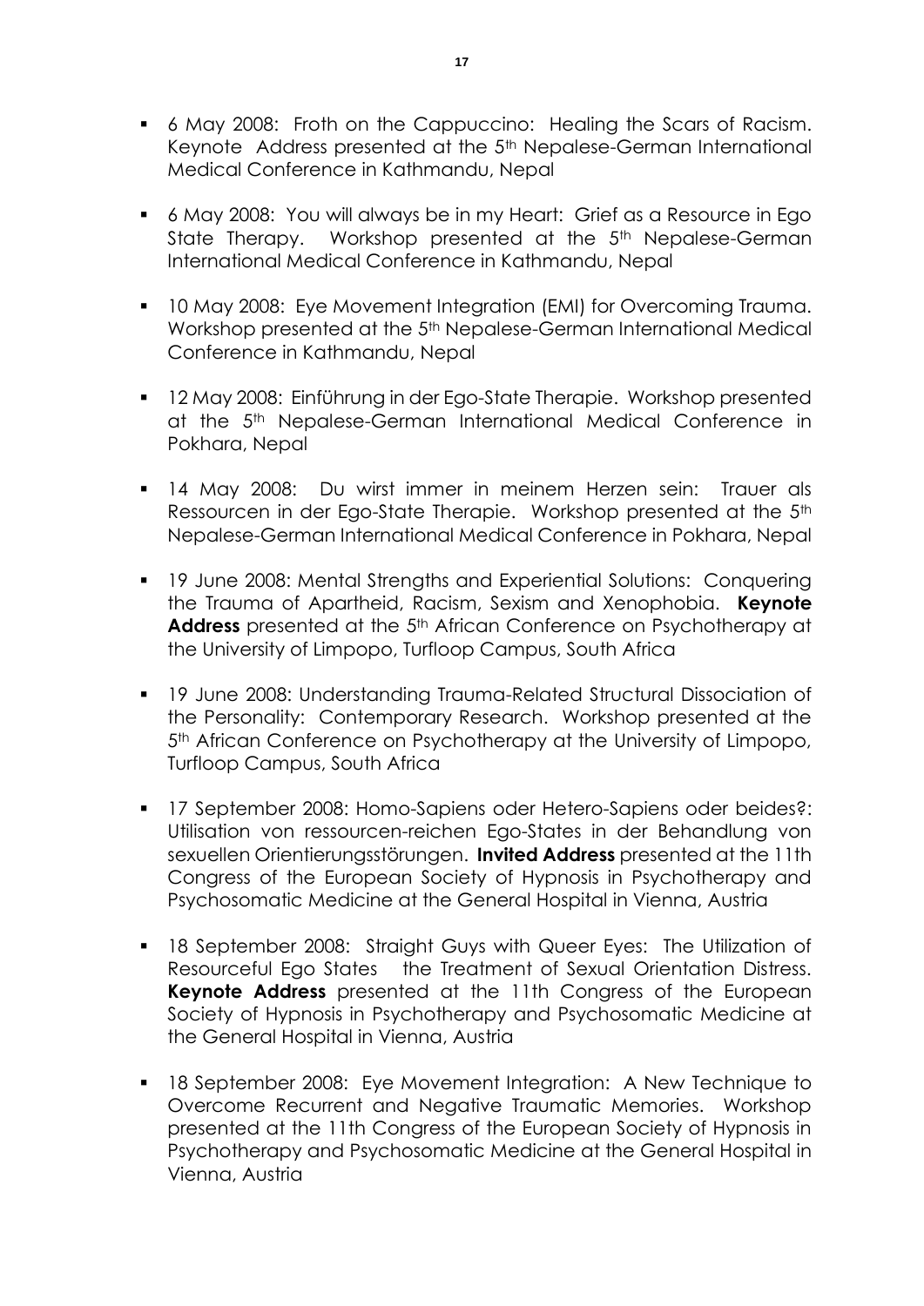- 6 May 2008: Froth on the Cappuccino: Healing the Scars of Racism. Keynote Address presented at the 5th Nepalese-German International Medical Conference in Kathmandu, Nepal

- 6 May 2008: You will always be in my Heart: Grief as a Resource in Ego State Therapy. Workshop presented at the 5th Nepalese-German International Medical Conference in Kathmandu, Nepal

- 10 May 2008: Eye Movement Integration (EMI) for Overcoming Trauma. Workshop presented at the 5th Nepalese-German International Medical Conference in Kathmandu, Nepal

- 12 May 2008: Einführung in der Ego-State Therapie. Workshop presented at the 5th Nepalese-German International Medical Conference in Pokhara, Nepal

- 14 May 2008: Du wirst immer in meinem Herzen sein: Trauer als Ressourcen in der Ego-State Therapie. Workshop presented at the 5th Nepalese-German International Medical Conference in Pokhara, Nepal

- 19 June 2008: Mental Strengths and Experiential Solutions: Conquering the Trauma of Apartheid, Racism, Sexism and Xenophobia. **Keynote Address** presented at the 5th African Conference on Psychotherapy at the University of Limpopo, Turfloop Campus, South Africa

- 19 June 2008: Understanding Trauma-Related Structural Dissociation of the Personality: Contemporary Research. Workshop presented at the 5th African Conference on Psychotherapy at the University of Limpopo, Turfloop Campus, South Africa

- 17 September 2008: Homo-Sapiens oder Hetero-Sapiens oder beides?: Utilisation von ressourcen-reichen Ego-States in der Behandlung von sexuellen Orientierungsstörungen. **Invited Address** presented at the 11th Congress of the European Society of Hypnosis in Psychotherapy and Psychosomatic Medicine at the General Hospital in Vienna, Austria

- 18 September 2008: Straight Guys with Queer Eyes: The Utilization of Resourceful Ego States the Treatment of Sexual Orientation Distress. **Keynote Address** presented at the 11th Congress of the European Society of Hypnosis in Psychotherapy and Psychosomatic Medicine at the General Hospital in Vienna, Austria

- 18 September 2008: Eye Movement Integration: A New Technique to Overcome Recurrent and Negative Traumatic Memories. Workshop presented at the 11th Congress of the European Society of Hypnosis in Psychotherapy and Psychosomatic Medicine at the General Hospital in Vienna, Austria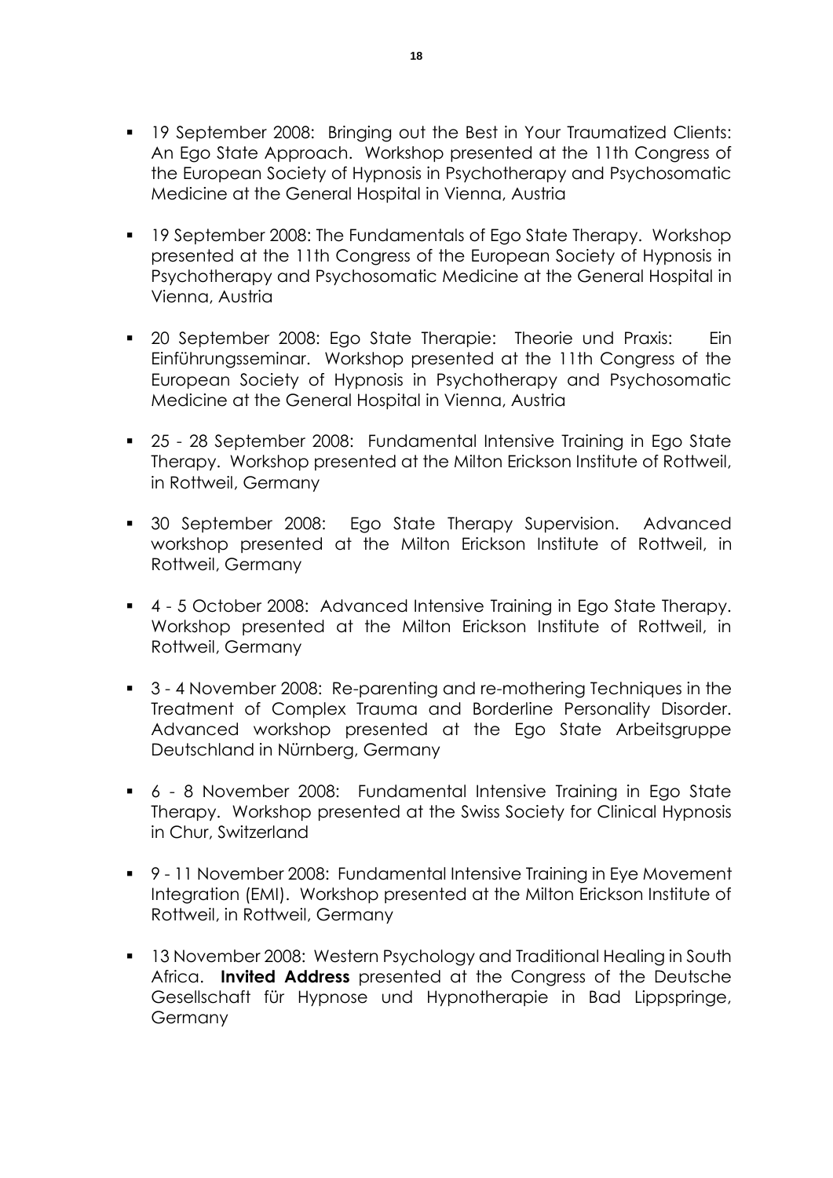- 19 September 2008: Bringing out the Best in Your Traumatized Clients: An Ego State Approach. Workshop presented at the 11th Congress of the European Society of Hypnosis in Psychotherapy and Psychosomatic Medicine at the General Hospital in Vienna, Austria

- 19 September 2008: The Fundamentals of Ego State Therapy. Workshop presented at the 11th Congress of the European Society of Hypnosis in Psychotherapy and Psychosomatic Medicine at the General Hospital in Vienna, Austria

- 20 September 2008: Ego State Therapie: Theorie und Praxis: Ein Einführungsseminar. Workshop presented at the 11th Congress of the European Society of Hypnosis in Psychotherapy and Psychosomatic Medicine at the General Hospital in Vienna, Austria

- 25 - 28 September 2008: Fundamental Intensive Training in Ego State Therapy. Workshop presented at the Milton Erickson Institute of Rottweil, in Rottweil, Germany

- 30 September 2008: Ego State Therapy Supervision. Advanced workshop presented at the Milton Erickson Institute of Rottweil, in Rottweil, Germany

- 4 - 5 October 2008: Advanced Intensive Training in Ego State Therapy. Workshop presented at the Milton Erickson Institute of Rottweil, in Rottweil, Germany

- 3 - 4 November 2008: Re-parenting and re-mothering Techniques in the Treatment of Complex Trauma and Borderline Personality Disorder. Advanced workshop presented at the Ego State Arbeitsgruppe Deutschland in Nürnberg, Germany

- 6 - 8 November 2008: Fundamental Intensive Training in Ego State Therapy. Workshop presented at the Swiss Society for Clinical Hypnosis in Chur, Switzerland

- 9 - 11 November 2008: Fundamental Intensive Training in Eye Movement Integration (EMI). Workshop presented at the Milton Erickson Institute of Rottweil, in Rottweil, Germany

- 13 November 2008: Western Psychology and Traditional Healing in South Africa. **Invited Address** presented at the Congress of the Deutsche Gesellschaft für Hypnose und Hypnotherapie in Bad Lippspringe, Germany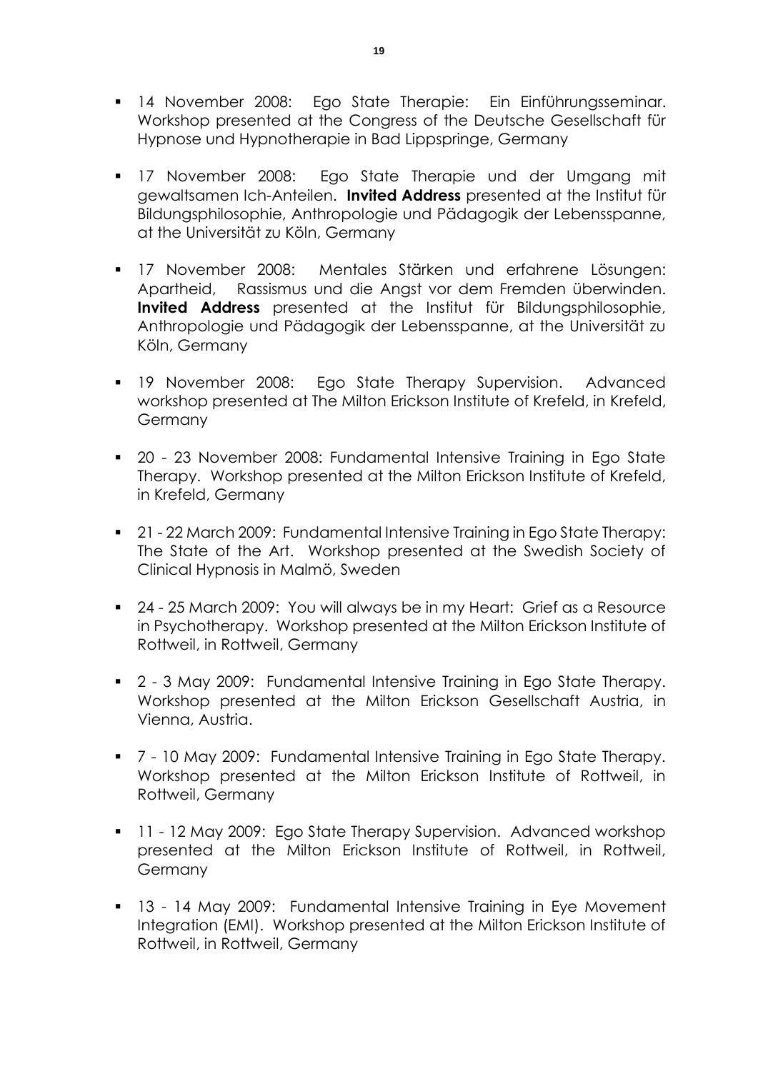- 14 November 2008: Ego State Therapie: Ein Einführungsseminar. Workshop presented at the Congress of the Deutsche Gesellschaft für Hypnose und Hypnotherapie in Bad Lippspringe, Germany

- 17 November 2008: Ego State Therapie und der Umgang mit gewaltsamen Ich-Anteilen. **Invited Address** presented at the Institut für Bildungsphilosophie, Anthropologie und Pädagogik der Lebensspanne, at the Universität zu Köln, Germany

- 17 November 2008: Mentales Stärken und erfahrene Lösungen: Apartheid, Rassismus und die Angst vor dem Fremden überwinden. **Invited Address** presented at the Institut für Bildungsphilosophie, Anthropologie und Pädagogik der Lebensspanne, at the Universität zu Köln, Germany

- 19 November 2008: Ego State Therapy Supervision. Advanced workshop presented at The Milton Erickson Institute of Krefeld, in Krefeld, Germany

- 20 - 23 November 2008: Fundamental Intensive Training in Ego State Therapy. Workshop presented at the Milton Erickson Institute of Krefeld, in Krefeld, Germany

- 21 - 22 March 2009: Fundamental Intensive Training in Ego State Therapy: The State of the Art. Workshop presented at the Swedish Society of Clinical Hypnosis in Malmö, Sweden

- 24 - 25 March 2009: You will always be in my Heart: Grief as a Resource in Psychotherapy. Workshop presented at the Milton Erickson Institute of Rottweil, in Rottweil, Germany

- 2 - 3 May 2009: Fundamental Intensive Training in Ego State Therapy. Workshop presented at the Milton Erickson Gesellschaft Austria, in Vienna, Austria.

- 7 - 10 May 2009: Fundamental Intensive Training in Ego State Therapy. Workshop presented at the Milton Erickson Institute of Rottweil, in Rottweil, Germany

- 11 - 12 May 2009: Ego State Therapy Supervision. Advanced workshop presented at the Milton Erickson Institute of Rottweil, in Rottweil, Germany

- 13 - 14 May 2009: Fundamental Intensive Training in Eye Movement Integration (EMI). Workshop presented at the Milton Erickson Institute of Rottweil, in Rottweil, Germany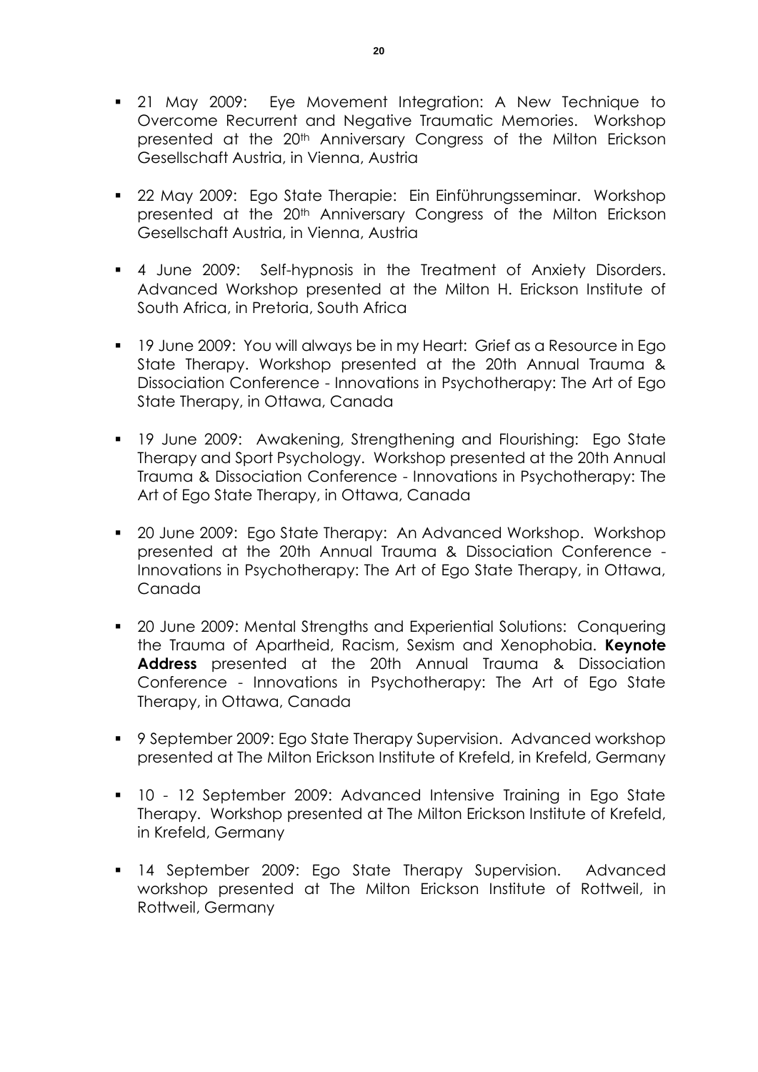- 21 May 2009: Eye Movement Integration: A New Technique to Overcome Recurrent and Negative Traumatic Memories. Workshop presented at the 20th Anniversary Congress of the Milton Erickson Gesellschaft Austria, in Vienna, Austria

- 22 May 2009: Ego State Therapie: Ein Einführungsseminar. Workshop presented at the 20th Anniversary Congress of the Milton Erickson Gesellschaft Austria, in Vienna, Austria

- 4 June 2009: Self-hypnosis in the Treatment of Anxiety Disorders. Advanced Workshop presented at the Milton H. Erickson Institute of South Africa, in Pretoria, South Africa

- 19 June 2009: You will always be in my Heart: Grief as a Resource in Ego State Therapy. Workshop presented at the 20th Annual Trauma & Dissociation Conference - Innovations in Psychotherapy: The Art of Ego State Therapy, in Ottawa, Canada

- 19 June 2009: Awakening, Strengthening and Flourishing: Ego State Therapy and Sport Psychology. Workshop presented at the 20th Annual Trauma & Dissociation Conference - Innovations in Psychotherapy: The Art of Ego State Therapy, in Ottawa, Canada

- 20 June 2009: Ego State Therapy: An Advanced Workshop. Workshop presented at the 20th Annual Trauma & Dissociation Conference - Innovations in Psychotherapy: The Art of Ego State Therapy, in Ottawa, Canada

- 20 June 2009: Mental Strengths and Experiential Solutions: Conquering the Trauma of Apartheid, Racism, Sexism and Xenophobia. **Keynote Address** presented at the 20th Annual Trauma & Dissociation Conference - Innovations in Psychotherapy: The Art of Ego State Therapy, in Ottawa, Canada

- 9 September 2009: Ego State Therapy Supervision. Advanced workshop presented at The Milton Erickson Institute of Krefeld, in Krefeld, Germany

- 10 - 12 September 2009: Advanced Intensive Training in Ego State Therapy. Workshop presented at The Milton Erickson Institute of Krefeld, in Krefeld, Germany

- 14 September 2009: Ego State Therapy Supervision. Advanced workshop presented at The Milton Erickson Institute of Rottweil, in Rottweil, Germany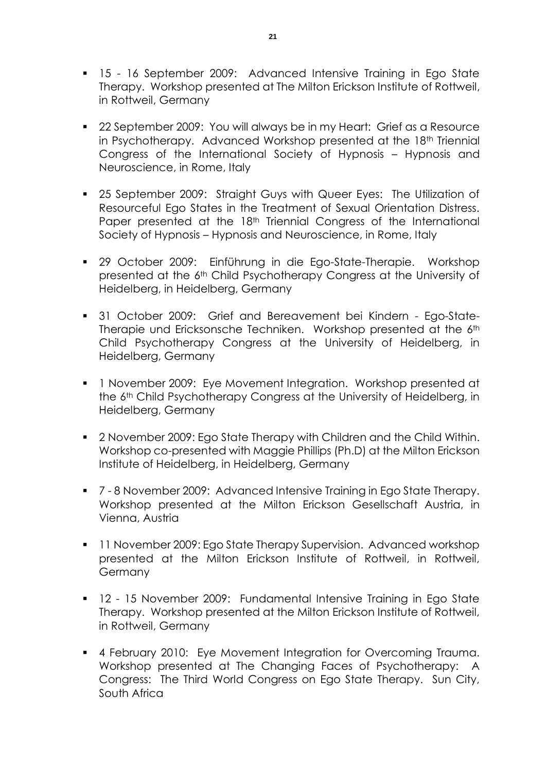- 15 - 16 September 2009: Advanced Intensive Training in Ego State Therapy. Workshop presented at The Milton Erickson Institute of Rottweil, in Rottweil, Germany

- 22 September 2009: You will always be in my Heart: Grief as a Resource in Psychotherapy. Advanced Workshop presented at the 18th Triennial Congress of the International Society of Hypnosis – Hypnosis and Neuroscience, in Rome, Italy

- 25 September 2009: Straight Guys with Queer Eyes: The Utilization of Resourceful Ego States in the Treatment of Sexual Orientation Distress. Paper presented at the 18th Triennial Congress of the International Society of Hypnosis – Hypnosis and Neuroscience, in Rome, Italy

- 29 October 2009: Einführung in die Ego-State-Therapie. Workshop presented at the 6th Child Psychotherapy Congress at the University of Heidelberg, in Heidelberg, Germany

- 31 October 2009: Grief and Bereavement bei Kindern - Ego-State-Therapie und Ericksonsche Techniken. Workshop presented at the 6th Child Psychotherapy Congress at the University of Heidelberg, in Heidelberg, Germany

- 1 November 2009: Eye Movement Integration. Workshop presented at the 6th Child Psychotherapy Congress at the University of Heidelberg, in Heidelberg, Germany

- 2 November 2009: Ego State Therapy with Children and the Child Within. Workshop co-presented with Maggie Phillips (Ph.D) at the Milton Erickson Institute of Heidelberg, in Heidelberg, Germany

- 7 - 8 November 2009: Advanced Intensive Training in Ego State Therapy. Workshop presented at the Milton Erickson Gesellschaft Austria, in Vienna, Austria

- 11 November 2009: Ego State Therapy Supervision. Advanced workshop presented at the Milton Erickson Institute of Rottweil, in Rottweil, Germany

- 12 - 15 November 2009: Fundamental Intensive Training in Ego State Therapy. Workshop presented at the Milton Erickson Institute of Rottweil, in Rottweil, Germany

- 4 February 2010: Eye Movement Integration for Overcoming Trauma. Workshop presented at The Changing Faces of Psychotherapy: A Congress: The Third World Congress on Ego State Therapy. Sun City, South Africa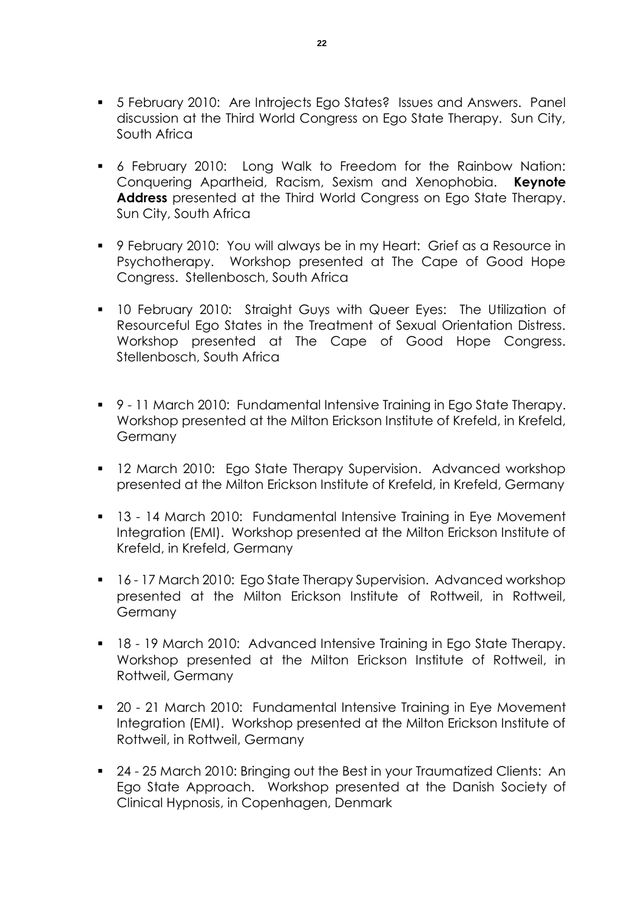- 5 February 2010: Are Introjects Ego States? Issues and Answers. Panel discussion at the Third World Congress on Ego State Therapy. Sun City, South Africa

- 6 February 2010: Long Walk to Freedom for the Rainbow Nation: Conquering Apartheid, Racism, Sexism and Xenophobia. **Keynote Address** presented at the Third World Congress on Ego State Therapy. Sun City, South Africa

- 9 February 2010: You will always be in my Heart: Grief as a Resource in Psychotherapy. Workshop presented at The Cape of Good Hope Congress. Stellenbosch, South Africa

- 10 February 2010: Straight Guys with Queer Eyes: The Utilization of Resourceful Ego States in the Treatment of Sexual Orientation Distress. Workshop presented at The Cape of Good Hope Congress. Stellenbosch, South Africa

- 9 - 11 March 2010: Fundamental Intensive Training in Ego State Therapy. Workshop presented at the Milton Erickson Institute of Krefeld, in Krefeld, Germany

- 12 March 2010: Ego State Therapy Supervision. Advanced workshop presented at the Milton Erickson Institute of Krefeld, in Krefeld, Germany

- 13 - 14 March 2010: Fundamental Intensive Training in Eye Movement Integration (EMI). Workshop presented at the Milton Erickson Institute of Krefeld, in Krefeld, Germany

- 16 - 17 March 2010: Ego State Therapy Supervision. Advanced workshop presented at the Milton Erickson Institute of Rottweil, in Rottweil, Germany

- 18 - 19 March 2010: Advanced Intensive Training in Ego State Therapy. Workshop presented at the Milton Erickson Institute of Rottweil, in Rottweil, Germany

- 20 - 21 March 2010: Fundamental Intensive Training in Eye Movement Integration (EMI). Workshop presented at the Milton Erickson Institute of Rottweil, in Rottweil, Germany

- 24 - 25 March 2010: Bringing out the Best in your Traumatized Clients: An Ego State Approach. Workshop presented at the Danish Society of Clinical Hypnosis, in Copenhagen, Denmark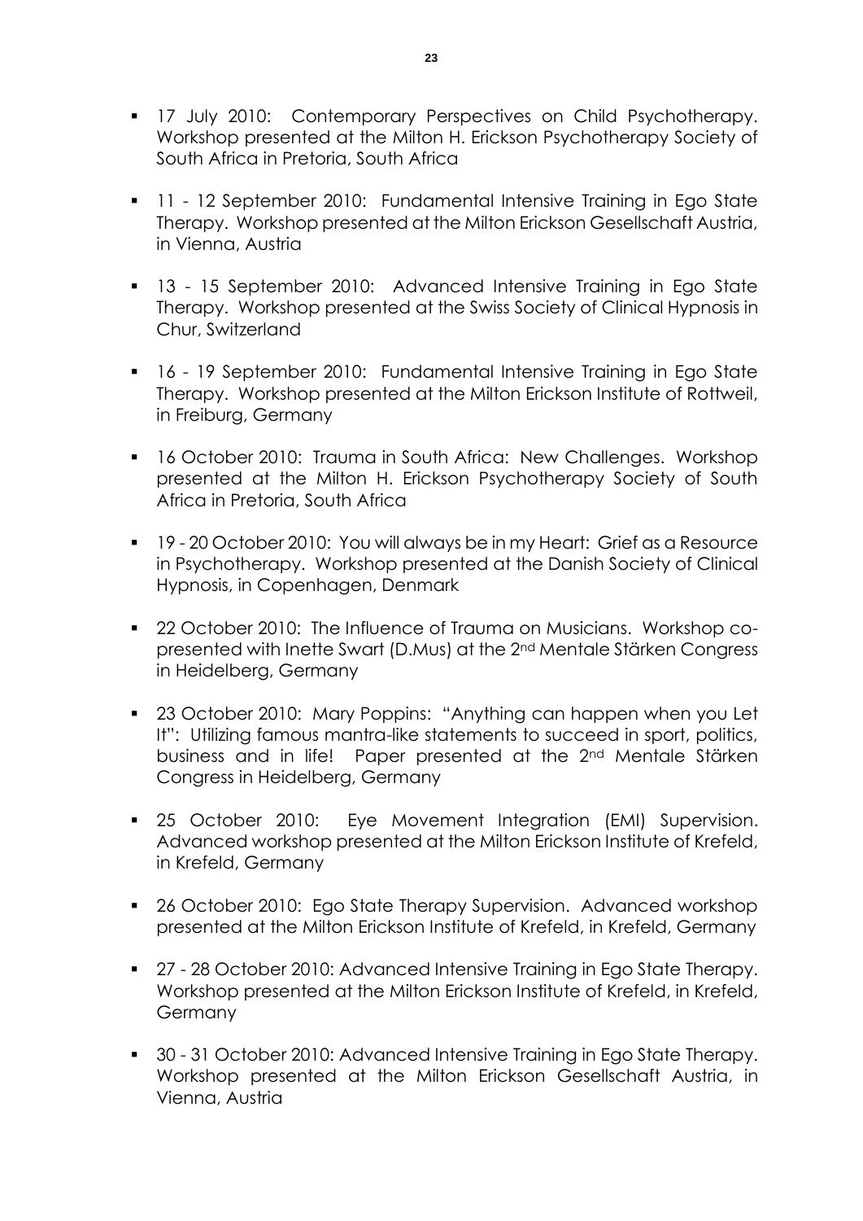- 17 July 2010: Contemporary Perspectives on Child Psychotherapy. Workshop presented at the Milton H. Erickson Psychotherapy Society of South Africa in Pretoria, South Africa

- 11 - 12 September 2010: Fundamental Intensive Training in Ego State Therapy. Workshop presented at the Milton Erickson Gesellschaft Austria, in Vienna, Austria

- 13 - 15 September 2010: Advanced Intensive Training in Ego State Therapy. Workshop presented at the Swiss Society of Clinical Hypnosis in Chur, Switzerland

- 16 - 19 September 2010: Fundamental Intensive Training in Ego State Therapy. Workshop presented at the Milton Erickson Institute of Rottweil, in Freiburg, Germany

- 16 October 2010: Trauma in South Africa: New Challenges. Workshop presented at the Milton H. Erickson Psychotherapy Society of South Africa in Pretoria, South Africa

- 19 - 20 October 2010: You will always be in my Heart: Grief as a Resource in Psychotherapy. Workshop presented at the Danish Society of Clinical Hypnosis, in Copenhagen, Denmark

- 22 October 2010: The Influence of Trauma on Musicians. Workshop co-presented with Inette Swart (D.Mus) at the 2nd Mentale Stärken Congress in Heidelberg, Germany

- 23 October 2010: Mary Poppins: "Anything can happen when you Let It": Utilizing famous mantra-like statements to succeed in sport, politics, business and in life! Paper presented at the 2nd Mentale Stärken Congress in Heidelberg, Germany

- 25 October 2010: Eye Movement Integration (EMI) Supervision. Advanced workshop presented at the Milton Erickson Institute of Krefeld, in Krefeld, Germany

- 26 October 2010: Ego State Therapy Supervision. Advanced workshop presented at the Milton Erickson Institute of Krefeld, in Krefeld, Germany

- 27 - 28 October 2010: Advanced Intensive Training in Ego State Therapy. Workshop presented at the Milton Erickson Institute of Krefeld, in Krefeld, Germany

- 30 - 31 October 2010: Advanced Intensive Training in Ego State Therapy. Workshop presented at the Milton Erickson Gesellschaft Austria, in Vienna, Austria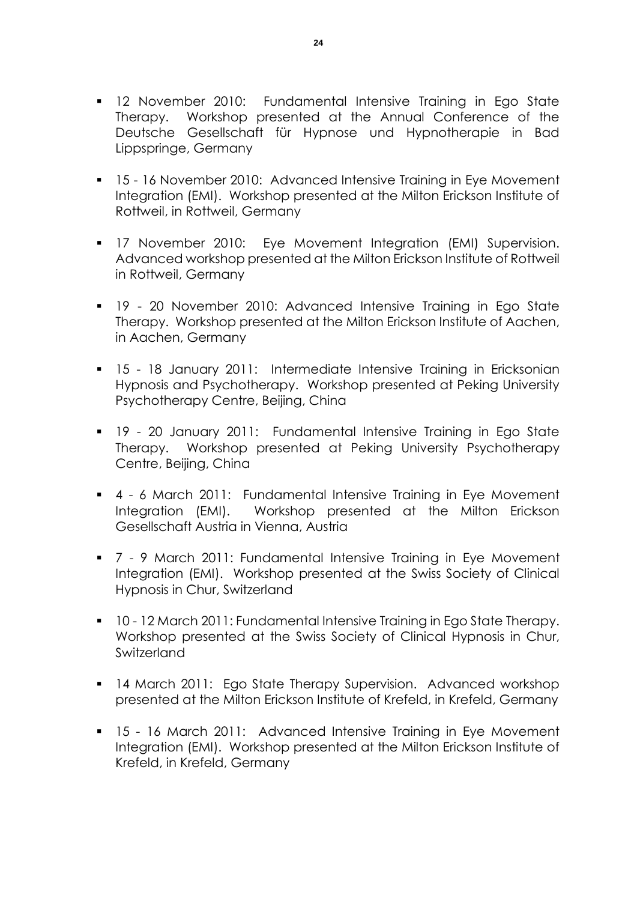- 12 November 2010: Fundamental Intensive Training in Ego State Therapy. Workshop presented at the Annual Conference of the Deutsche Gesellschaft für Hypnose und Hypnotherapie in Bad Lippspringe, Germany

- 15 - 16 November 2010: Advanced Intensive Training in Eye Movement Integration (EMI). Workshop presented at the Milton Erickson Institute of Rottweil, in Rottweil, Germany

- 17 November 2010: Eye Movement Integration (EMI) Supervision. Advanced workshop presented at the Milton Erickson Institute of Rottweil in Rottweil, Germany

- 19 - 20 November 2010: Advanced Intensive Training in Ego State Therapy. Workshop presented at the Milton Erickson Institute of Aachen, in Aachen, Germany

- 15 - 18 January 2011: Intermediate Intensive Training in Ericksonian Hypnosis and Psychotherapy. Workshop presented at Peking University Psychotherapy Centre, Beijing, China

- 19 - 20 January 2011: Fundamental Intensive Training in Ego State Therapy. Workshop presented at Peking University Psychotherapy Centre, Beijing, China

- 4 - 6 March 2011: Fundamental Intensive Training in Eye Movement Integration (EMI). Workshop presented at the Milton Erickson Gesellschaft Austria in Vienna, Austria

- 7 - 9 March 2011: Fundamental Intensive Training in Eye Movement Integration (EMI). Workshop presented at the Swiss Society of Clinical Hypnosis in Chur, Switzerland

- 10 - 12 March 2011: Fundamental Intensive Training in Ego State Therapy. Workshop presented at the Swiss Society of Clinical Hypnosis in Chur, Switzerland

- 14 March 2011: Ego State Therapy Supervision. Advanced workshop presented at the Milton Erickson Institute of Krefeld, in Krefeld, Germany

- 15 - 16 March 2011: Advanced Intensive Training in Eye Movement Integration (EMI). Workshop presented at the Milton Erickson Institute of Krefeld, in Krefeld, Germany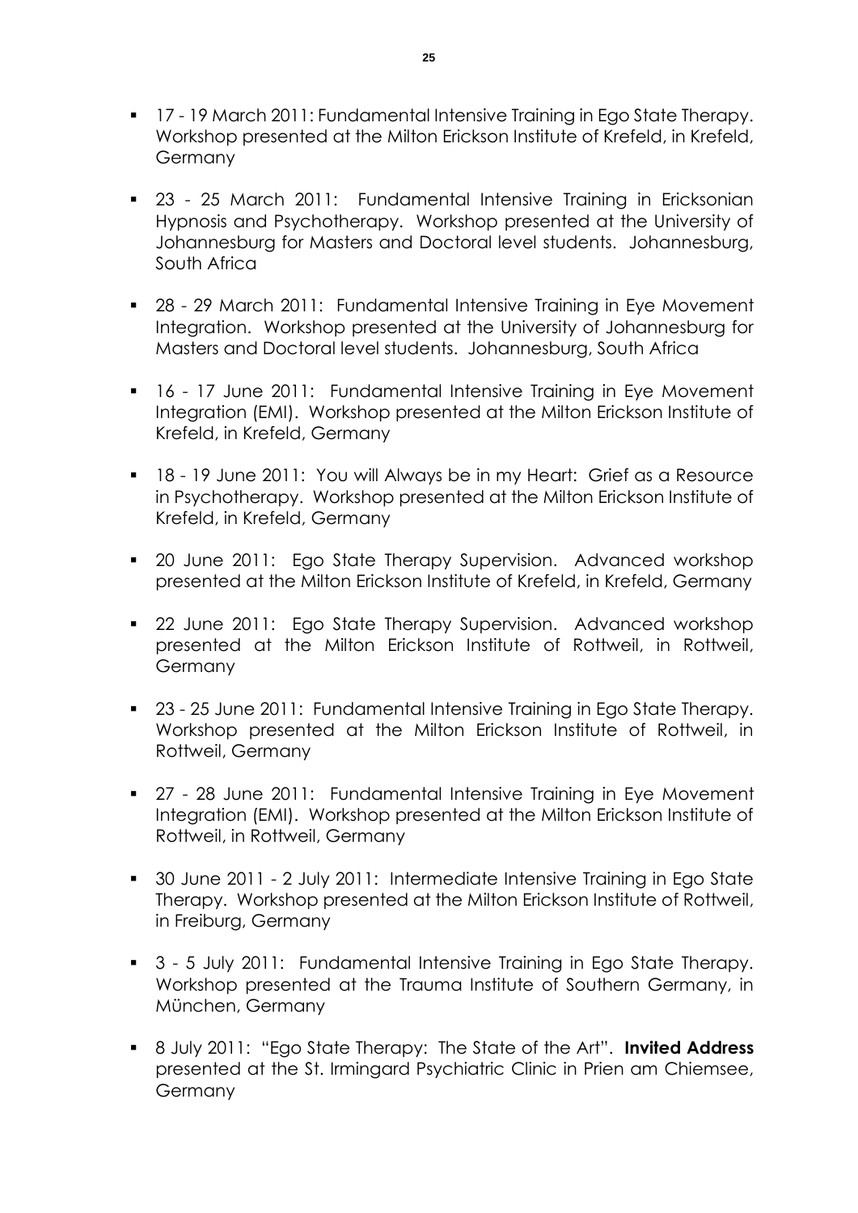- 17 - 19 March 2011: Fundamental Intensive Training in Ego State Therapy. Workshop presented at the Milton Erickson Institute of Krefeld, in Krefeld, Germany

- 23 - 25 March 2011: Fundamental Intensive Training in Ericksonian Hypnosis and Psychotherapy. Workshop presented at the University of Johannesburg for Masters and Doctoral level students. Johannesburg, South Africa

- 28 - 29 March 2011: Fundamental Intensive Training in Eye Movement Integration. Workshop presented at the University of Johannesburg for Masters and Doctoral level students. Johannesburg, South Africa

- 16 - 17 June 2011: Fundamental Intensive Training in Eye Movement Integration (EMI). Workshop presented at the Milton Erickson Institute of Krefeld, in Krefeld, Germany

- 18 - 19 June 2011: You will Always be in my Heart: Grief as a Resource in Psychotherapy. Workshop presented at the Milton Erickson Institute of Krefeld, in Krefeld, Germany

- 20 June 2011: Ego State Therapy Supervision. Advanced workshop presented at the Milton Erickson Institute of Krefeld, in Krefeld, Germany

- 22 June 2011: Ego State Therapy Supervision. Advanced workshop presented at the Milton Erickson Institute of Rottweil, in Rottweil, Germany

- 23 - 25 June 2011: Fundamental Intensive Training in Ego State Therapy. Workshop presented at the Milton Erickson Institute of Rottweil, in Rottweil, Germany

- 27 - 28 June 2011: Fundamental Intensive Training in Eye Movement Integration (EMI). Workshop presented at the Milton Erickson Institute of Rottweil, in Rottweil, Germany

- 30 June 2011 - 2 July 2011: Intermediate Intensive Training in Ego State Therapy. Workshop presented at the Milton Erickson Institute of Rottweil, in Freiburg, Germany

- 3 - 5 July 2011: Fundamental Intensive Training in Ego State Therapy. Workshop presented at the Trauma Institute of Southern Germany, in München, Germany

- 8 July 2011: "Ego State Therapy: The State of the Art". **Invited Address** presented at the St. Irmingard Psychiatric Clinic in Prien am Chiemsee, Germany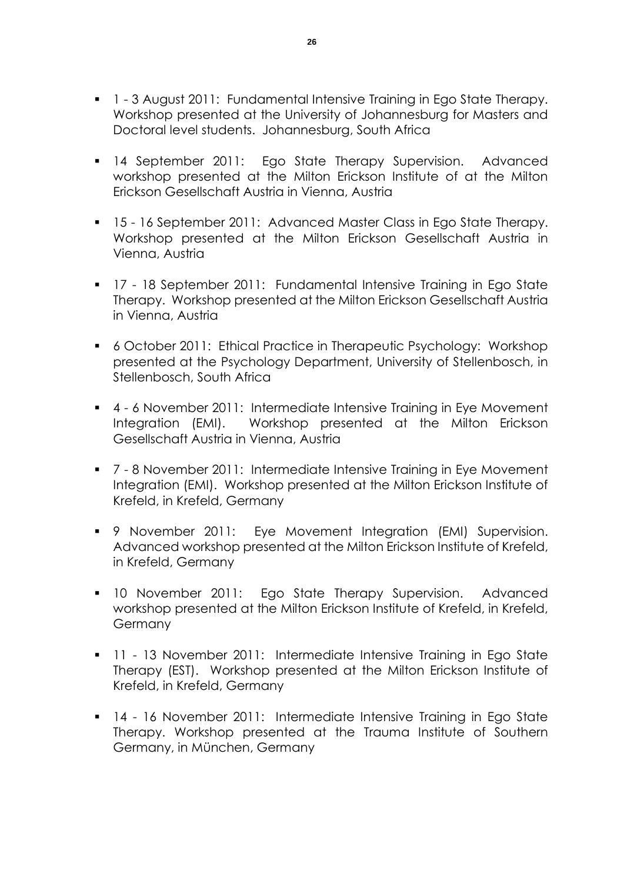- 1 - 3 August 2011: Fundamental Intensive Training in Ego State Therapy. Workshop presented at the University of Johannesburg for Masters and Doctoral level students. Johannesburg, South Africa

- 14 September 2011: Ego State Therapy Supervision. Advanced workshop presented at the Milton Erickson Institute of at the Milton Erickson Gesellschaft Austria in Vienna, Austria

- 15 - 16 September 2011: Advanced Master Class in Ego State Therapy. Workshop presented at the Milton Erickson Gesellschaft Austria in Vienna, Austria

- 17 - 18 September 2011: Fundamental Intensive Training in Ego State Therapy. Workshop presented at the Milton Erickson Gesellschaft Austria in Vienna, Austria

- 6 October 2011: Ethical Practice in Therapeutic Psychology: Workshop presented at the Psychology Department, University of Stellenbosch, in Stellenbosch, South Africa

- 4 - 6 November 2011: Intermediate Intensive Training in Eye Movement Integration (EMI). Workshop presented at the Milton Erickson Gesellschaft Austria in Vienna, Austria

- 7 - 8 November 2011: Intermediate Intensive Training in Eye Movement Integration (EMI). Workshop presented at the Milton Erickson Institute of Krefeld, in Krefeld, Germany

- 9 November 2011: Eye Movement Integration (EMI) Supervision. Advanced workshop presented at the Milton Erickson Institute of Krefeld, in Krefeld, Germany

- 10 November 2011: Ego State Therapy Supervision. Advanced workshop presented at the Milton Erickson Institute of Krefeld, in Krefeld, Germany

- 11 - 13 November 2011: Intermediate Intensive Training in Ego State Therapy (EST). Workshop presented at the Milton Erickson Institute of Krefeld, in Krefeld, Germany

- 14 - 16 November 2011: Intermediate Intensive Training in Ego State Therapy. Workshop presented at the Trauma Institute of Southern Germany, in München, Germany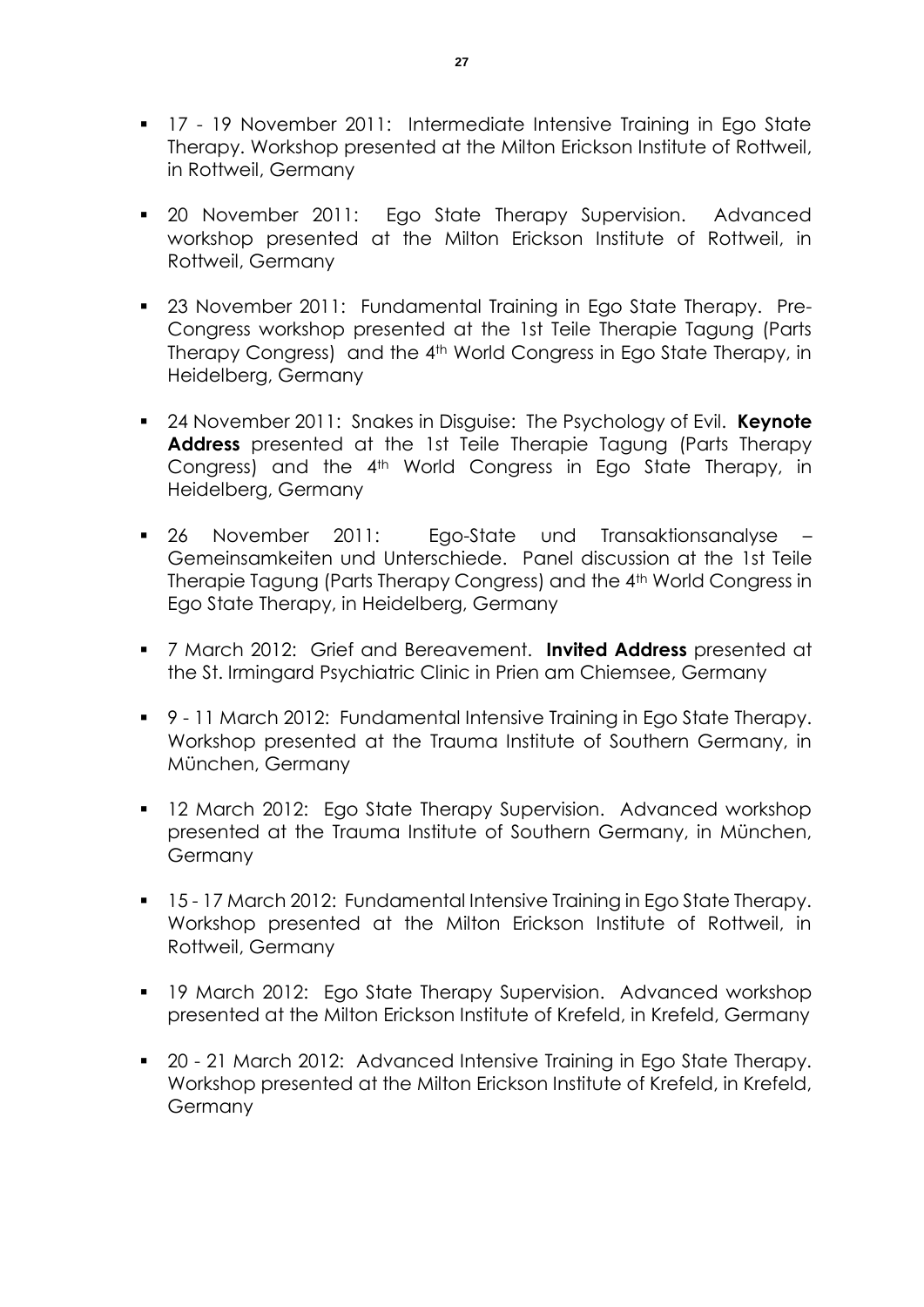- 17 - 19 November 2011: Intermediate Intensive Training in Ego State Therapy. Workshop presented at the Milton Erickson Institute of Rottweil, in Rottweil, Germany

- 20 November 2011: Ego State Therapy Supervision. Advanced workshop presented at the Milton Erickson Institute of Rottweil, in Rottweil, Germany

- 23 November 2011: Fundamental Training in Ego State Therapy. Pre-Congress workshop presented at the 1st Teile Therapie Tagung (Parts Therapy Congress) and the 4th World Congress in Ego State Therapy, in Heidelberg, Germany

- 24 November 2011: Snakes in Disguise: The Psychology of Evil. **Keynote Address** presented at the 1st Teile Therapie Tagung (Parts Therapy Congress) and the 4th World Congress in Ego State Therapy, in Heidelberg, Germany

- 26 November 2011: Ego-State und Transaktionsanalyse – Gemeinsamkeiten und Unterschiede. Panel discussion at the 1st Teile Therapie Tagung (Parts Therapy Congress) and the 4th World Congress in Ego State Therapy, in Heidelberg, Germany

- 7 March 2012: Grief and Bereavement. **Invited Address** presented at the St. Irmingard Psychiatric Clinic in Prien am Chiemsee, Germany

- 9 - 11 March 2012: Fundamental Intensive Training in Ego State Therapy. Workshop presented at the Trauma Institute of Southern Germany, in München, Germany

- 12 March 2012: Ego State Therapy Supervision. Advanced workshop presented at the Trauma Institute of Southern Germany, in München, Germany

- 15 - 17 March 2012: Fundamental Intensive Training in Ego State Therapy. Workshop presented at the Milton Erickson Institute of Rottweil, in Rottweil, Germany

- 19 March 2012: Ego State Therapy Supervision. Advanced workshop presented at the Milton Erickson Institute of Krefeld, in Krefeld, Germany

- 20 - 21 March 2012: Advanced Intensive Training in Ego State Therapy. Workshop presented at the Milton Erickson Institute of Krefeld, in Krefeld, Germany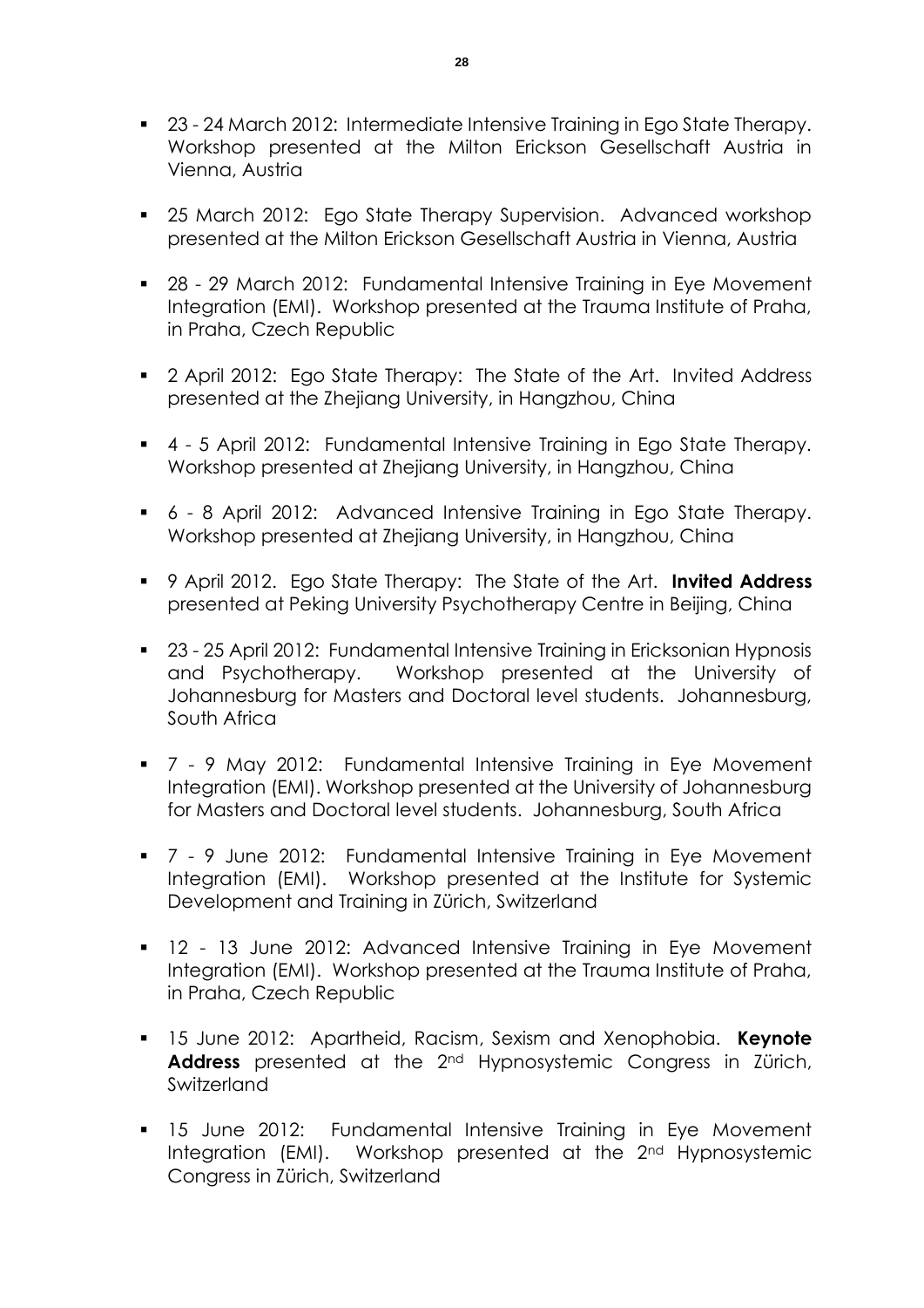- 23 - 24 March 2012: Intermediate Intensive Training in Ego State Therapy. Workshop presented at the Milton Erickson Gesellschaft Austria in Vienna, Austria

- 25 March 2012: Ego State Therapy Supervision. Advanced workshop presented at the Milton Erickson Gesellschaft Austria in Vienna, Austria

- 28 - 29 March 2012: Fundamental Intensive Training in Eye Movement Integration (EMI). Workshop presented at the Trauma Institute of Praha, in Praha, Czech Republic

- 2 April 2012: Ego State Therapy: The State of the Art. Invited Address presented at the Zhejiang University, in Hangzhou, China

- 4 - 5 April 2012: Fundamental Intensive Training in Ego State Therapy. Workshop presented at Zhejiang University, in Hangzhou, China

- 6 - 8 April 2012: Advanced Intensive Training in Ego State Therapy. Workshop presented at Zhejiang University, in Hangzhou, China

- 9 April 2012. Ego State Therapy: The State of the Art. **Invited Address** presented at Peking University Psychotherapy Centre in Beijing, China

- 23 - 25 April 2012: Fundamental Intensive Training in Ericksonian Hypnosis and Psychotherapy. Workshop presented at the University of Johannesburg for Masters and Doctoral level students. Johannesburg, South Africa

- 7 - 9 May 2012: Fundamental Intensive Training in Eye Movement Integration (EMI). Workshop presented at the University of Johannesburg for Masters and Doctoral level students. Johannesburg, South Africa

- 7 - 9 June 2012: Fundamental Intensive Training in Eye Movement Integration (EMI). Workshop presented at the Institute for Systemic Development and Training in Zürich, Switzerland

- 12 - 13 June 2012: Advanced Intensive Training in Eye Movement Integration (EMI). Workshop presented at the Trauma Institute of Praha, in Praha, Czech Republic

- 15 June 2012: Apartheid, Racism, Sexism and Xenophobia. **Keynote Address** presented at the 2nd Hypnosystemic Congress in Zürich, Switzerland

- 15 June 2012: Fundamental Intensive Training in Eye Movement Integration (EMI). Workshop presented at the 2nd Hypnosystemic Congress in Zürich, Switzerland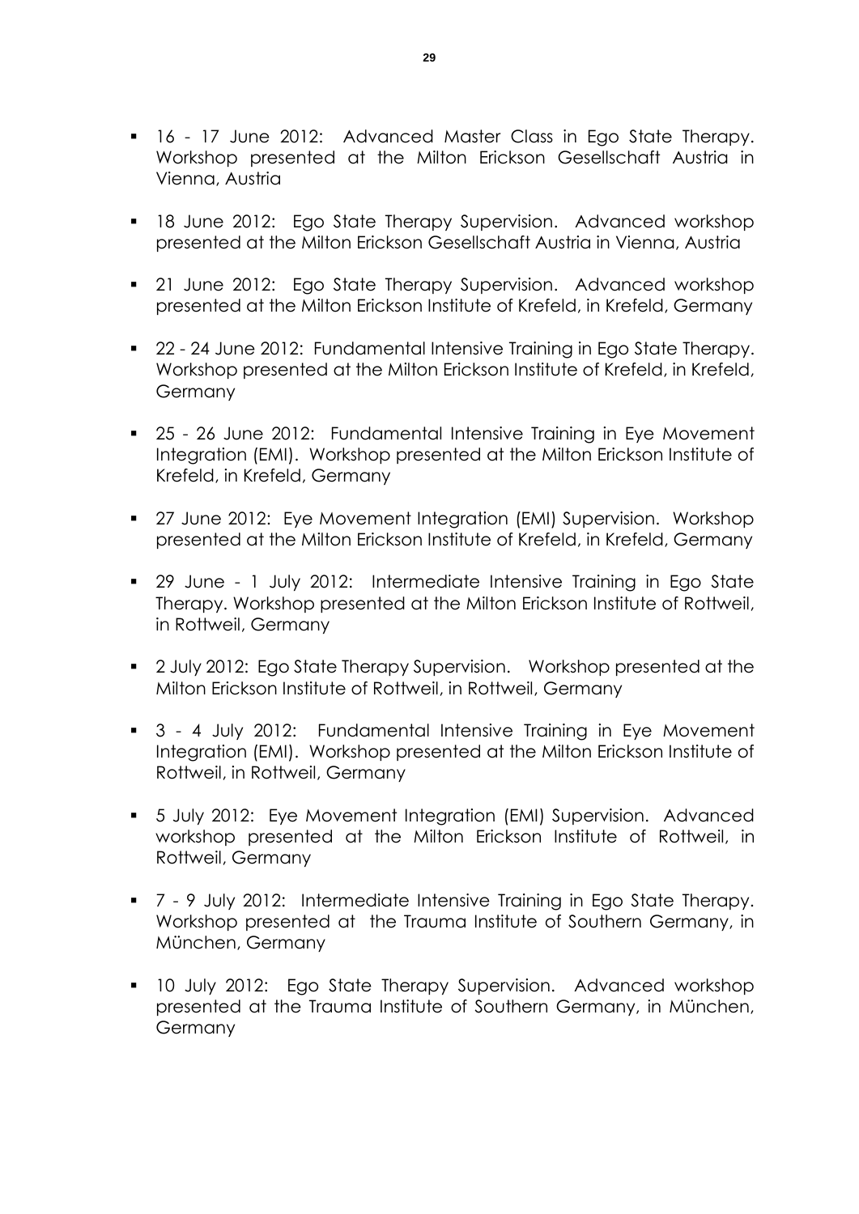- 16 - 17 June 2012: Advanced Master Class in Ego State Therapy. Workshop presented at the Milton Erickson Gesellschaft Austria in Vienna, Austria

- 18 June 2012: Ego State Therapy Supervision. Advanced workshop presented at the Milton Erickson Gesellschaft Austria in Vienna, Austria

- 21 June 2012: Ego State Therapy Supervision. Advanced workshop presented at the Milton Erickson Institute of Krefeld, in Krefeld, Germany

- 22 - 24 June 2012: Fundamental Intensive Training in Ego State Therapy. Workshop presented at the Milton Erickson Institute of Krefeld, in Krefeld, Germany

- 25 - 26 June 2012: Fundamental Intensive Training in Eye Movement Integration (EMI). Workshop presented at the Milton Erickson Institute of Krefeld, in Krefeld, Germany

- 27 June 2012: Eye Movement Integration (EMI) Supervision. Workshop presented at the Milton Erickson Institute of Krefeld, in Krefeld, Germany

- 29 June - 1 July 2012: Intermediate Intensive Training in Ego State Therapy. Workshop presented at the Milton Erickson Institute of Rottweil, in Rottweil, Germany

- 2 July 2012: Ego State Therapy Supervision. Workshop presented at the Milton Erickson Institute of Rottweil, in Rottweil, Germany

- 3 - 4 July 2012: Fundamental Intensive Training in Eye Movement Integration (EMI). Workshop presented at the Milton Erickson Institute of Rottweil, in Rottweil, Germany

- 5 July 2012: Eye Movement Integration (EMI) Supervision. Advanced workshop presented at the Milton Erickson Institute of Rottweil, in Rottweil, Germany

- 7 - 9 July 2012: Intermediate Intensive Training in Ego State Therapy. Workshop presented at the Trauma Institute of Southern Germany, in München, Germany

- 10 July 2012: Ego State Therapy Supervision. Advanced workshop presented at the Trauma Institute of Southern Germany, in München, Germany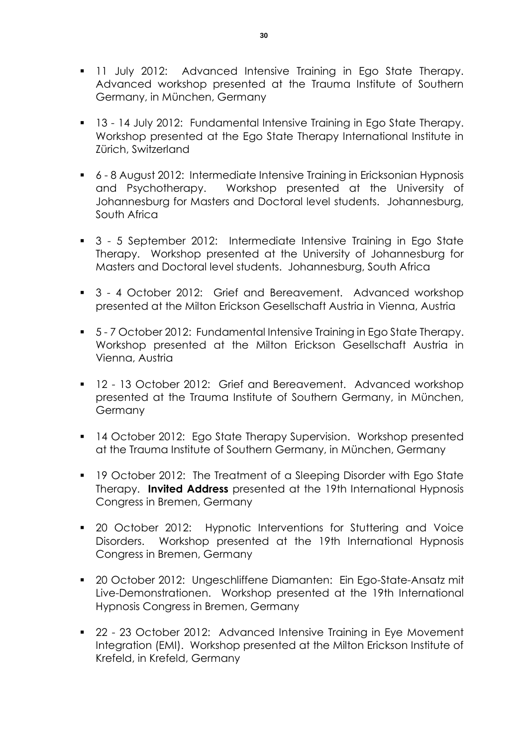- 11 July 2012: Advanced Intensive Training in Ego State Therapy. Advanced workshop presented at the Trauma Institute of Southern Germany, in München, Germany

- 13 - 14 July 2012: Fundamental Intensive Training in Ego State Therapy. Workshop presented at the Ego State Therapy International Institute in Zürich, Switzerland

- 6 - 8 August 2012: Intermediate Intensive Training in Ericksonian Hypnosis and Psychotherapy. Workshop presented at the University of Johannesburg for Masters and Doctoral level students. Johannesburg, South Africa

- 3 - 5 September 2012: Intermediate Intensive Training in Ego State Therapy. Workshop presented at the University of Johannesburg for Masters and Doctoral level students. Johannesburg, South Africa

- 3 - 4 October 2012: Grief and Bereavement. Advanced workshop presented at the Milton Erickson Gesellschaft Austria in Vienna, Austria

- 5 - 7 October 2012: Fundamental Intensive Training in Ego State Therapy. Workshop presented at the Milton Erickson Gesellschaft Austria in Vienna, Austria

- 12 - 13 October 2012: Grief and Bereavement. Advanced workshop presented at the Trauma Institute of Southern Germany, in München, Germany

- 14 October 2012: Ego State Therapy Supervision. Workshop presented at the Trauma Institute of Southern Germany, in München, Germany

- 19 October 2012: The Treatment of a Sleeping Disorder with Ego State Therapy. **Invited Address** presented at the 19th International Hypnosis Congress in Bremen, Germany

- 20 October 2012: Hypnotic Interventions for Stuttering and Voice Disorders. Workshop presented at the 19th International Hypnosis Congress in Bremen, Germany

- 20 October 2012: Ungeschliffene Diamanten: Ein Ego-State-Ansatz mit Live-Demonstrationen. Workshop presented at the 19th International Hypnosis Congress in Bremen, Germany

- 22 - 23 October 2012: Advanced Intensive Training in Eye Movement Integration (EMI). Workshop presented at the Milton Erickson Institute of Krefeld, in Krefeld, Germany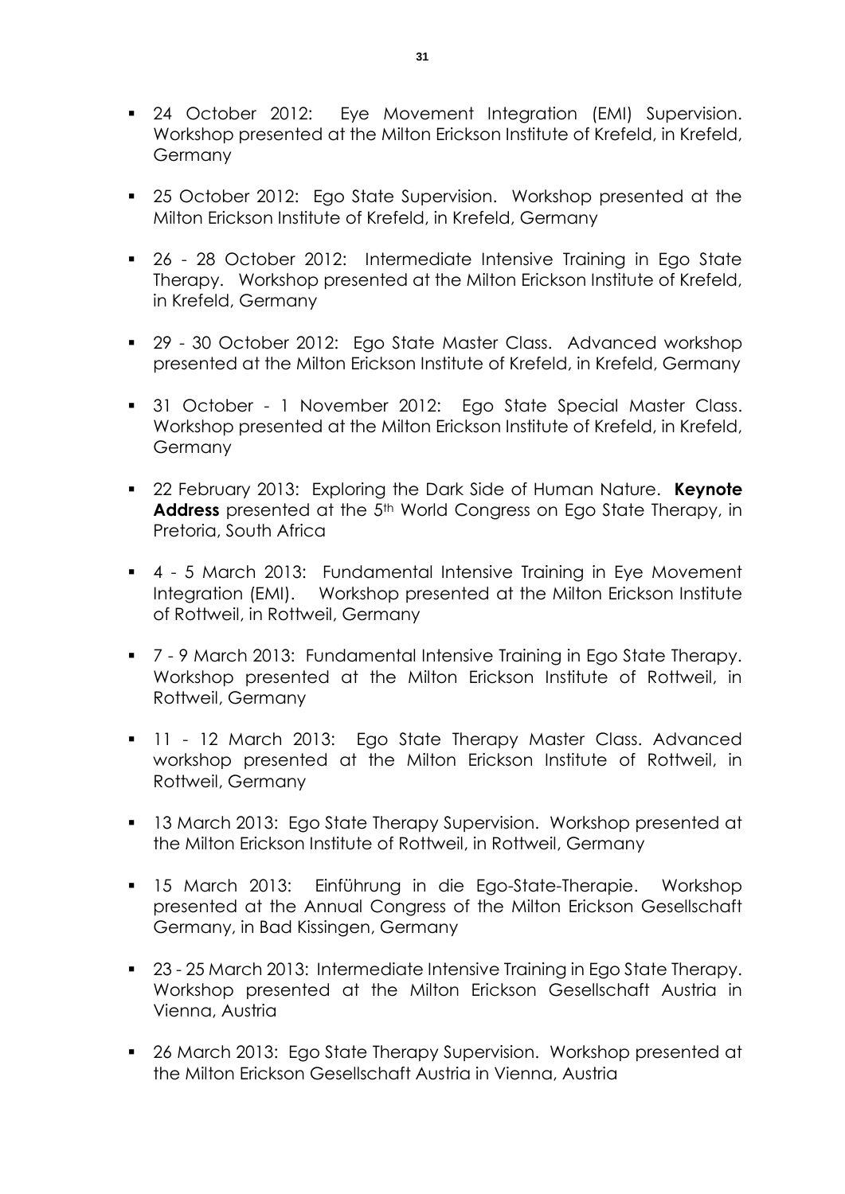- 24 October 2012: Eye Movement Integration (EMI) Supervision. Workshop presented at the Milton Erickson Institute of Krefeld, in Krefeld, Germany

- 25 October 2012: Ego State Supervision. Workshop presented at the Milton Erickson Institute of Krefeld, in Krefeld, Germany

- 26 - 28 October 2012: Intermediate Intensive Training in Ego State Therapy. Workshop presented at the Milton Erickson Institute of Krefeld, in Krefeld, Germany

- 29 - 30 October 2012: Ego State Master Class. Advanced workshop presented at the Milton Erickson Institute of Krefeld, in Krefeld, Germany

- 31 October - 1 November 2012: Ego State Special Master Class. Workshop presented at the Milton Erickson Institute of Krefeld, in Krefeld, Germany

- 22 February 2013: Exploring the Dark Side of Human Nature. **Keynote Address** presented at the 5th World Congress on Ego State Therapy, in Pretoria, South Africa

- 4 - 5 March 2013: Fundamental Intensive Training in Eye Movement Integration (EMI). Workshop presented at the Milton Erickson Institute of Rottweil, in Rottweil, Germany

- 7 - 9 March 2013: Fundamental Intensive Training in Ego State Therapy. Workshop presented at the Milton Erickson Institute of Rottweil, in Rottweil, Germany

- 11 - 12 March 2013: Ego State Therapy Master Class. Advanced workshop presented at the Milton Erickson Institute of Rottweil, in Rottweil, Germany

- 13 March 2013: Ego State Therapy Supervision. Workshop presented at the Milton Erickson Institute of Rottweil, in Rottweil, Germany

- 15 March 2013: Einführung in die Ego-State-Therapie. Workshop presented at the Annual Congress of the Milton Erickson Gesellschaft Germany, in Bad Kissingen, Germany

- 23 - 25 March 2013: Intermediate Intensive Training in Ego State Therapy. Workshop presented at the Milton Erickson Gesellschaft Austria in Vienna, Austria

- 26 March 2013: Ego State Therapy Supervision. Workshop presented at the Milton Erickson Gesellschaft Austria in Vienna, Austria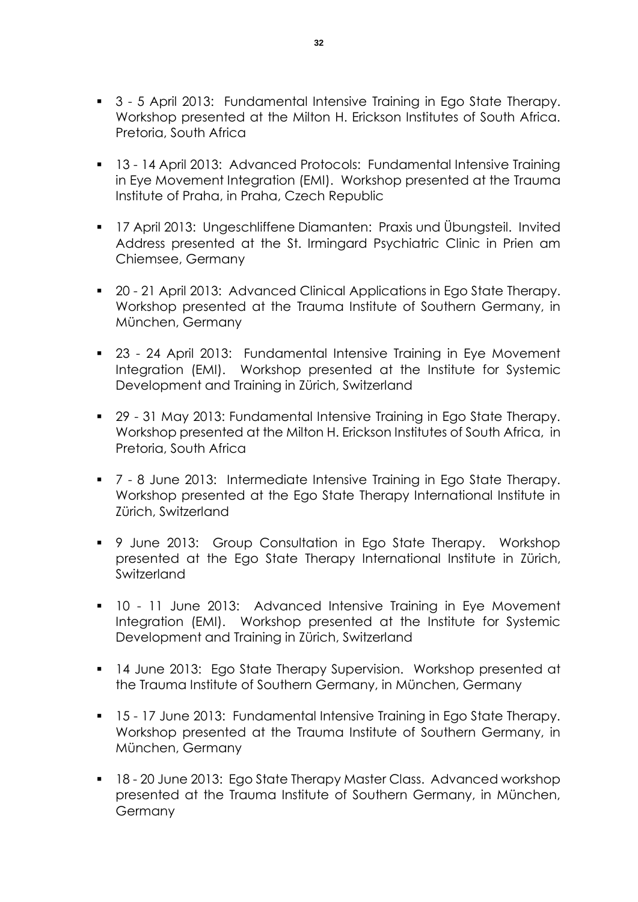- 3 - 5 April 2013: Fundamental Intensive Training in Ego State Therapy. Workshop presented at the Milton H. Erickson Institutes of South Africa. Pretoria, South Africa

- 13 - 14 April 2013: Advanced Protocols: Fundamental Intensive Training in Eye Movement Integration (EMI). Workshop presented at the Trauma Institute of Praha, in Praha, Czech Republic

- 17 April 2013: Ungeschliffene Diamanten: Praxis und Übungsteil. Invited Address presented at the St. Irmingard Psychiatric Clinic in Prien am Chiemsee, Germany

- 20 - 21 April 2013: Advanced Clinical Applications in Ego State Therapy. Workshop presented at the Trauma Institute of Southern Germany, in München, Germany

- 23 - 24 April 2013: Fundamental Intensive Training in Eye Movement Integration (EMI). Workshop presented at the Institute for Systemic Development and Training in Zürich, Switzerland

- 29 - 31 May 2013: Fundamental Intensive Training in Ego State Therapy. Workshop presented at the Milton H. Erickson Institutes of South Africa, in Pretoria, South Africa

- 7 - 8 June 2013: Intermediate Intensive Training in Ego State Therapy. Workshop presented at the Ego State Therapy International Institute in Zürich, Switzerland

- 9 June 2013: Group Consultation in Ego State Therapy. Workshop presented at the Ego State Therapy International Institute in Zürich, Switzerland

- 10 - 11 June 2013: Advanced Intensive Training in Eye Movement Integration (EMI). Workshop presented at the Institute for Systemic Development and Training in Zürich, Switzerland

- 14 June 2013: Ego State Therapy Supervision. Workshop presented at the Trauma Institute of Southern Germany, in München, Germany

- 15 - 17 June 2013: Fundamental Intensive Training in Ego State Therapy. Workshop presented at the Trauma Institute of Southern Germany, in München, Germany

- 18 - 20 June 2013: Ego State Therapy Master Class. Advanced workshop presented at the Trauma Institute of Southern Germany, in München, Germany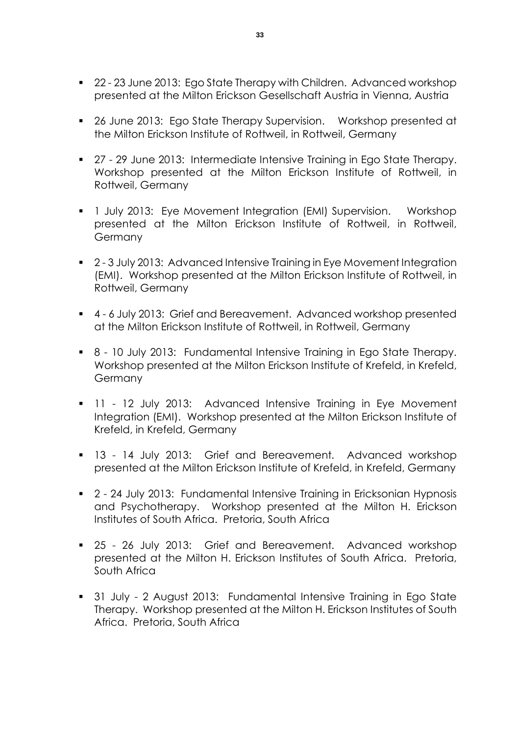- 22 - 23 June 2013: Ego State Therapy with Children. Advanced workshop presented at the Milton Erickson Gesellschaft Austria in Vienna, Austria

- 26 June 2013: Ego State Therapy Supervision. Workshop presented at the Milton Erickson Institute of Rottweil, in Rottweil, Germany

- 27 - 29 June 2013: Intermediate Intensive Training in Ego State Therapy. Workshop presented at the Milton Erickson Institute of Rottweil, in Rottweil, Germany

- 1 July 2013: Eye Movement Integration (EMI) Supervision. Workshop presented at the Milton Erickson Institute of Rottweil, in Rottweil, Germany

- 2 - 3 July 2013: Advanced Intensive Training in Eye Movement Integration (EMI). Workshop presented at the Milton Erickson Institute of Rottweil, in Rottweil, Germany

- 4 - 6 July 2013: Grief and Bereavement. Advanced workshop presented at the Milton Erickson Institute of Rottweil, in Rottweil, Germany

- 8 - 10 July 2013: Fundamental Intensive Training in Ego State Therapy. Workshop presented at the Milton Erickson Institute of Krefeld, in Krefeld, Germany

- 11 - 12 July 2013: Advanced Intensive Training in Eye Movement Integration (EMI). Workshop presented at the Milton Erickson Institute of Krefeld, in Krefeld, Germany

- 13 - 14 July 2013: Grief and Bereavement. Advanced workshop presented at the Milton Erickson Institute of Krefeld, in Krefeld, Germany

- 2 - 24 July 2013: Fundamental Intensive Training in Ericksonian Hypnosis and Psychotherapy. Workshop presented at the Milton H. Erickson Institutes of South Africa. Pretoria, South Africa

- 25 - 26 July 2013: Grief and Bereavement. Advanced workshop presented at the Milton H. Erickson Institutes of South Africa. Pretoria, South Africa

- 31 July - 2 August 2013: Fundamental Intensive Training in Ego State Therapy. Workshop presented at the Milton H. Erickson Institutes of South Africa. Pretoria, South Africa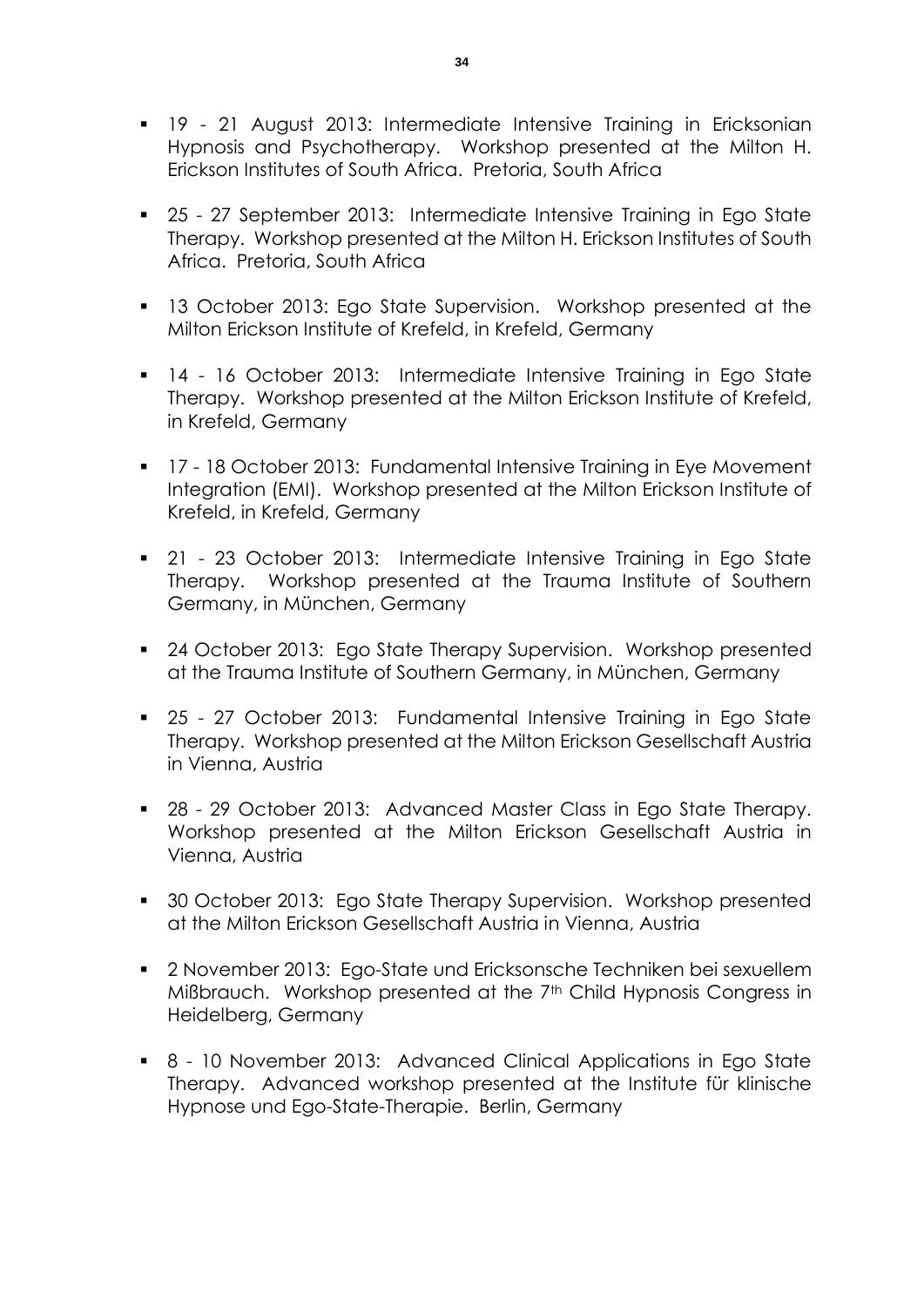- 19 - 21 August 2013: Intermediate Intensive Training in Ericksonian Hypnosis and Psychotherapy. Workshop presented at the Milton H. Erickson Institutes of South Africa. Pretoria, South Africa

- 25 - 27 September 2013: Intermediate Intensive Training in Ego State Therapy. Workshop presented at the Milton H. Erickson Institutes of South Africa. Pretoria, South Africa

- 13 October 2013: Ego State Supervision. Workshop presented at the Milton Erickson Institute of Krefeld, in Krefeld, Germany

- 14 - 16 October 2013: Intermediate Intensive Training in Ego State Therapy. Workshop presented at the Milton Erickson Institute of Krefeld, in Krefeld, Germany

- 17 - 18 October 2013: Fundamental Intensive Training in Eye Movement Integration (EMI). Workshop presented at the Milton Erickson Institute of Krefeld, in Krefeld, Germany

- 21 - 23 October 2013: Intermediate Intensive Training in Ego State Therapy. Workshop presented at the Trauma Institute of Southern Germany, in München, Germany

- 24 October 2013: Ego State Therapy Supervision. Workshop presented at the Trauma Institute of Southern Germany, in München, Germany

- 25 - 27 October 2013: Fundamental Intensive Training in Ego State Therapy. Workshop presented at the Milton Erickson Gesellschaft Austria in Vienna, Austria

- 28 - 29 October 2013: Advanced Master Class in Ego State Therapy. Workshop presented at the Milton Erickson Gesellschaft Austria in Vienna, Austria

- 30 October 2013: Ego State Therapy Supervision. Workshop presented at the Milton Erickson Gesellschaft Austria in Vienna, Austria

- 2 November 2013: Ego-State und Ericksonsche Techniken bei sexuellem Mißbrauch. Workshop presented at the 7th Child Hypnosis Congress in Heidelberg, Germany

- 8 - 10 November 2013: Advanced Clinical Applications in Ego State Therapy. Advanced workshop presented at the Institute für klinische Hypnose und Ego-State-Therapie. Berlin, Germany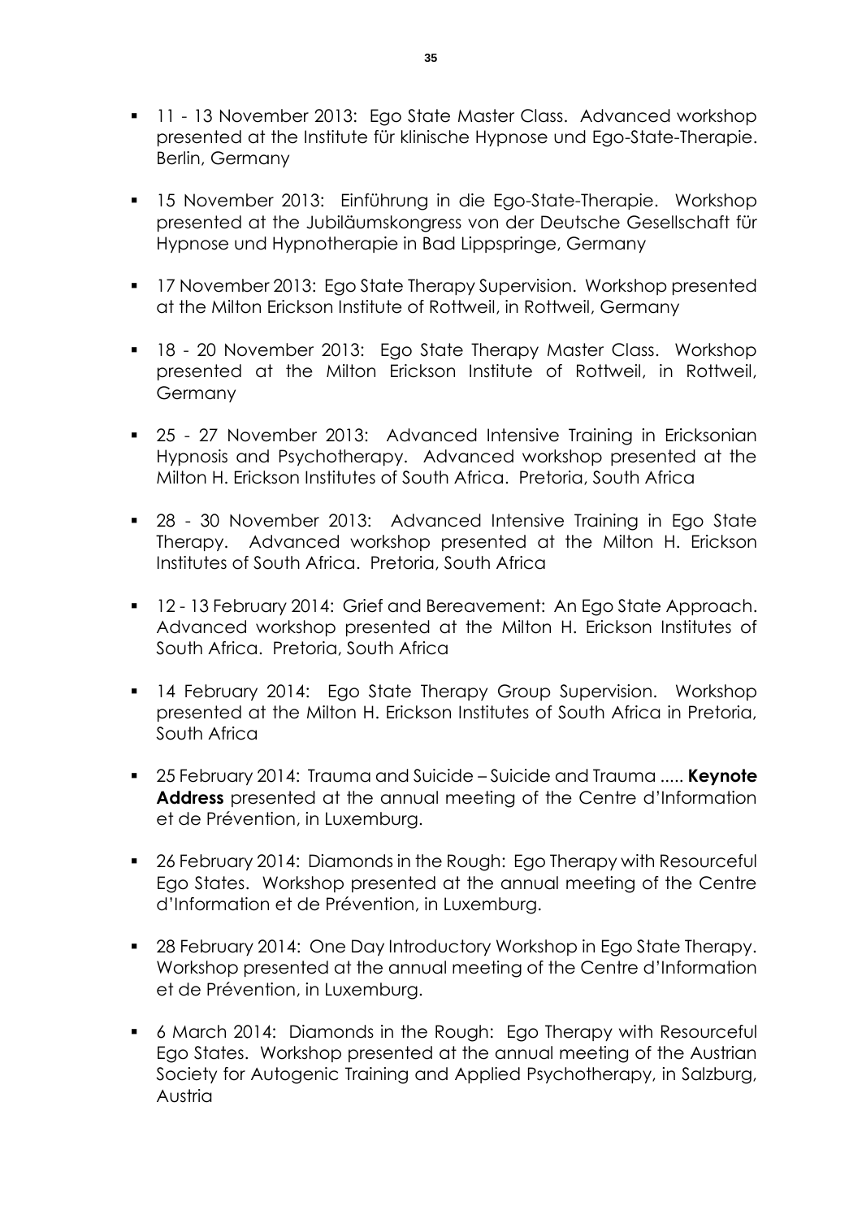- 11 - 13 November 2013: Ego State Master Class. Advanced workshop presented at the Institute für klinische Hypnose und Ego-State-Therapie. Berlin, Germany

- 15 November 2013: Einführung in die Ego-State-Therapie. Workshop presented at the Jubiläumskongress von der Deutsche Gesellschaft für Hypnose und Hypnotherapie in Bad Lippspringe, Germany

- 17 November 2013: Ego State Therapy Supervision. Workshop presented at the Milton Erickson Institute of Rottweil, in Rottweil, Germany

- 18 - 20 November 2013: Ego State Therapy Master Class. Workshop presented at the Milton Erickson Institute of Rottweil, in Rottweil, Germany

- 25 - 27 November 2013: Advanced Intensive Training in Ericksonian Hypnosis and Psychotherapy. Advanced workshop presented at the Milton H. Erickson Institutes of South Africa. Pretoria, South Africa

- 28 - 30 November 2013: Advanced Intensive Training in Ego State Therapy. Advanced workshop presented at the Milton H. Erickson Institutes of South Africa. Pretoria, South Africa

- 12 - 13 February 2014: Grief and Bereavement: An Ego State Approach. Advanced workshop presented at the Milton H. Erickson Institutes of South Africa. Pretoria, South Africa

- 14 February 2014: Ego State Therapy Group Supervision. Workshop presented at the Milton H. Erickson Institutes of South Africa in Pretoria, South Africa

- 25 February 2014: Trauma and Suicide – Suicide and Trauma ..... **Keynote Address** presented at the annual meeting of the Centre d'Information et de Prévention, in Luxemburg.

- 26 February 2014: Diamonds in the Rough: Ego Therapy with Resourceful Ego States. Workshop presented at the annual meeting of the Centre d'Information et de Prévention, in Luxemburg.

- 28 February 2014: One Day Introductory Workshop in Ego State Therapy. Workshop presented at the annual meeting of the Centre d'Information et de Prévention, in Luxemburg.

- 6 March 2014: Diamonds in the Rough: Ego Therapy with Resourceful Ego States. Workshop presented at the annual meeting of the Austrian Society for Autogenic Training and Applied Psychotherapy, in Salzburg, Austria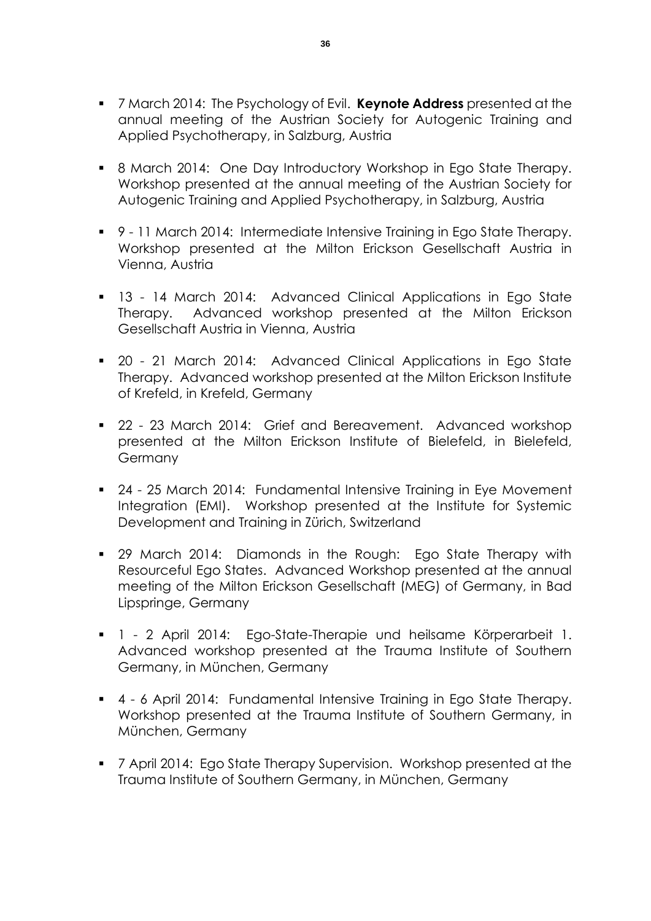- 7 March 2014: The Psychology of Evil. **Keynote Address** presented at the annual meeting of the Austrian Society for Autogenic Training and Applied Psychotherapy, in Salzburg, Austria

- 8 March 2014: One Day Introductory Workshop in Ego State Therapy. Workshop presented at the annual meeting of the Austrian Society for Autogenic Training and Applied Psychotherapy, in Salzburg, Austria

- 9 - 11 March 2014: Intermediate Intensive Training in Ego State Therapy. Workshop presented at the Milton Erickson Gesellschaft Austria in Vienna, Austria

- 13 - 14 March 2014: Advanced Clinical Applications in Ego State Therapy. Advanced workshop presented at the Milton Erickson Gesellschaft Austria in Vienna, Austria

- 20 - 21 March 2014: Advanced Clinical Applications in Ego State Therapy. Advanced workshop presented at the Milton Erickson Institute of Krefeld, in Krefeld, Germany

- 22 - 23 March 2014: Grief and Bereavement. Advanced workshop presented at the Milton Erickson Institute of Bielefeld, in Bielefeld, Germany

- 24 - 25 March 2014: Fundamental Intensive Training in Eye Movement Integration (EMI). Workshop presented at the Institute for Systemic Development and Training in Zürich, Switzerland

- 29 March 2014: Diamonds in the Rough: Ego State Therapy with Resourceful Ego States. Advanced Workshop presented at the annual meeting of the Milton Erickson Gesellschaft (MEG) of Germany, in Bad Lipspringe, Germany

- 1 - 2 April 2014: Ego-State-Therapie und heilsame Körperarbeit 1. Advanced workshop presented at the Trauma Institute of Southern Germany, in München, Germany

- 4 - 6 April 2014: Fundamental Intensive Training in Ego State Therapy. Workshop presented at the Trauma Institute of Southern Germany, in München, Germany

- 7 April 2014: Ego State Therapy Supervision. Workshop presented at the Trauma Institute of Southern Germany, in München, Germany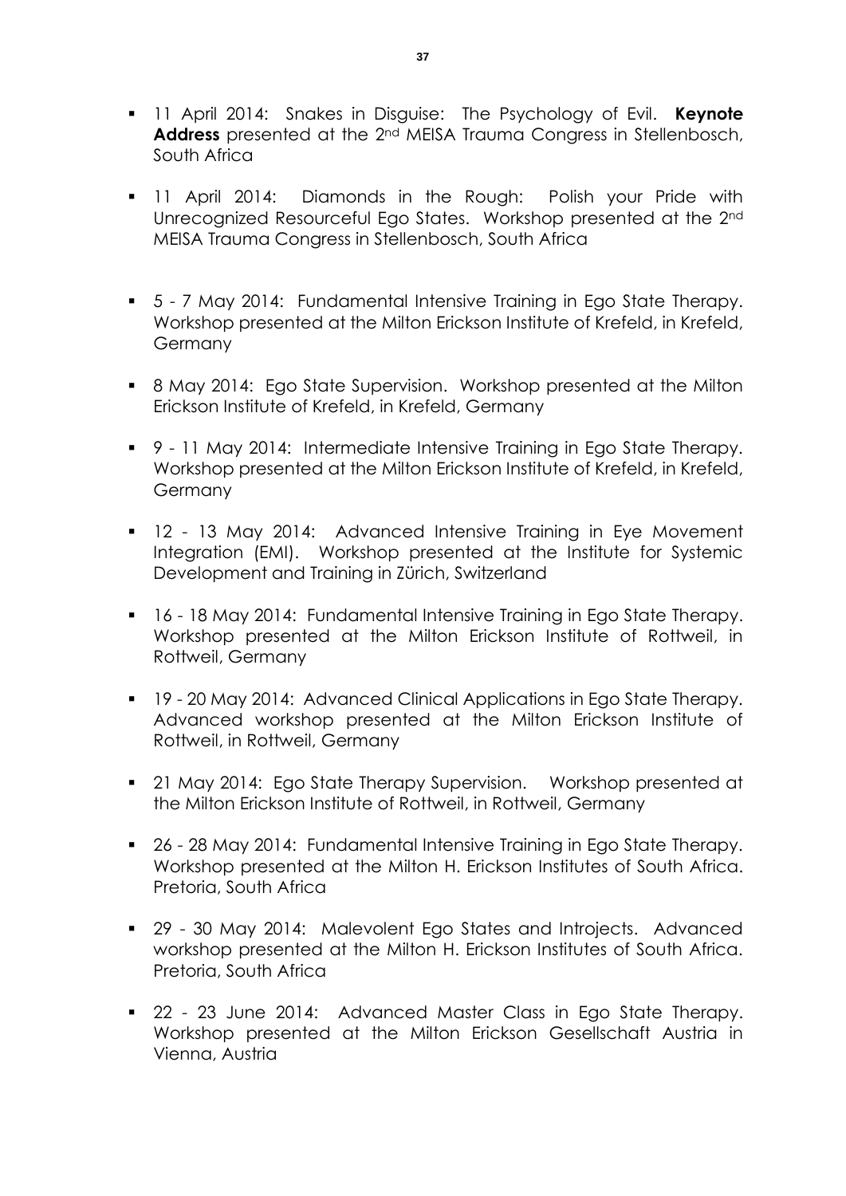- 11 April 2014: Snakes in Disguise: The Psychology of Evil. **Keynote Address** presented at the 2nd MEISA Trauma Congress in Stellenbosch, South Africa

- 11 April 2014: Diamonds in the Rough: Polish your Pride with Unrecognized Resourceful Ego States. Workshop presented at the 2nd MEISA Trauma Congress in Stellenbosch, South Africa

- 5 - 7 May 2014: Fundamental Intensive Training in Ego State Therapy. Workshop presented at the Milton Erickson Institute of Krefeld, in Krefeld, Germany

- 8 May 2014: Ego State Supervision. Workshop presented at the Milton Erickson Institute of Krefeld, in Krefeld, Germany

- 9 - 11 May 2014: Intermediate Intensive Training in Ego State Therapy. Workshop presented at the Milton Erickson Institute of Krefeld, in Krefeld, Germany

- 12 - 13 May 2014: Advanced Intensive Training in Eye Movement Integration (EMI). Workshop presented at the Institute for Systemic Development and Training in Zürich, Switzerland

- 16 - 18 May 2014: Fundamental Intensive Training in Ego State Therapy. Workshop presented at the Milton Erickson Institute of Rottweil, in Rottweil, Germany

- 19 - 20 May 2014: Advanced Clinical Applications in Ego State Therapy. Advanced workshop presented at the Milton Erickson Institute of Rottweil, in Rottweil, Germany

- 21 May 2014: Ego State Therapy Supervision. Workshop presented at the Milton Erickson Institute of Rottweil, in Rottweil, Germany

- 26 - 28 May 2014: Fundamental Intensive Training in Ego State Therapy. Workshop presented at the Milton H. Erickson Institutes of South Africa. Pretoria, South Africa

- 29 - 30 May 2014: Malevolent Ego States and Introjects. Advanced workshop presented at the Milton H. Erickson Institutes of South Africa. Pretoria, South Africa

- 22 - 23 June 2014: Advanced Master Class in Ego State Therapy. Workshop presented at the Milton Erickson Gesellschaft Austria in Vienna, Austria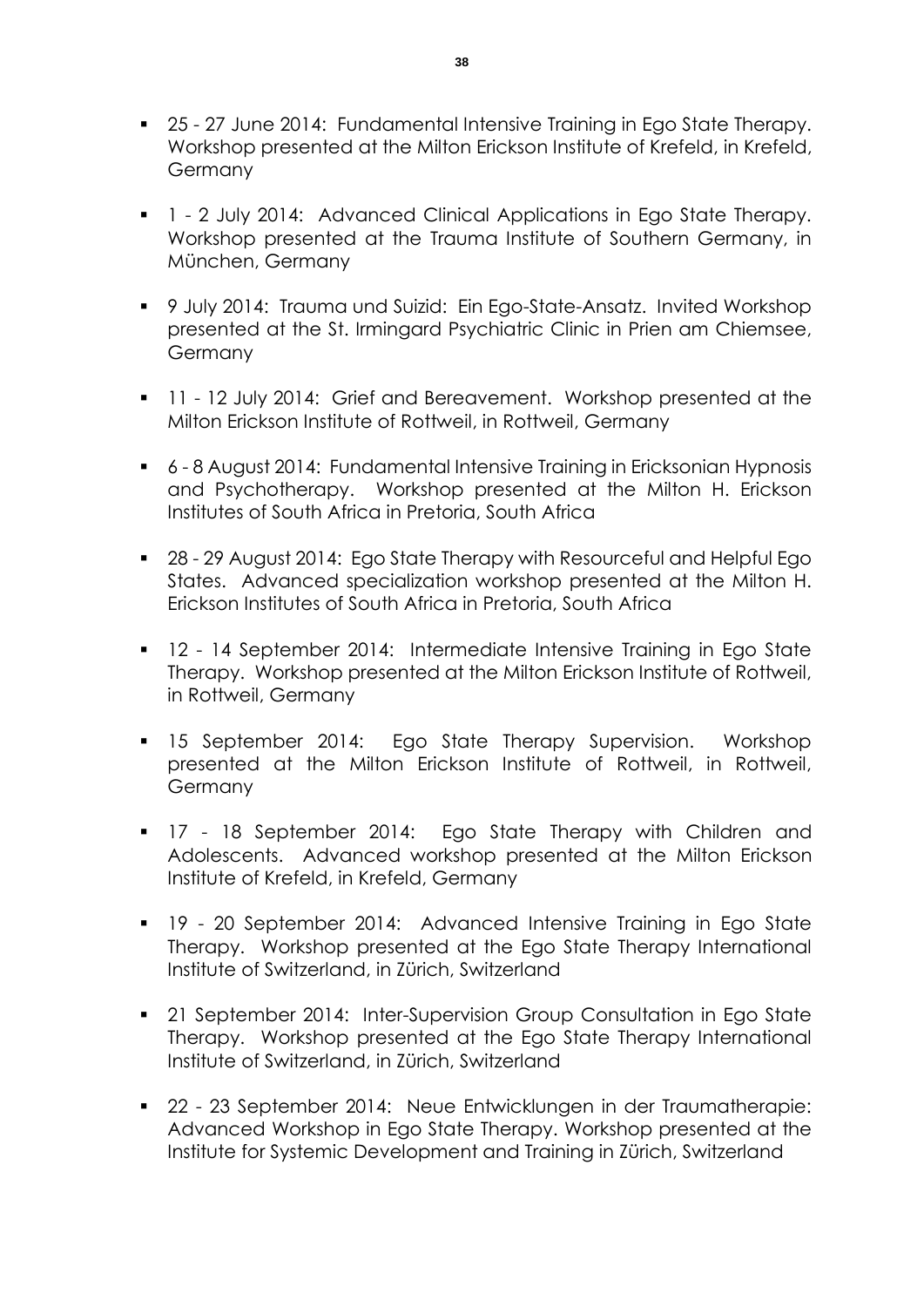- 25 - 27 June 2014: Fundamental Intensive Training in Ego State Therapy. Workshop presented at the Milton Erickson Institute of Krefeld, in Krefeld, Germany

- 1 - 2 July 2014: Advanced Clinical Applications in Ego State Therapy. Workshop presented at the Trauma Institute of Southern Germany, in München, Germany

- 9 July 2014: Trauma und Suizid: Ein Ego-State-Ansatz. Invited Workshop presented at the St. Irmingard Psychiatric Clinic in Prien am Chiemsee, Germany

- 11 - 12 July 2014: Grief and Bereavement. Workshop presented at the Milton Erickson Institute of Rottweil, in Rottweil, Germany

- 6 - 8 August 2014: Fundamental Intensive Training in Ericksonian Hypnosis and Psychotherapy. Workshop presented at the Milton H. Erickson Institutes of South Africa in Pretoria, South Africa

- 28 - 29 August 2014: Ego State Therapy with Resourceful and Helpful Ego States. Advanced specialization workshop presented at the Milton H. Erickson Institutes of South Africa in Pretoria, South Africa

- 12 - 14 September 2014: Intermediate Intensive Training in Ego State Therapy. Workshop presented at the Milton Erickson Institute of Rottweil, in Rottweil, Germany

- 15 September 2014: Ego State Therapy Supervision. Workshop presented at the Milton Erickson Institute of Rottweil, in Rottweil, Germany

- 17 - 18 September 2014: Ego State Therapy with Children and Adolescents. Advanced workshop presented at the Milton Erickson Institute of Krefeld, in Krefeld, Germany

- 19 - 20 September 2014: Advanced Intensive Training in Ego State Therapy. Workshop presented at the Ego State Therapy International Institute of Switzerland, in Zürich, Switzerland

- 21 September 2014: Inter-Supervision Group Consultation in Ego State Therapy. Workshop presented at the Ego State Therapy International Institute of Switzerland, in Zürich, Switzerland

- 22 - 23 September 2014: Neue Entwicklungen in der Traumatherapie: Advanced Workshop in Ego State Therapy. Workshop presented at the Institute for Systemic Development and Training in Zürich, Switzerland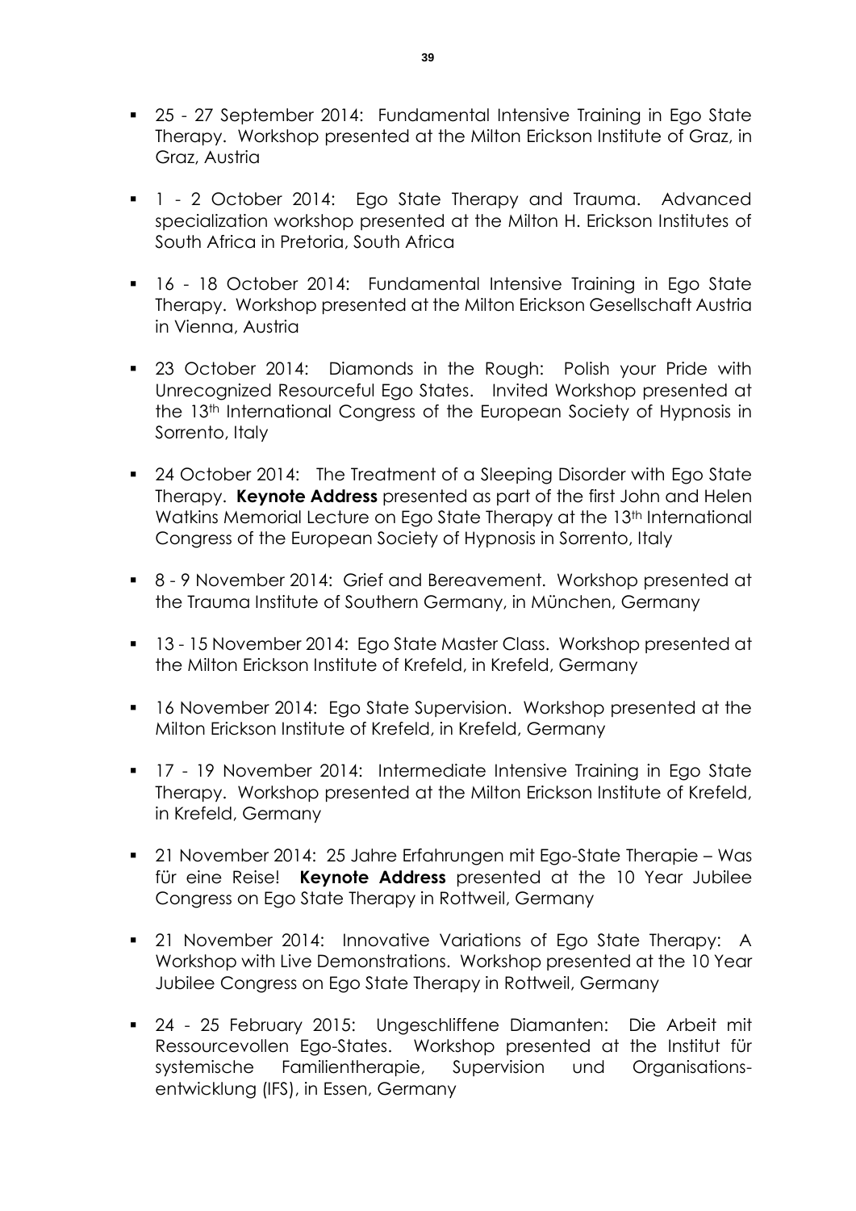- 25 - 27 September 2014: Fundamental Intensive Training in Ego State Therapy. Workshop presented at the Milton Erickson Institute of Graz, in Graz, Austria

- 1 - 2 October 2014: Ego State Therapy and Trauma. Advanced specialization workshop presented at the Milton H. Erickson Institutes of South Africa in Pretoria, South Africa

- 16 - 18 October 2014: Fundamental Intensive Training in Ego State Therapy. Workshop presented at the Milton Erickson Gesellschaft Austria in Vienna, Austria

- 23 October 2014: Diamonds in the Rough: Polish your Pride with Unrecognized Resourceful Ego States. Invited Workshop presented at the 13th International Congress of the European Society of Hypnosis in Sorrento, Italy

- 24 October 2014: The Treatment of a Sleeping Disorder with Ego State Therapy. **Keynote Address** presented as part of the first John and Helen Watkins Memorial Lecture on Ego State Therapy at the 13th International Congress of the European Society of Hypnosis in Sorrento, Italy

- 8 - 9 November 2014: Grief and Bereavement. Workshop presented at the Trauma Institute of Southern Germany, in München, Germany

- 13 - 15 November 2014: Ego State Master Class. Workshop presented at the Milton Erickson Institute of Krefeld, in Krefeld, Germany

- 16 November 2014: Ego State Supervision. Workshop presented at the Milton Erickson Institute of Krefeld, in Krefeld, Germany

- 17 - 19 November 2014: Intermediate Intensive Training in Ego State Therapy. Workshop presented at the Milton Erickson Institute of Krefeld, in Krefeld, Germany

- 21 November 2014: 25 Jahre Erfahrungen mit Ego-State Therapie – Was für eine Reise! **Keynote Address** presented at the 10 Year Jubilee Congress on Ego State Therapy in Rottweil, Germany

- 21 November 2014: Innovative Variations of Ego State Therapy: A Workshop with Live Demonstrations. Workshop presented at the 10 Year Jubilee Congress on Ego State Therapy in Rottweil, Germany

- 24 - 25 February 2015: Ungeschliffene Diamanten: Die Arbeit mit Ressourcevollen Ego-States. Workshop presented at the Institut für systemische Familientherapie, Supervision und Organisations-entwicklung (IFS), in Essen, Germany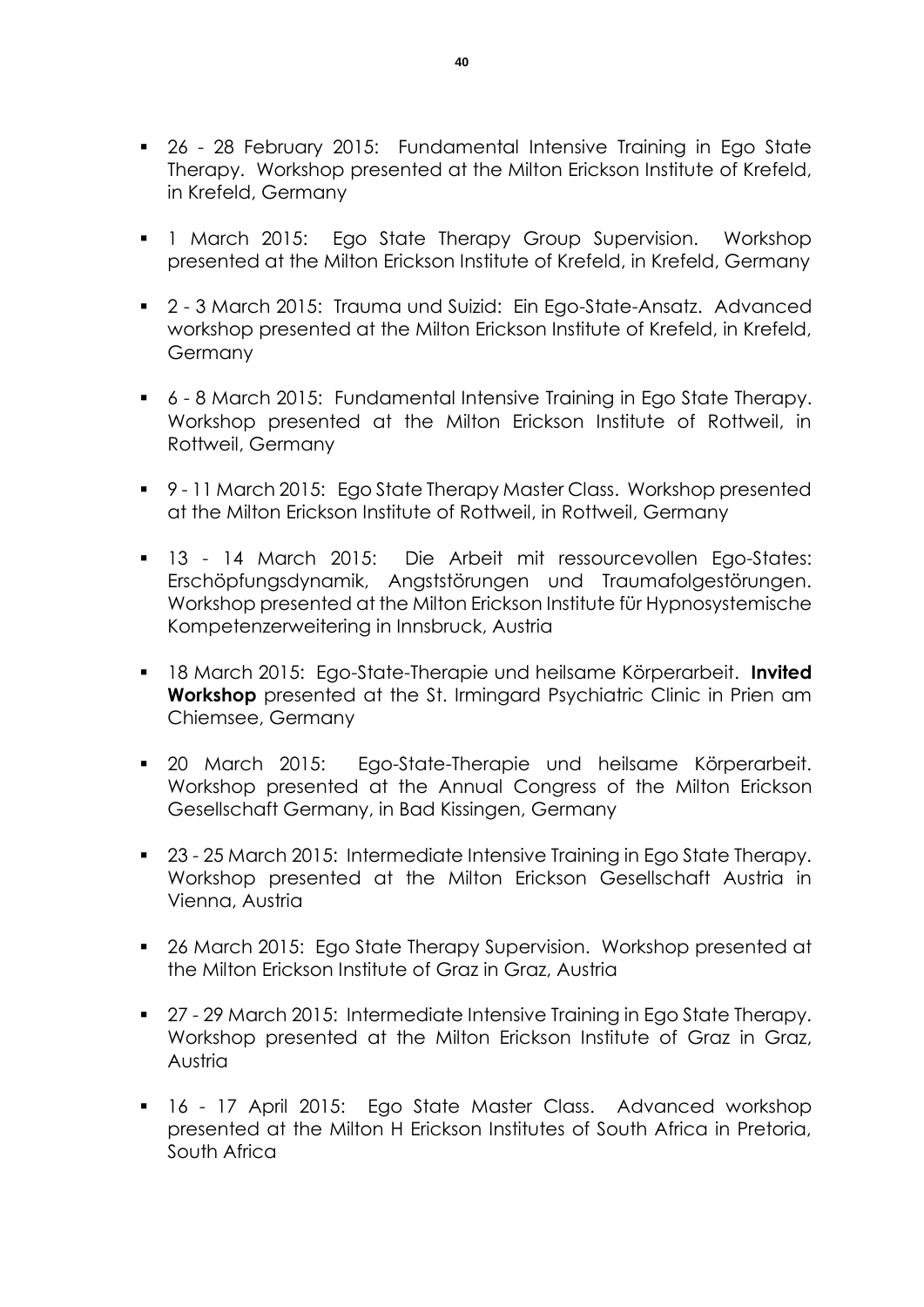- 26 - 28 February 2015: Fundamental Intensive Training in Ego State Therapy. Workshop presented at the Milton Erickson Institute of Krefeld, in Krefeld, Germany

- 1 March 2015: Ego State Therapy Group Supervision. Workshop presented at the Milton Erickson Institute of Krefeld, in Krefeld, Germany

- 2 - 3 March 2015: Trauma und Suizid: Ein Ego-State-Ansatz. Advanced workshop presented at the Milton Erickson Institute of Krefeld, in Krefeld, Germany

- 6 - 8 March 2015: Fundamental Intensive Training in Ego State Therapy. Workshop presented at the Milton Erickson Institute of Rottweil, in Rottweil, Germany

- 9 - 11 March 2015: Ego State Therapy Master Class. Workshop presented at the Milton Erickson Institute of Rottweil, in Rottweil, Germany

- 13 - 14 March 2015: Die Arbeit mit ressourcevollen Ego-States: Erschöpfungsdynamik, Angststörungen und Traumafolgestörungen. Workshop presented at the Milton Erickson Institute für Hypnosystemische Kompetenzerweitering in Innsbruck, Austria

- 18 March 2015: Ego-State-Therapie und heilsame Körperarbeit. **Invited Workshop** presented at the St. Irmingard Psychiatric Clinic in Prien am Chiemsee, Germany

- 20 March 2015: Ego-State-Therapie und heilsame Körperarbeit. Workshop presented at the Annual Congress of the Milton Erickson Gesellschaft Germany, in Bad Kissingen, Germany

- 23 - 25 March 2015: Intermediate Intensive Training in Ego State Therapy. Workshop presented at the Milton Erickson Gesellschaft Austria in Vienna, Austria

- 26 March 2015: Ego State Therapy Supervision. Workshop presented at the Milton Erickson Institute of Graz in Graz, Austria

- 27 - 29 March 2015: Intermediate Intensive Training in Ego State Therapy. Workshop presented at the Milton Erickson Institute of Graz in Graz, Austria

- 16 - 17 April 2015: Ego State Master Class. Advanced workshop presented at the Milton H Erickson Institutes of South Africa in Pretoria, South Africa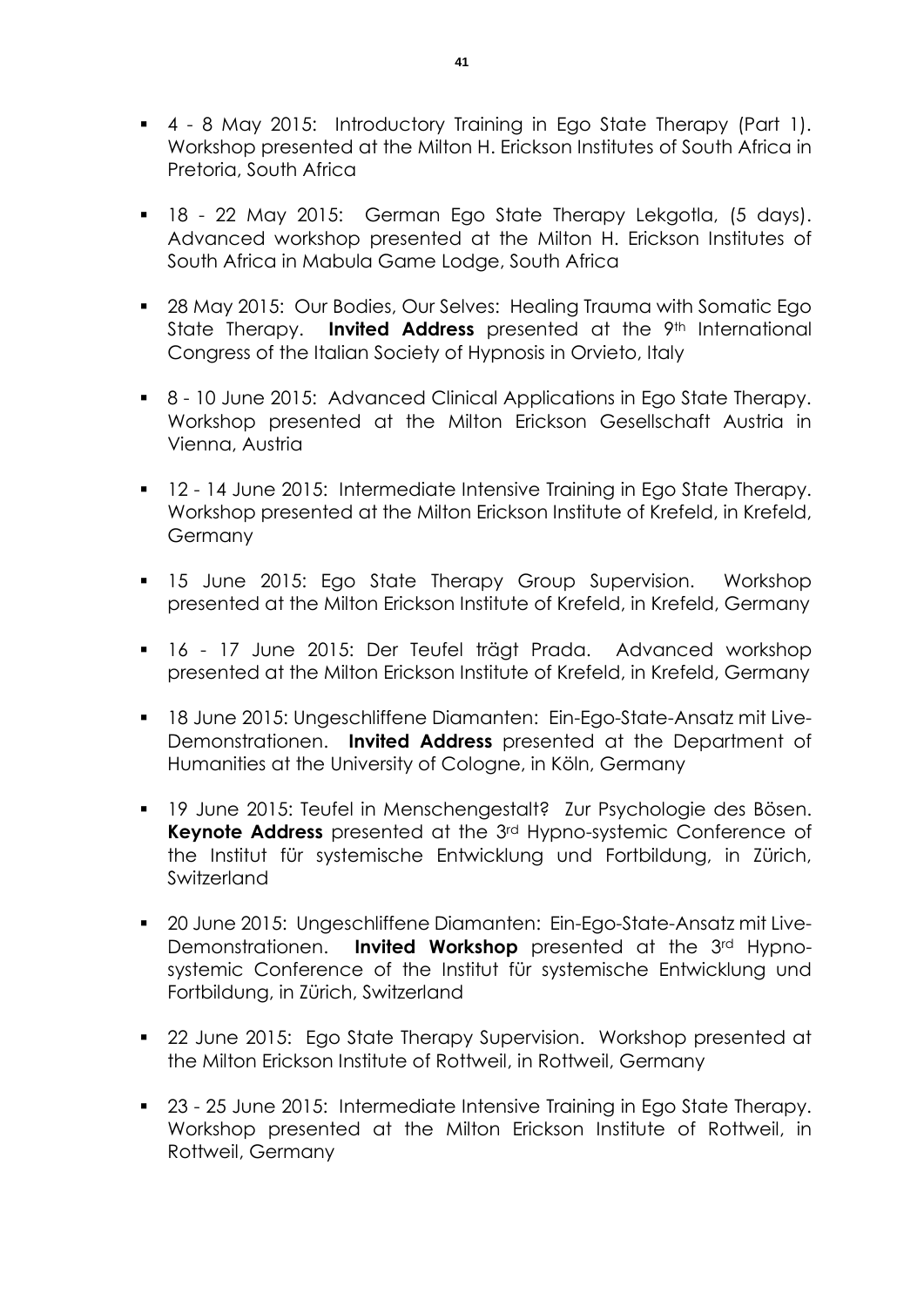- 4 - 8 May 2015: Introductory Training in Ego State Therapy (Part 1). Workshop presented at the Milton H. Erickson Institutes of South Africa in Pretoria, South Africa

- 18 - 22 May 2015: German Ego State Therapy Lekgotla, (5 days). Advanced workshop presented at the Milton H. Erickson Institutes of South Africa in Mabula Game Lodge, South Africa

- 28 May 2015: Our Bodies, Our Selves: Healing Trauma with Somatic Ego State Therapy. **Invited Address** presented at the 9th International Congress of the Italian Society of Hypnosis in Orvieto, Italy

- 8 - 10 June 2015: Advanced Clinical Applications in Ego State Therapy. Workshop presented at the Milton Erickson Gesellschaft Austria in Vienna, Austria

- 12 - 14 June 2015: Intermediate Intensive Training in Ego State Therapy. Workshop presented at the Milton Erickson Institute of Krefeld, in Krefeld, Germany

- 15 June 2015: Ego State Therapy Group Supervision. Workshop presented at the Milton Erickson Institute of Krefeld, in Krefeld, Germany

- 16 - 17 June 2015: Der Teufel trägt Prada. Advanced workshop presented at the Milton Erickson Institute of Krefeld, in Krefeld, Germany

- 18 June 2015: Ungeschliffene Diamanten: Ein-Ego-State-Ansatz mit Live-Demonstrationen. **Invited Address** presented at the Department of Humanities at the University of Cologne, in Köln, Germany

- 19 June 2015: Teufel in Menschengestalt? Zur Psychologie des Bösen. **Keynote Address** presented at the 3rd Hypno-systemic Conference of the Institut für systemische Entwicklung und Fortbildung, in Zürich, Switzerland

- 20 June 2015: Ungeschliffene Diamanten: Ein-Ego-State-Ansatz mit Live-Demonstrationen. **Invited Workshop** presented at the 3rd Hypno-systemic Conference of the Institut für systemische Entwicklung und Fortbildung, in Zürich, Switzerland

- 22 June 2015: Ego State Therapy Supervision. Workshop presented at the Milton Erickson Institute of Rottweil, in Rottweil, Germany

- 23 - 25 June 2015: Intermediate Intensive Training in Ego State Therapy. Workshop presented at the Milton Erickson Institute of Rottweil, in Rottweil, Germany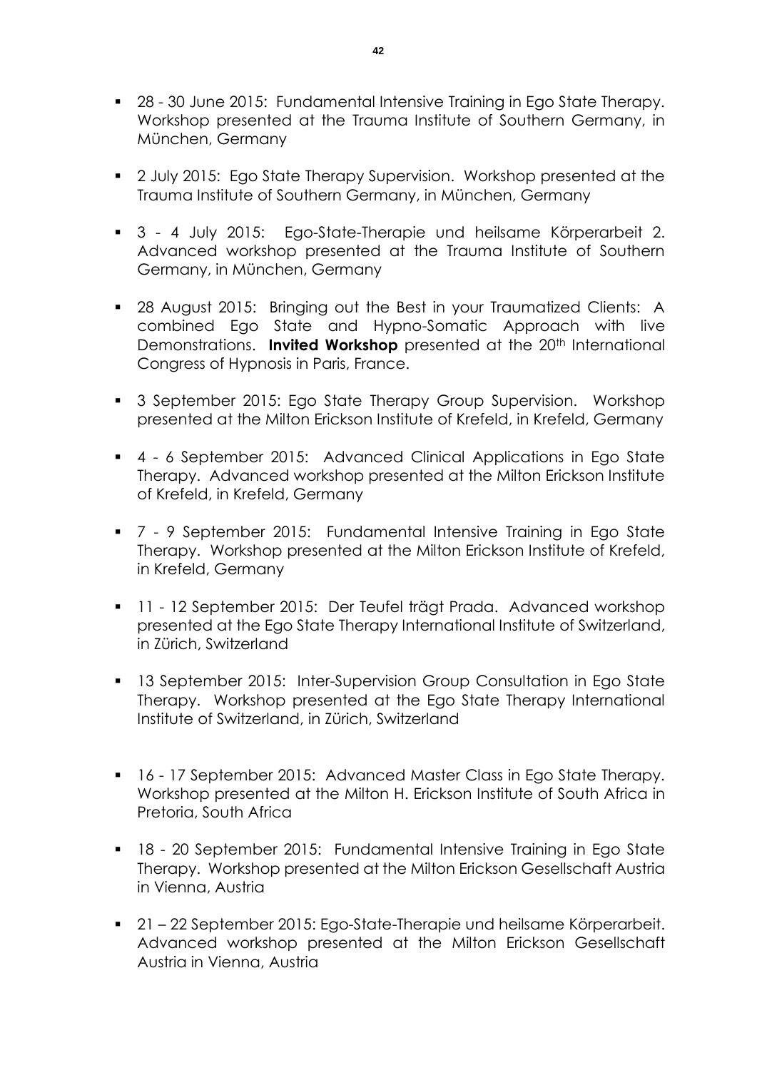- 28 - 30 June 2015: Fundamental Intensive Training in Ego State Therapy. Workshop presented at the Trauma Institute of Southern Germany, in München, Germany

- 2 July 2015: Ego State Therapy Supervision. Workshop presented at the Trauma Institute of Southern Germany, in München, Germany

- 3 - 4 July 2015: Ego-State-Therapie und heilsame Körperarbeit 2. Advanced workshop presented at the Trauma Institute of Southern Germany, in München, Germany

- 28 August 2015: Bringing out the Best in your Traumatized Clients: A combined Ego State and Hypno-Somatic Approach with live Demonstrations. **Invited Workshop** presented at the 20th International Congress of Hypnosis in Paris, France.

- 3 September 2015: Ego State Therapy Group Supervision. Workshop presented at the Milton Erickson Institute of Krefeld, in Krefeld, Germany

- 4 - 6 September 2015: Advanced Clinical Applications in Ego State Therapy. Advanced workshop presented at the Milton Erickson Institute of Krefeld, in Krefeld, Germany

- 7 - 9 September 2015: Fundamental Intensive Training in Ego State Therapy. Workshop presented at the Milton Erickson Institute of Krefeld, in Krefeld, Germany

- 11 - 12 September 2015: Der Teufel trägt Prada. Advanced workshop presented at the Ego State Therapy International Institute of Switzerland, in Zürich, Switzerland

- 13 September 2015: Inter-Supervision Group Consultation in Ego State Therapy. Workshop presented at the Ego State Therapy International Institute of Switzerland, in Zürich, Switzerland

- 16 - 17 September 2015: Advanced Master Class in Ego State Therapy. Workshop presented at the Milton H. Erickson Institute of South Africa in Pretoria, South Africa

- 18 - 20 September 2015: Fundamental Intensive Training in Ego State Therapy. Workshop presented at the Milton Erickson Gesellschaft Austria in Vienna, Austria

- 21 – 22 September 2015: Ego-State-Therapie und heilsame Körperarbeit. Advanced workshop presented at the Milton Erickson Gesellschaft Austria in Vienna, Austria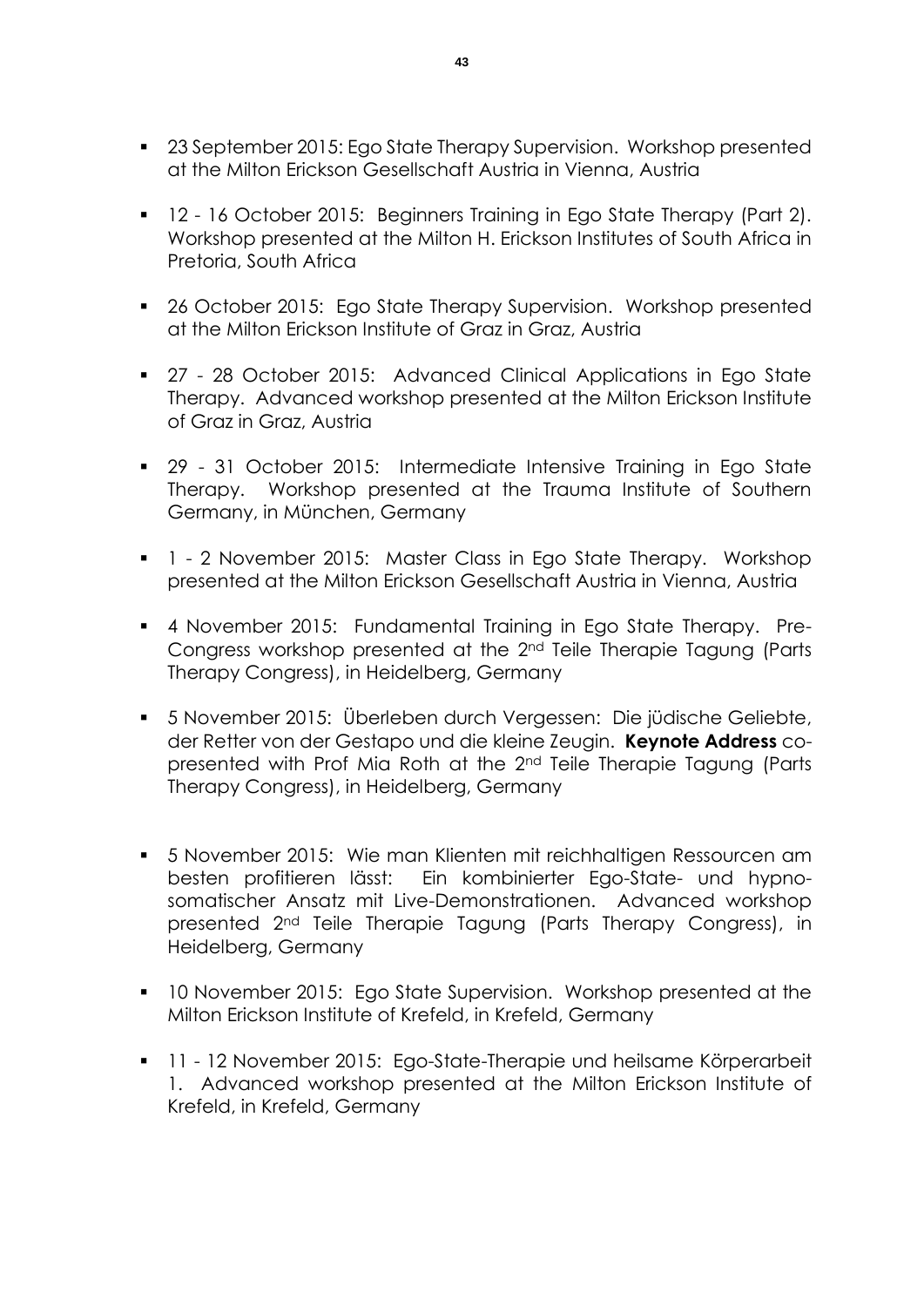- 23 September 2015: Ego State Therapy Supervision. Workshop presented at the Milton Erickson Gesellschaft Austria in Vienna, Austria

- 12 - 16 October 2015: Beginners Training in Ego State Therapy (Part 2). Workshop presented at the Milton H. Erickson Institutes of South Africa in Pretoria, South Africa

- 26 October 2015: Ego State Therapy Supervision. Workshop presented at the Milton Erickson Institute of Graz in Graz, Austria

- 27 - 28 October 2015: Advanced Clinical Applications in Ego State Therapy. Advanced workshop presented at the Milton Erickson Institute of Graz in Graz, Austria

- 29 - 31 October 2015: Intermediate Intensive Training in Ego State Therapy. Workshop presented at the Trauma Institute of Southern Germany, in München, Germany

- 1 - 2 November 2015: Master Class in Ego State Therapy. Workshop presented at the Milton Erickson Gesellschaft Austria in Vienna, Austria

- 4 November 2015: Fundamental Training in Ego State Therapy. Pre-Congress workshop presented at the 2nd Teile Therapie Tagung (Parts Therapy Congress), in Heidelberg, Germany

- 5 November 2015: Überleben durch Vergessen: Die jüdische Geliebte, der Retter von der Gestapo und die kleine Zeugin. **Keynote Address** co-presented with Prof Mia Roth at the 2nd Teile Therapie Tagung (Parts Therapy Congress), in Heidelberg, Germany

- 5 November 2015: Wie man Klienten mit reichhaltigen Ressourcen am besten profitieren lässt: Ein kombinierter Ego-State- und hypno-somatischer Ansatz mit Live-Demonstrationen. Advanced workshop presented 2nd Teile Therapie Tagung (Parts Therapy Congress), in Heidelberg, Germany

- 10 November 2015: Ego State Supervision. Workshop presented at the Milton Erickson Institute of Krefeld, in Krefeld, Germany

- 11 - 12 November 2015: Ego-State-Therapie und heilsame Körperarbeit 1. Advanced workshop presented at the Milton Erickson Institute of Krefeld, in Krefeld, Germany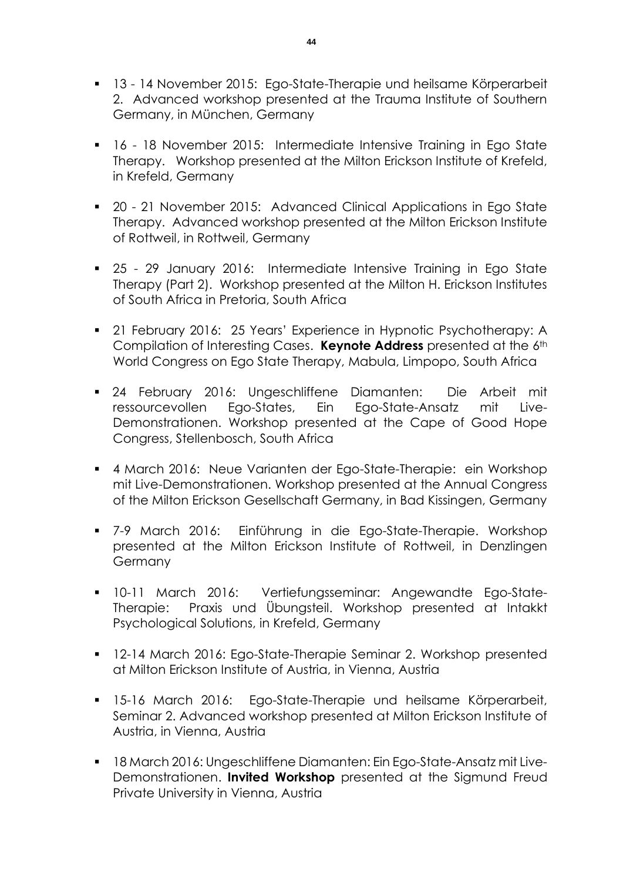- 13 - 14 November 2015: Ego-State-Therapie und heilsame Körperarbeit 2. Advanced workshop presented at the Trauma Institute of Southern Germany, in München, Germany

- 16 - 18 November 2015: Intermediate Intensive Training in Ego State Therapy. Workshop presented at the Milton Erickson Institute of Krefeld, in Krefeld, Germany

- 20 - 21 November 2015: Advanced Clinical Applications in Ego State Therapy. Advanced workshop presented at the Milton Erickson Institute of Rottweil, in Rottweil, Germany

- 25 - 29 January 2016: Intermediate Intensive Training in Ego State Therapy (Part 2). Workshop presented at the Milton H. Erickson Institutes of South Africa in Pretoria, South Africa

- 21 February 2016: 25 Years' Experience in Hypnotic Psychotherapy: A Compilation of Interesting Cases. **Keynote Address** presented at the 6th World Congress on Ego State Therapy, Mabula, Limpopo, South Africa

- 24 February 2016: Ungeschliffene Diamanten: Die Arbeit mit ressourcevollen Ego-States, Ein Ego-State-Ansatz mit Live-Demonstrationen. Workshop presented at the Cape of Good Hope Congress, Stellenbosch, South Africa

- 4 March 2016: Neue Varianten der Ego-State-Therapie: ein Workshop mit Live-Demonstrationen. Workshop presented at the Annual Congress of the Milton Erickson Gesellschaft Germany, in Bad Kissingen, Germany

- 7-9 March 2016: Einführung in die Ego-State-Therapie. Workshop presented at the Milton Erickson Institute of Rottweil, in Denzlingen Germany

- 10-11 March 2016: Vertiefungsseminar: Angewandte Ego-State-Therapie: Praxis und Übungsteil. Workshop presented at Intakkt Psychological Solutions, in Krefeld, Germany

- 12-14 March 2016: Ego-State-Therapie Seminar 2. Workshop presented at Milton Erickson Institute of Austria, in Vienna, Austria

- 15-16 March 2016: Ego-State-Therapie und heilsame Körperarbeit, Seminar 2. Advanced workshop presented at Milton Erickson Institute of Austria, in Vienna, Austria

- 18 March 2016: Ungeschliffene Diamanten: Ein Ego-State-Ansatz mit Live-Demonstrationen. **Invited Workshop** presented at the Sigmund Freud Private University in Vienna, Austria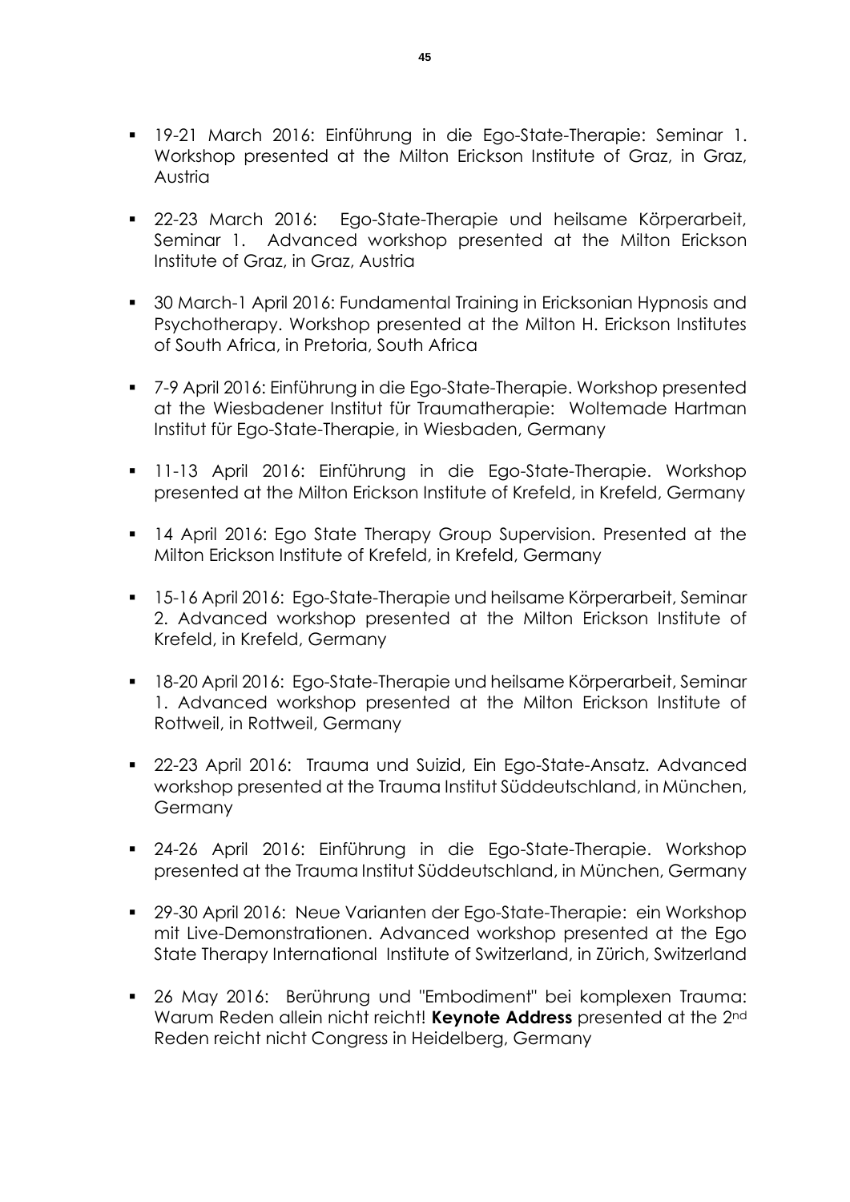- 19-21 March 2016: Einführung in die Ego-State-Therapie: Seminar 1. Workshop presented at the Milton Erickson Institute of Graz, in Graz, Austria

- 22-23 March 2016: Ego-State-Therapie und heilsame Körperarbeit, Seminar 1. Advanced workshop presented at the Milton Erickson Institute of Graz, in Graz, Austria

- 30 March-1 April 2016: Fundamental Training in Ericksonian Hypnosis and Psychotherapy. Workshop presented at the Milton H. Erickson Institutes of South Africa, in Pretoria, South Africa

- 7-9 April 2016: Einführung in die Ego-State-Therapie. Workshop presented at the Wiesbadener Institut für Traumatherapie: Woltemade Hartman Institut für Ego-State-Therapie, in Wiesbaden, Germany

- 11-13 April 2016: Einführung in die Ego-State-Therapie. Workshop presented at the Milton Erickson Institute of Krefeld, in Krefeld, Germany

- 14 April 2016: Ego State Therapy Group Supervision. Presented at the Milton Erickson Institute of Krefeld, in Krefeld, Germany

- 15-16 April 2016: Ego-State-Therapie und heilsame Körperarbeit, Seminar 2. Advanced workshop presented at the Milton Erickson Institute of Krefeld, in Krefeld, Germany

- 18-20 April 2016: Ego-State-Therapie und heilsame Körperarbeit, Seminar 1. Advanced workshop presented at the Milton Erickson Institute of Rottweil, in Rottweil, Germany

- 22-23 April 2016: Trauma und Suizid, Ein Ego-State-Ansatz. Advanced workshop presented at the Trauma Institut Süddeutschland, in München, Germany

- 24-26 April 2016: Einführung in die Ego-State-Therapie. Workshop presented at the Trauma Institut Süddeutschland, in München, Germany

- 29-30 April 2016: Neue Varianten der Ego-State-Therapie: ein Workshop mit Live-Demonstrationen. Advanced workshop presented at the Ego State Therapy International Institute of Switzerland, in Zürich, Switzerland

- 26 May 2016: Berührung und "Embodiment" bei komplexen Trauma: Warum Reden allein nicht reicht! **Keynote Address** presented at the 2nd Reden reicht nicht Congress in Heidelberg, Germany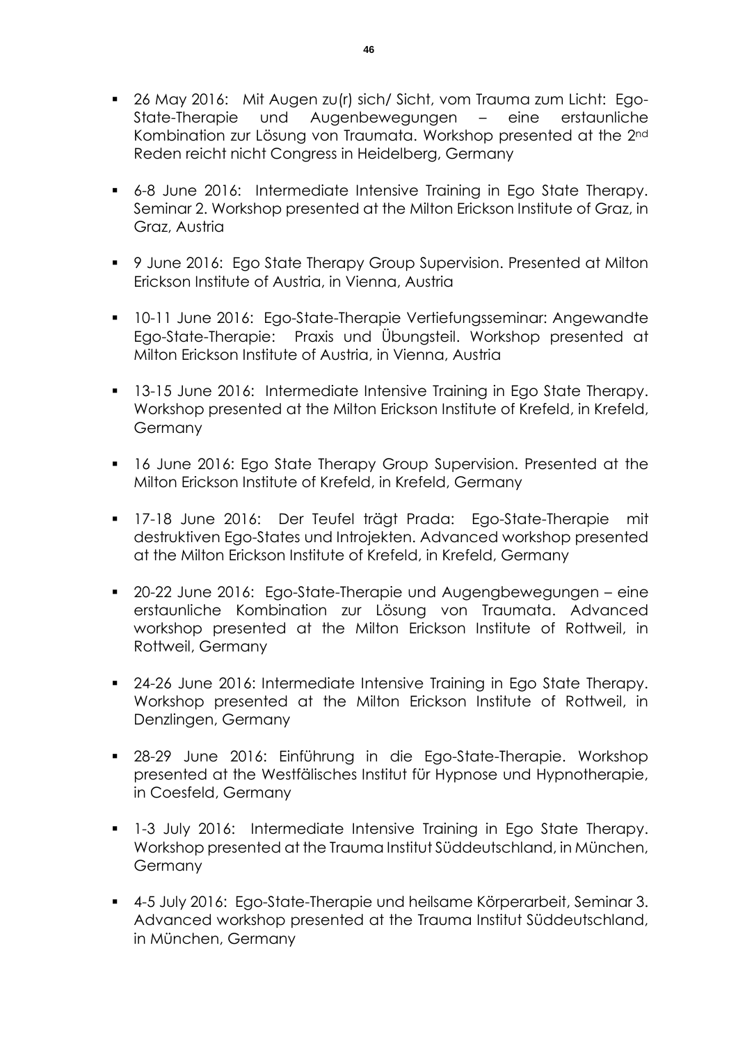- 26 May 2016: Mit Augen zu(r) sich/ Sicht, vom Trauma zum Licht: Ego-State-Therapie und Augenbewegungen – eine erstaunliche Kombination zur Lösung von Traumata. Workshop presented at the 2nd Reden reicht nicht Congress in Heidelberg, Germany

- 6-8 June 2016: Intermediate Intensive Training in Ego State Therapy. Seminar 2. Workshop presented at the Milton Erickson Institute of Graz, in Graz, Austria

- 9 June 2016: Ego State Therapy Group Supervision. Presented at Milton Erickson Institute of Austria, in Vienna, Austria

- 10-11 June 2016: Ego-State-Therapie Vertiefungsseminar: Angewandte Ego-State-Therapie: Praxis und Übungsteil. Workshop presented at Milton Erickson Institute of Austria, in Vienna, Austria

- 13-15 June 2016: Intermediate Intensive Training in Ego State Therapy. Workshop presented at the Milton Erickson Institute of Krefeld, in Krefeld, Germany

- 16 June 2016: Ego State Therapy Group Supervision. Presented at the Milton Erickson Institute of Krefeld, in Krefeld, Germany

- 17-18 June 2016: Der Teufel trägt Prada: Ego-State-Therapie mit destruktiven Ego-States und Introjekten. Advanced workshop presented at the Milton Erickson Institute of Krefeld, in Krefeld, Germany

- 20-22 June 2016: Ego-State-Therapie und Augengbewegungen – eine erstaunliche Kombination zur Lösung von Traumata. Advanced workshop presented at the Milton Erickson Institute of Rottweil, in Rottweil, Germany

- 24-26 June 2016: Intermediate Intensive Training in Ego State Therapy. Workshop presented at the Milton Erickson Institute of Rottweil, in Denzlingen, Germany

- 28-29 June 2016: Einführung in die Ego-State-Therapie. Workshop presented at the Westfälisches Institut für Hypnose und Hypnotherapie, in Coesfeld, Germany

- 1-3 July 2016: Intermediate Intensive Training in Ego State Therapy. Workshop presented at the Trauma Institut Süddeutschland, in München, Germany

- 4-5 July 2016: Ego-State-Therapie und heilsame Körperarbeit, Seminar 3. Advanced workshop presented at the Trauma Institut Süddeutschland, in München, Germany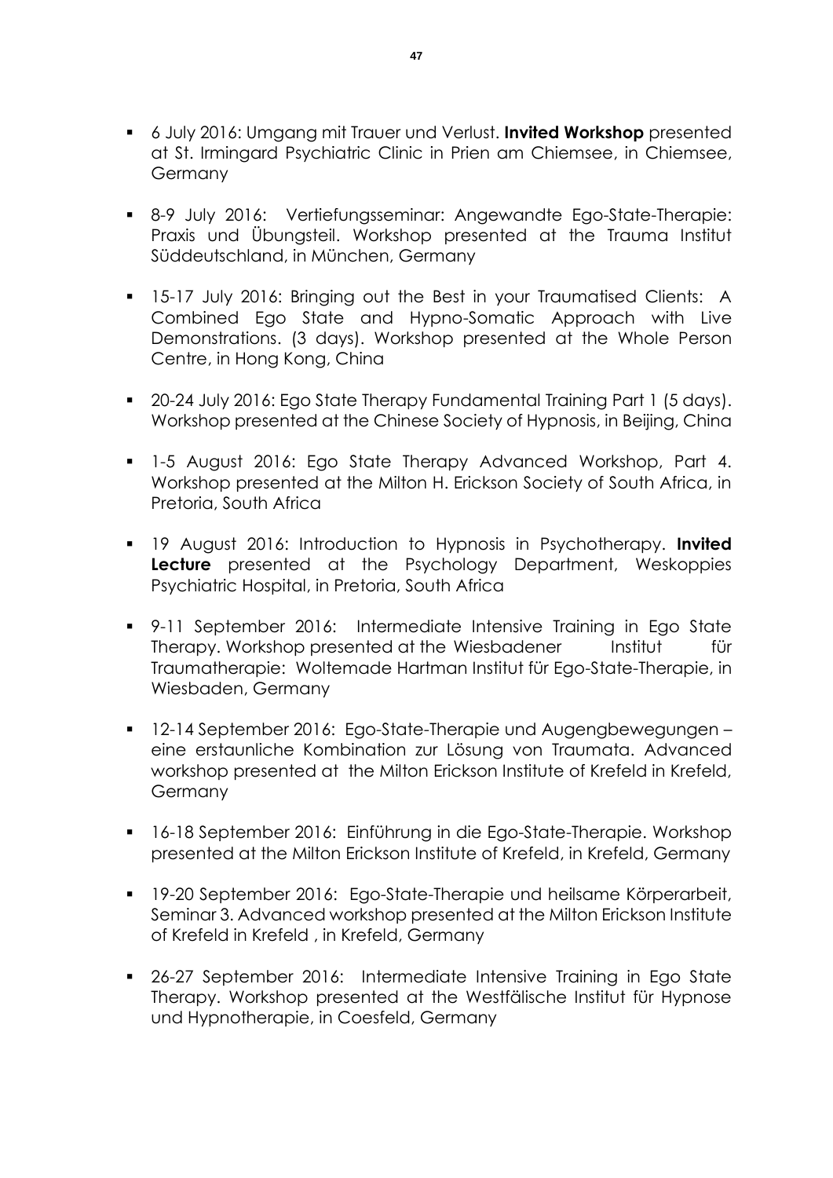- 6 July 2016: Umgang mit Trauer und Verlust. **Invited Workshop** presented at St. Irmingard Psychiatric Clinic in Prien am Chiemsee, in Chiemsee, Germany

- 8-9 July 2016: Vertiefungsseminar: Angewandte Ego-State-Therapie: Praxis und Übungsteil. Workshop presented at the Trauma Institut Süddeutschland, in München, Germany

- 15-17 July 2016: Bringing out the Best in your Traumatised Clients: A Combined Ego State and Hypno-Somatic Approach with Live Demonstrations. (3 days). Workshop presented at the Whole Person Centre, in Hong Kong, China

- 20-24 July 2016: Ego State Therapy Fundamental Training Part 1 (5 days). Workshop presented at the Chinese Society of Hypnosis, in Beijing, China

- 1-5 August 2016: Ego State Therapy Advanced Workshop, Part 4. Workshop presented at the Milton H. Erickson Society of South Africa, in Pretoria, South Africa

- 19 August 2016: Introduction to Hypnosis in Psychotherapy. **Invited Lecture** presented at the Psychology Department, Weskoppies Psychiatric Hospital, in Pretoria, South Africa

- 9-11 September 2016: Intermediate Intensive Training in Ego State Therapy. Workshop presented at the Wiesbadener Institut für Traumatherapie: Woltemade Hartman Institut für Ego-State-Therapie, in Wiesbaden, Germany

- 12-14 September 2016: Ego-State-Therapie und Augengbewegungen – eine erstaunliche Kombination zur Lösung von Traumata. Advanced workshop presented at the Milton Erickson Institute of Krefeld in Krefeld, Germany

- 16-18 September 2016: Einführung in die Ego-State-Therapie. Workshop presented at the Milton Erickson Institute of Krefeld, in Krefeld, Germany

- 19-20 September 2016: Ego-State-Therapie und heilsame Körperarbeit, Seminar 3. Advanced workshop presented at the Milton Erickson Institute of Krefeld in Krefeld , in Krefeld, Germany

- 26-27 September 2016: Intermediate Intensive Training in Ego State Therapy. Workshop presented at the Westfälische Institut für Hypnose und Hypnotherapie, in Coesfeld, Germany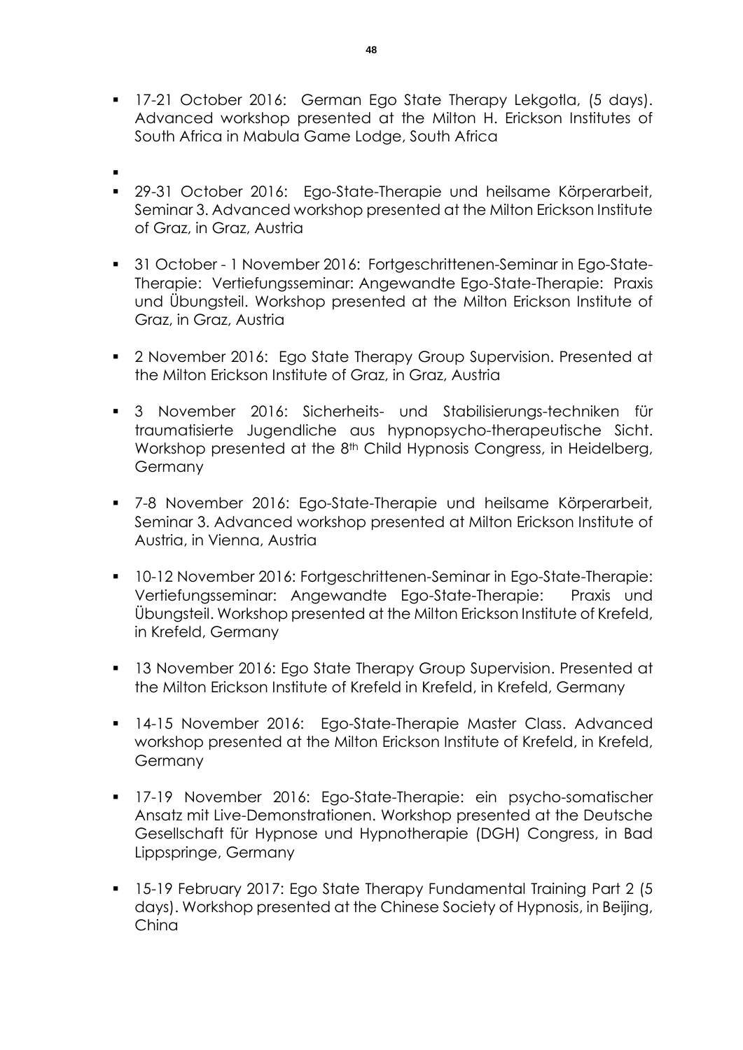- 17-21 October 2016: German Ego State Therapy Lekgotla, (5 days). Advanced workshop presented at the Milton H. Erickson Institutes of South Africa in Mabula Game Lodge, South Africa

- 29-31 October 2016: Ego-State-Therapie und heilsame Körperarbeit, Seminar 3. Advanced workshop presented at the Milton Erickson Institute of Graz, in Graz, Austria

- 31 October - 1 November 2016: Fortgeschrittenen-Seminar in Ego-State-Therapie: Vertiefungsseminar: Angewandte Ego-State-Therapie: Praxis und Übungsteil. Workshop presented at the Milton Erickson Institute of Graz, in Graz, Austria

- 2 November 2016: Ego State Therapy Group Supervision. Presented at the Milton Erickson Institute of Graz, in Graz, Austria

- 3 November 2016: Sicherheits- und Stabilisierungs-techniken für traumatisierte Jugendliche aus hypnopsycho-therapeutische Sicht. Workshop presented at the 8th Child Hypnosis Congress, in Heidelberg, Germany

- 7-8 November 2016: Ego-State-Therapie und heilsame Körperarbeit, Seminar 3. Advanced workshop presented at Milton Erickson Institute of Austria, in Vienna, Austria

- 10-12 November 2016: Fortgeschrittenen-Seminar in Ego-State-Therapie: Vertiefungsseminar: Angewandte Ego-State-Therapie: Praxis und Übungsteil. Workshop presented at the Milton Erickson Institute of Krefeld, in Krefeld, Germany

- 13 November 2016: Ego State Therapy Group Supervision. Presented at the Milton Erickson Institute of Krefeld in Krefeld, in Krefeld, Germany

- 14-15 November 2016: Ego-State-Therapie Master Class. Advanced workshop presented at the Milton Erickson Institute of Krefeld, in Krefeld, Germany

- 17-19 November 2016: Ego-State-Therapie: ein psycho-somatischer Ansatz mit Live-Demonstrationen. Workshop presented at the Deutsche Gesellschaft für Hypnose und Hypnotherapie (DGH) Congress, in Bad Lippspringe, Germany

- 15-19 February 2017: Ego State Therapy Fundamental Training Part 2 (5 days). Workshop presented at the Chinese Society of Hypnosis, in Beijing, China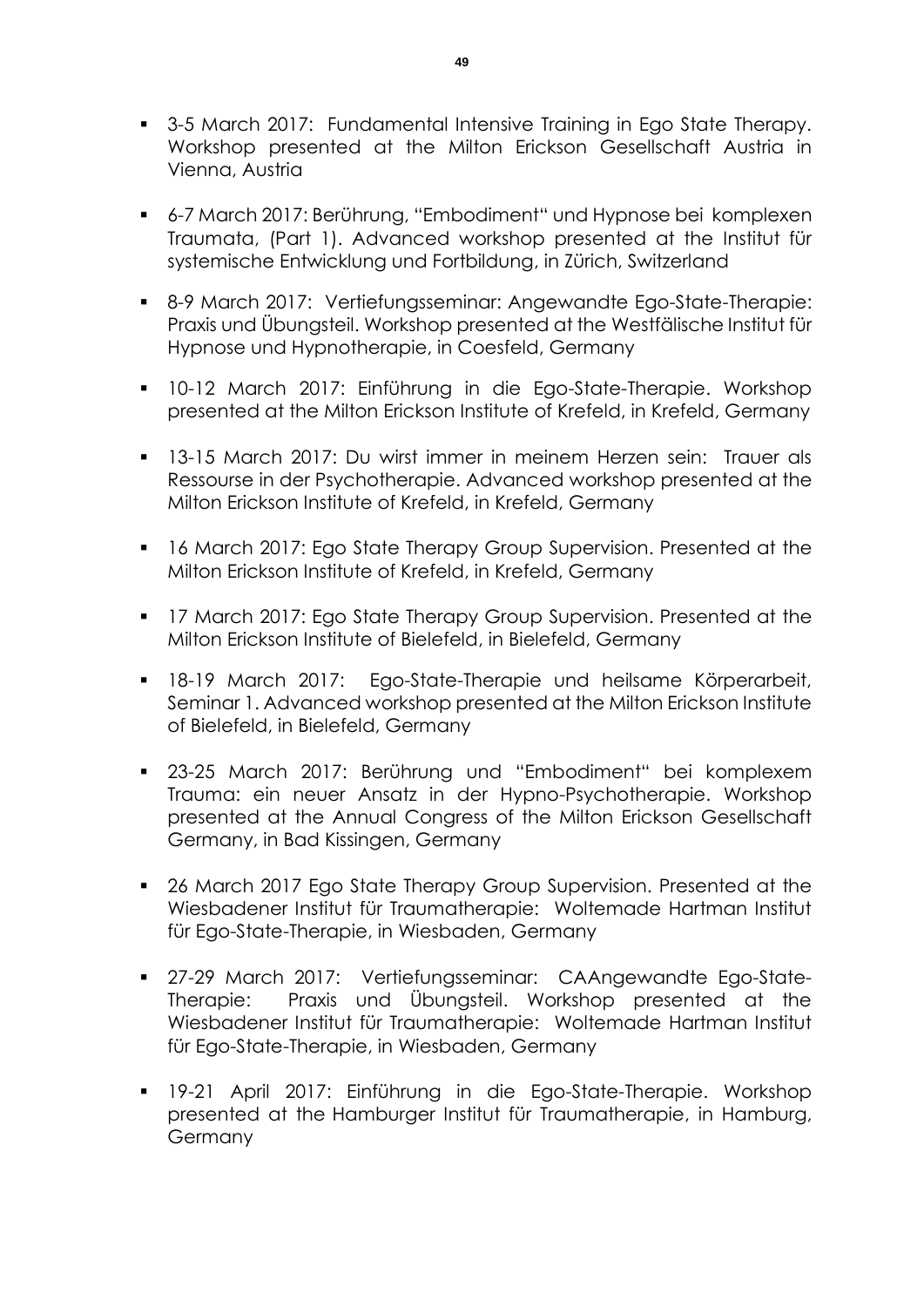- 3-5 March 2017: Fundamental Intensive Training in Ego State Therapy. Workshop presented at the Milton Erickson Gesellschaft Austria in Vienna, Austria

- 6-7 March 2017: Berührung, "Embodiment" und Hypnose bei komplexen Traumata, (Part 1). Advanced workshop presented at the Institut für systemische Entwicklung und Fortbildung, in Zürich, Switzerland

- 8-9 March 2017: Vertiefungsseminar: Angewandte Ego-State-Therapie: Praxis und Übungsteil. Workshop presented at the Westfälische Institut für Hypnose und Hypnotherapie, in Coesfeld, Germany

- 10-12 March 2017: Einführung in die Ego-State-Therapie. Workshop presented at the Milton Erickson Institute of Krefeld, in Krefeld, Germany

- 13-15 March 2017: Du wirst immer in meinem Herzen sein: Trauer als Ressourse in der Psychotherapie. Advanced workshop presented at the Milton Erickson Institute of Krefeld, in Krefeld, Germany

- 16 March 2017: Ego State Therapy Group Supervision. Presented at the Milton Erickson Institute of Krefeld, in Krefeld, Germany

- 17 March 2017: Ego State Therapy Group Supervision. Presented at the Milton Erickson Institute of Bielefeld, in Bielefeld, Germany

- 18-19 March 2017: Ego-State-Therapie und heilsame Körperarbeit, Seminar 1. Advanced workshop presented at the Milton Erickson Institute of Bielefeld, in Bielefeld, Germany

- 23-25 March 2017: Berührung und "Embodiment" bei komplexem Trauma: ein neuer Ansatz in der Hypno-Psychotherapie. Workshop presented at the Annual Congress of the Milton Erickson Gesellschaft Germany, in Bad Kissingen, Germany

- 26 March 2017 Ego State Therapy Group Supervision. Presented at the Wiesbadener Institut für Traumatherapie: Woltemade Hartman Institut für Ego-State-Therapie, in Wiesbaden, Germany

- 27-29 March 2017: Vertiefungsseminar: CAAngewandte Ego-State-Therapie: Praxis und Übungsteil. Workshop presented at the Wiesbadener Institut für Traumatherapie: Woltemade Hartman Institut für Ego-State-Therapie, in Wiesbaden, Germany

- 19-21 April 2017: Einführung in die Ego-State-Therapie. Workshop presented at the Hamburger Institut für Traumatherapie, in Hamburg, Germany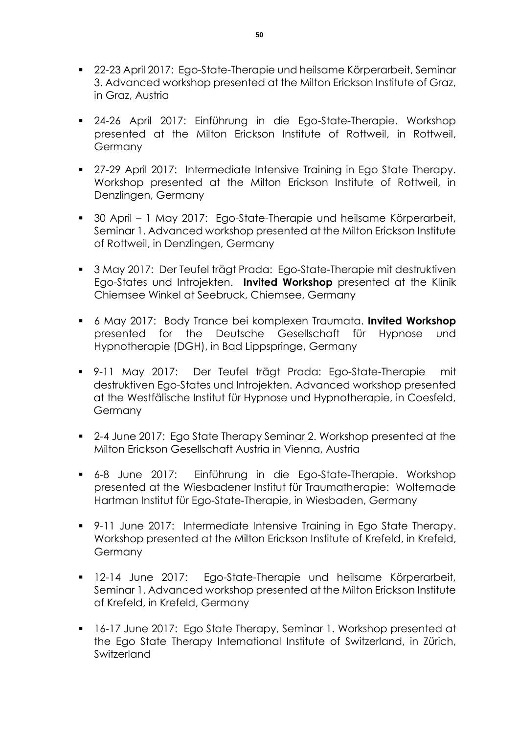- 22-23 April 2017: Ego-State-Therapie und heilsame Körperarbeit, Seminar 3. Advanced workshop presented at the Milton Erickson Institute of Graz, in Graz, Austria

- 24-26 April 2017: Einführung in die Ego-State-Therapie. Workshop presented at the Milton Erickson Institute of Rottweil, in Rottweil, Germany

- 27-29 April 2017: Intermediate Intensive Training in Ego State Therapy. Workshop presented at the Milton Erickson Institute of Rottweil, in Denzlingen, Germany

- 30 April – 1 May 2017: Ego-State-Therapie und heilsame Körperarbeit, Seminar 1. Advanced workshop presented at the Milton Erickson Institute of Rottweil, in Denzlingen, Germany

- 3 May 2017: Der Teufel trägt Prada: Ego-State-Therapie mit destruktiven Ego-States und Introjekten. **Invited Workshop** presented at the Klinik Chiemsee Winkel at Seebruck, Chiemsee, Germany

- 6 May 2017: Body Trance bei komplexen Traumata. **Invited Workshop** presented for the Deutsche Gesellschaft für Hypnose und Hypnotherapie (DGH), in Bad Lippspringe, Germany

- 9-11 May 2017: Der Teufel trägt Prada: Ego-State-Therapie mit destruktiven Ego-States und Introjekten. Advanced workshop presented at the Westfälische Institut für Hypnose und Hypnotherapie, in Coesfeld, Germany

- 2-4 June 2017: Ego State Therapy Seminar 2. Workshop presented at the Milton Erickson Gesellschaft Austria in Vienna, Austria

- 6-8 June 2017: Einführung in die Ego-State-Therapie. Workshop presented at the Wiesbadener Institut für Traumatherapie: Woltemade Hartman Institut für Ego-State-Therapie, in Wiesbaden, Germany

- 9-11 June 2017: Intermediate Intensive Training in Ego State Therapy. Workshop presented at the Milton Erickson Institute of Krefeld, in Krefeld, Germany

- 12-14 June 2017: Ego-State-Therapie und heilsame Körperarbeit, Seminar 1. Advanced workshop presented at the Milton Erickson Institute of Krefeld, in Krefeld, Germany

- 16-17 June 2017: Ego State Therapy, Seminar 1. Workshop presented at the Ego State Therapy International Institute of Switzerland, in Zürich, Switzerland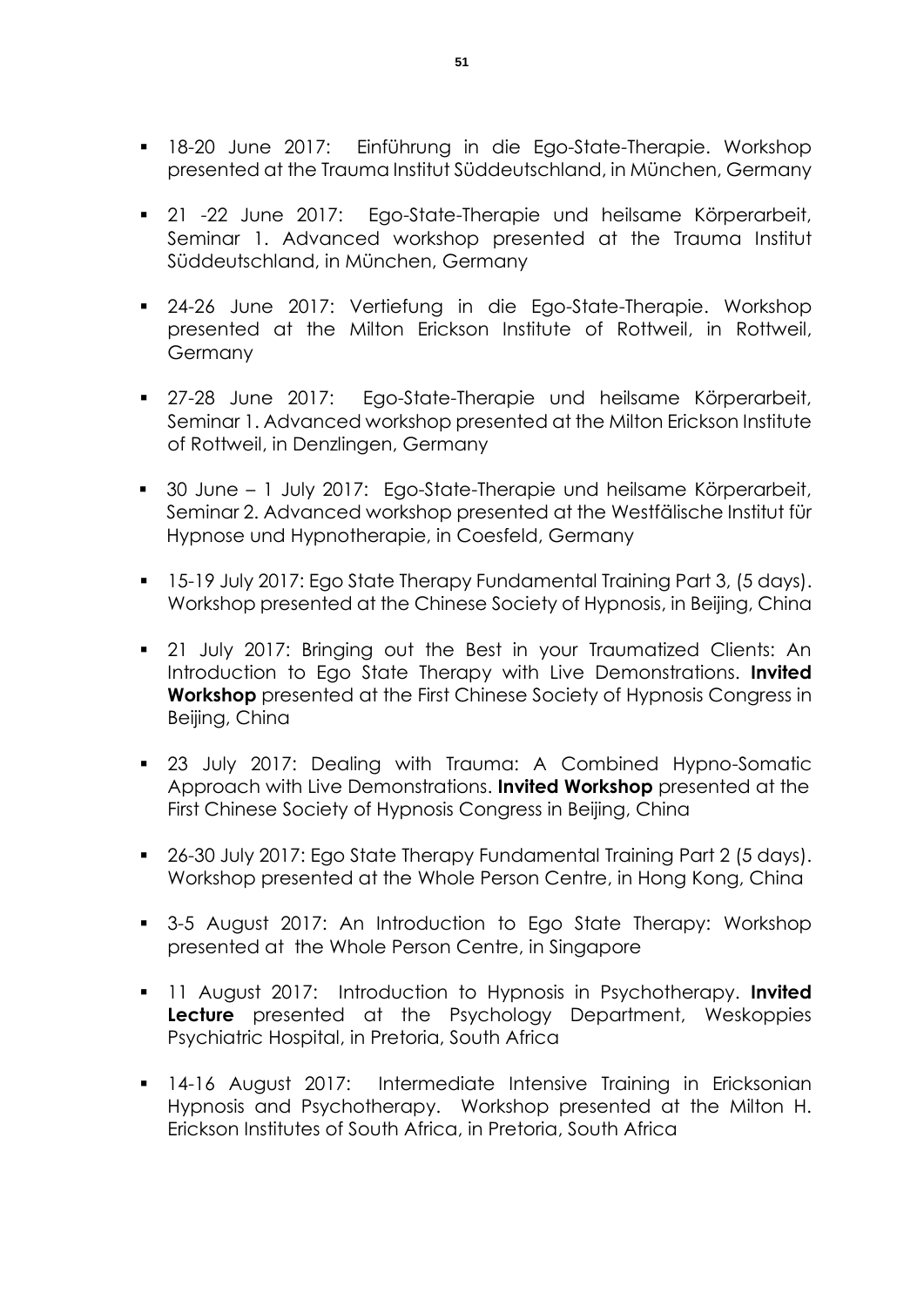- 18-20 June 2017: Einführung in die Ego-State-Therapie. Workshop presented at the Trauma Institut Süddeutschland, in München, Germany

- 21 -22 June 2017: Ego-State-Therapie und heilsame Körperarbeit, Seminar 1. Advanced workshop presented at the Trauma Institut Süddeutschland, in München, Germany

- 24-26 June 2017: Vertiefung in die Ego-State-Therapie. Workshop presented at the Milton Erickson Institute of Rottweil, in Rottweil, Germany

- 27-28 June 2017: Ego-State-Therapie und heilsame Körperarbeit, Seminar 1. Advanced workshop presented at the Milton Erickson Institute of Rottweil, in Denzlingen, Germany

- 30 June – 1 July 2017: Ego-State-Therapie und heilsame Körperarbeit, Seminar 2. Advanced workshop presented at the Westfälische Institut für Hypnose und Hypnotherapie, in Coesfeld, Germany

- 15-19 July 2017: Ego State Therapy Fundamental Training Part 3, (5 days). Workshop presented at the Chinese Society of Hypnosis, in Beijing, China

- 21 July 2017: Bringing out the Best in your Traumatized Clients: An Introduction to Ego State Therapy with Live Demonstrations. **Invited Workshop** presented at the First Chinese Society of Hypnosis Congress in Beijing, China

- 23 July 2017: Dealing with Trauma: A Combined Hypno-Somatic Approach with Live Demonstrations. **Invited Workshop** presented at the First Chinese Society of Hypnosis Congress in Beijing, China

- 26-30 July 2017: Ego State Therapy Fundamental Training Part 2 (5 days). Workshop presented at the Whole Person Centre, in Hong Kong, China

- 3-5 August 2017: An Introduction to Ego State Therapy: Workshop presented at the Whole Person Centre, in Singapore

- 11 August 2017: Introduction to Hypnosis in Psychotherapy. **Invited Lecture** presented at the Psychology Department, Weskoppies Psychiatric Hospital, in Pretoria, South Africa

- 14-16 August 2017: Intermediate Intensive Training in Ericksonian Hypnosis and Psychotherapy. Workshop presented at the Milton H. Erickson Institutes of South Africa, in Pretoria, South Africa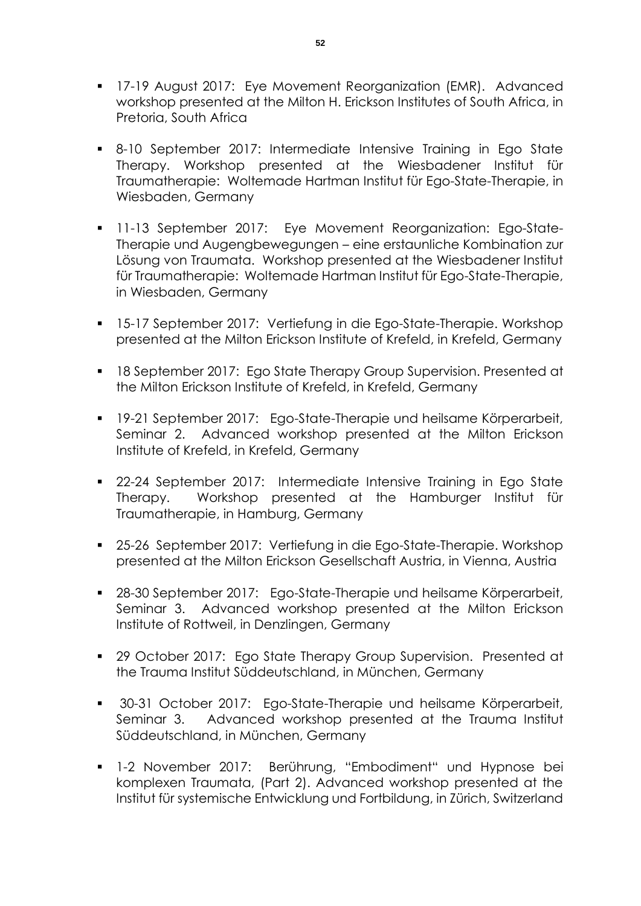- 17-19 August 2017: Eye Movement Reorganization (EMR). Advanced workshop presented at the Milton H. Erickson Institutes of South Africa, in Pretoria, South Africa

- 8-10 September 2017: Intermediate Intensive Training in Ego State Therapy. Workshop presented at the Wiesbadener Institut für Traumatherapie: Woltemade Hartman Institut für Ego-State-Therapie, in Wiesbaden, Germany

- 11-13 September 2017: Eye Movement Reorganization: Ego-State-Therapie und Augengbewegungen – eine erstaunliche Kombination zur Lösung von Traumata. Workshop presented at the Wiesbadener Institut für Traumatherapie: Woltemade Hartman Institut für Ego-State-Therapie, in Wiesbaden, Germany

- 15-17 September 2017: Vertiefung in die Ego-State-Therapie. Workshop presented at the Milton Erickson Institute of Krefeld, in Krefeld, Germany

- 18 September 2017: Ego State Therapy Group Supervision. Presented at the Milton Erickson Institute of Krefeld, in Krefeld, Germany

- 19-21 September 2017: Ego-State-Therapie und heilsame Körperarbeit, Seminar 2. Advanced workshop presented at the Milton Erickson Institute of Krefeld, in Krefeld, Germany

- 22-24 September 2017: Intermediate Intensive Training in Ego State Therapy. Workshop presented at the Hamburger Institut für Traumatherapie, in Hamburg, Germany

- 25-26 September 2017: Vertiefung in die Ego-State-Therapie. Workshop presented at the Milton Erickson Gesellschaft Austria, in Vienna, Austria

- 28-30 September 2017: Ego-State-Therapie und heilsame Körperarbeit, Seminar 3. Advanced workshop presented at the Milton Erickson Institute of Rottweil, in Denzlingen, Germany

- 29 October 2017: Ego State Therapy Group Supervision. Presented at the Trauma Institut Süddeutschland, in München, Germany

- 30-31 October 2017: Ego-State-Therapie und heilsame Körperarbeit, Seminar 3. Advanced workshop presented at the Trauma Institut Süddeutschland, in München, Germany

- 1-2 November 2017: Berührung, "Embodiment" und Hypnose bei komplexen Traumata, (Part 2). Advanced workshop presented at the Institut für systemische Entwicklung und Fortbildung, in Zürich, Switzerland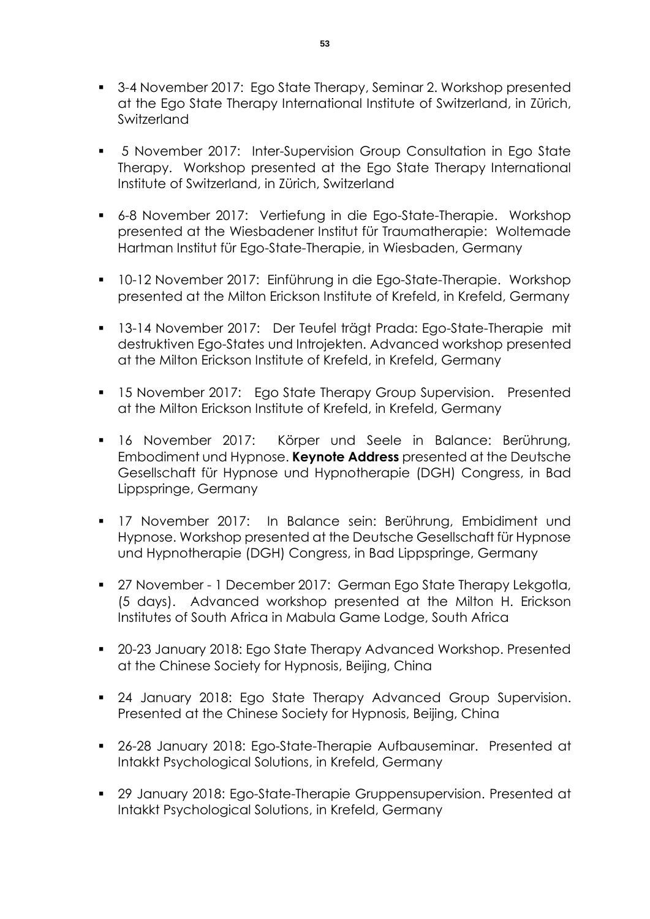- 3-4 November 2017: Ego State Therapy, Seminar 2. Workshop presented at the Ego State Therapy International Institute of Switzerland, in Zürich, Switzerland

- 5 November 2017: Inter-Supervision Group Consultation in Ego State Therapy. Workshop presented at the Ego State Therapy International Institute of Switzerland, in Zürich, Switzerland

- 6-8 November 2017: Vertiefung in die Ego-State-Therapie. Workshop presented at the Wiesbadener Institut für Traumatherapie: Woltemade Hartman Institut für Ego-State-Therapie, in Wiesbaden, Germany

- 10-12 November 2017: Einführung in die Ego-State-Therapie. Workshop presented at the Milton Erickson Institute of Krefeld, in Krefeld, Germany

- 13-14 November 2017: Der Teufel trägt Prada: Ego-State-Therapie mit destruktiven Ego-States und Introjekten. Advanced workshop presented at the Milton Erickson Institute of Krefeld, in Krefeld, Germany

- 15 November 2017: Ego State Therapy Group Supervision. Presented at the Milton Erickson Institute of Krefeld, in Krefeld, Germany

- 16 November 2017: Körper und Seele in Balance: Berührung, Embodiment und Hypnose. **Keynote Address** presented at the Deutsche Gesellschaft für Hypnose und Hypnotherapie (DGH) Congress, in Bad Lippspringe, Germany

- 17 November 2017: In Balance sein: Berührung, Embidiment und Hypnose. Workshop presented at the Deutsche Gesellschaft für Hypnose und Hypnotherapie (DGH) Congress, in Bad Lippspringe, Germany

- 27 November - 1 December 2017: German Ego State Therapy Lekgotla, (5 days). Advanced workshop presented at the Milton H. Erickson Institutes of South Africa in Mabula Game Lodge, South Africa

- 20-23 January 2018: Ego State Therapy Advanced Workshop. Presented at the Chinese Society for Hypnosis, Beijing, China

- 24 January 2018: Ego State Therapy Advanced Group Supervision. Presented at the Chinese Society for Hypnosis, Beijing, China

- 26-28 January 2018: Ego-State-Therapie Aufbauseminar. Presented at Intakkt Psychological Solutions, in Krefeld, Germany

- 29 January 2018: Ego-State-Therapie Gruppensupervision. Presented at Intakkt Psychological Solutions, in Krefeld, Germany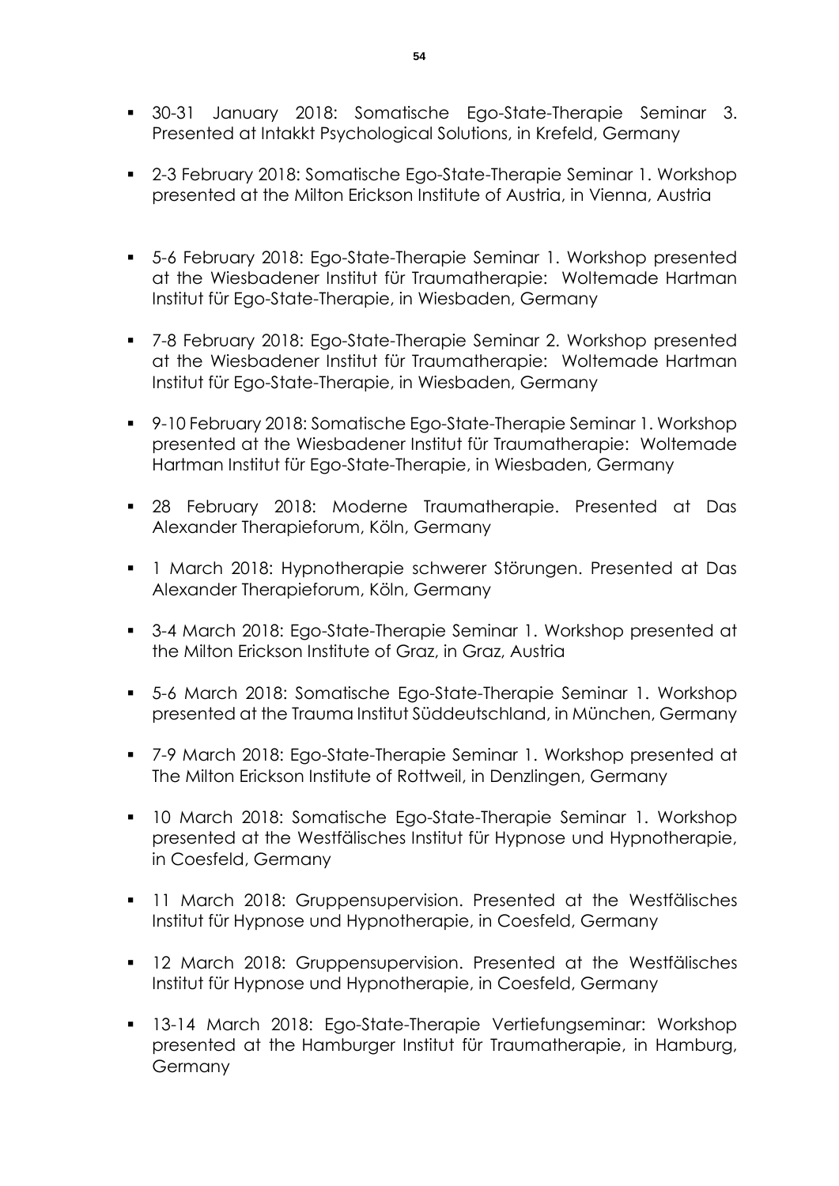- 30-31 January 2018: Somatische Ego-State-Therapie Seminar 3. Presented at Intakkt Psychological Solutions, in Krefeld, Germany

- 2-3 February 2018: Somatische Ego-State-Therapie Seminar 1. Workshop presented at the Milton Erickson Institute of Austria, in Vienna, Austria

- 5-6 February 2018: Ego-State-Therapie Seminar 1. Workshop presented at the Wiesbadener Institut für Traumatherapie: Woltemade Hartman Institut für Ego-State-Therapie, in Wiesbaden, Germany

- 7-8 February 2018: Ego-State-Therapie Seminar 2. Workshop presented at the Wiesbadener Institut für Traumatherapie: Woltemade Hartman Institut für Ego-State-Therapie, in Wiesbaden, Germany

- 9-10 February 2018: Somatische Ego-State-Therapie Seminar 1. Workshop presented at the Wiesbadener Institut für Traumatherapie: Woltemade Hartman Institut für Ego-State-Therapie, in Wiesbaden, Germany

- 28 February 2018: Moderne Traumatherapie. Presented at Das Alexander Therapieforum, Köln, Germany

- 1 March 2018: Hypnotherapie schwerer Störungen. Presented at Das Alexander Therapieforum, Köln, Germany

- 3-4 March 2018: Ego-State-Therapie Seminar 1. Workshop presented at the Milton Erickson Institute of Graz, in Graz, Austria

- 5-6 March 2018: Somatische Ego-State-Therapie Seminar 1. Workshop presented at the Trauma Institut Süddeutschland, in München, Germany

- 7-9 March 2018: Ego-State-Therapie Seminar 1. Workshop presented at The Milton Erickson Institute of Rottweil, in Denzlingen, Germany

- 10 March 2018: Somatische Ego-State-Therapie Seminar 1. Workshop presented at the Westfälisches Institut für Hypnose und Hypnotherapie, in Coesfeld, Germany

- 11 March 2018: Gruppensupervision. Presented at the Westfälisches Institut für Hypnose und Hypnotherapie, in Coesfeld, Germany

- 12 March 2018: Gruppensupervision. Presented at the Westfälisches Institut für Hypnose und Hypnotherapie, in Coesfeld, Germany

- 13-14 March 2018: Ego-State-Therapie Vertiefungseminar: Workshop presented at the Hamburger Institut für Traumatherapie, in Hamburg, Germany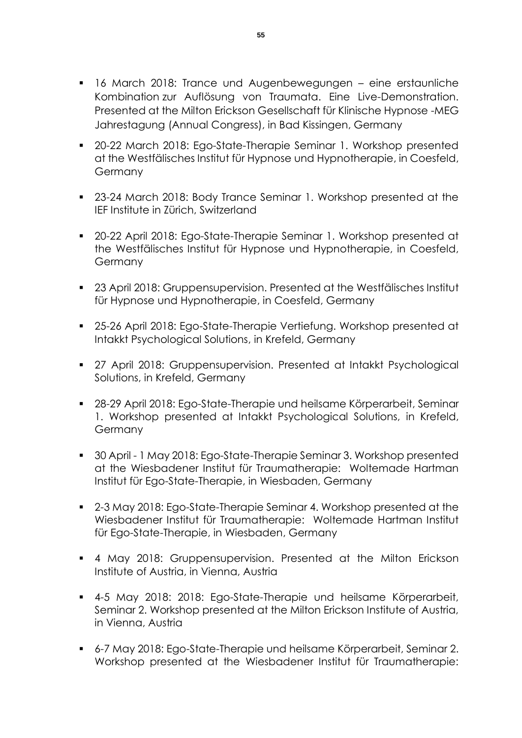- 16 March 2018: Trance und Augenbewegungen – eine erstaunliche Kombination zur Auflösung von Traumata. Eine Live-Demonstration. Presented at the Milton Erickson Gesellschaft für Klinische Hypnose -MEG Jahrestagung (Annual Congress), in Bad Kissingen, Germany

- 20-22 March 2018: Ego-State-Therapie Seminar 1. Workshop presented at the Westfälisches Institut für Hypnose und Hypnotherapie, in Coesfeld, Germany

- 23-24 March 2018: Body Trance Seminar 1. Workshop presented at the IEF Institute in Zürich, Switzerland

- 20-22 April 2018: Ego-State-Therapie Seminar 1. Workshop presented at the Westfälisches Institut für Hypnose und Hypnotherapie, in Coesfeld, Germany

- 23 April 2018: Gruppensupervision. Presented at the Westfälisches Institut für Hypnose und Hypnotherapie, in Coesfeld, Germany

- 25-26 April 2018: Ego-State-Therapie Vertiefung. Workshop presented at Intakkt Psychological Solutions, in Krefeld, Germany

- 27 April 2018: Gruppensupervision. Presented at Intakkt Psychological Solutions, in Krefeld, Germany

- 28-29 April 2018: Ego-State-Therapie und heilsame Körperarbeit, Seminar 1. Workshop presented at Intakkt Psychological Solutions, in Krefeld, Germany

- 30 April - 1 May 2018: Ego-State-Therapie Seminar 3. Workshop presented at the Wiesbadener Institut für Traumatherapie: Woltemade Hartman Institut für Ego-State-Therapie, in Wiesbaden, Germany

- 2-3 May 2018: Ego-State-Therapie Seminar 4. Workshop presented at the Wiesbadener Institut für Traumatherapie: Woltemade Hartman Institut für Ego-State-Therapie, in Wiesbaden, Germany

- 4 May 2018: Gruppensupervision. Presented at the Milton Erickson Institute of Austria, in Vienna, Austria

- 4-5 May 2018: 2018: Ego-State-Therapie und heilsame Körperarbeit, Seminar 2. Workshop presented at the Milton Erickson Institute of Austria, in Vienna, Austria

- 6-7 May 2018: Ego-State-Therapie und heilsame Körperarbeit, Seminar 2. Workshop presented at the Wiesbadener Institut für Traumatherapie: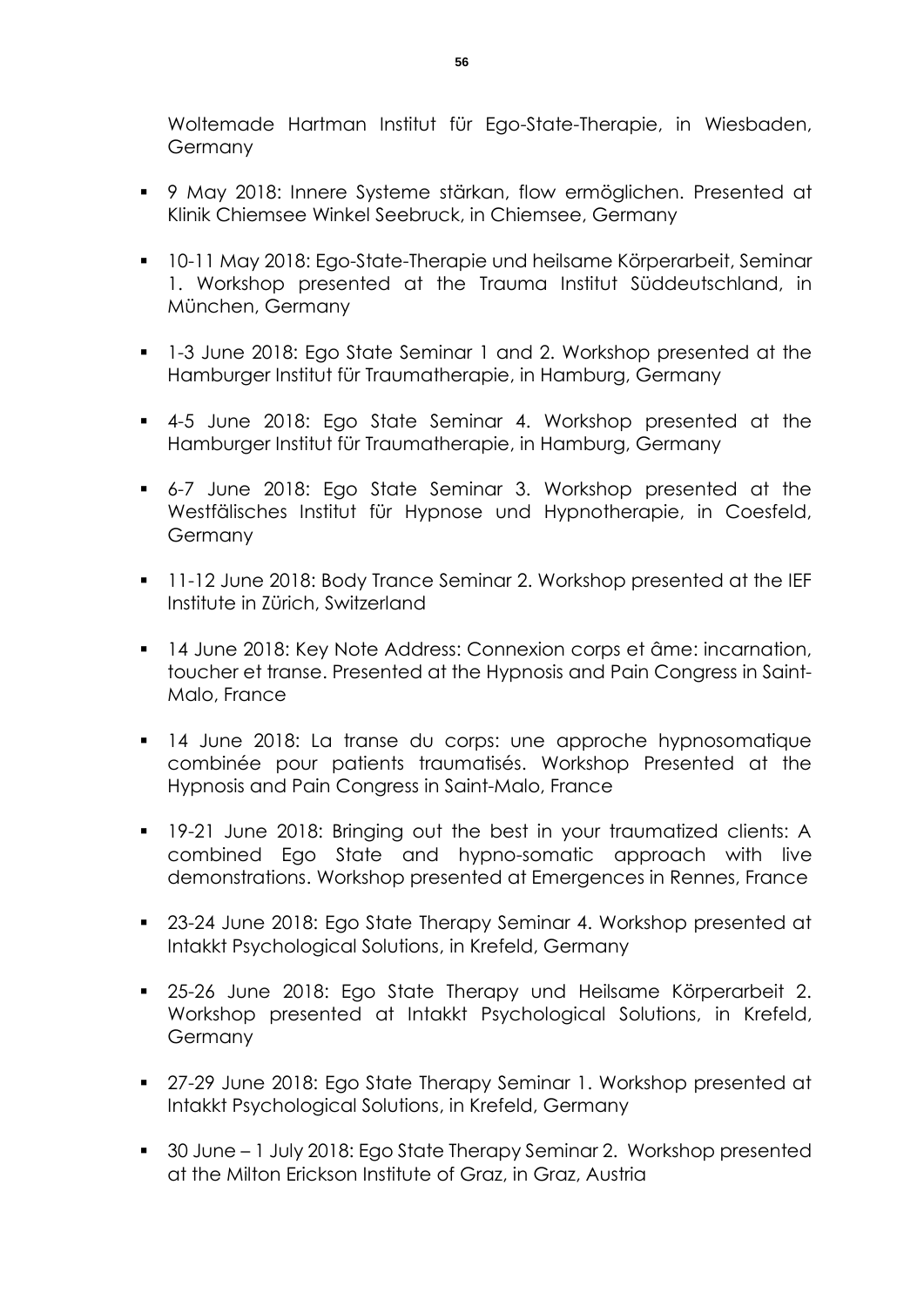Woltemade Hartman Institut für Ego-State-Therapie, in Wiesbaden, Germany

- 9 May 2018: Innere Systeme stärkan, flow ermöglichen. Presented at Klinik Chiemsee Winkel Seebruck, in Chiemsee, Germany
- 10-11 May 2018: Ego-State-Therapie und heilsame Körperarbeit, Seminar 1. Workshop presented at the Trauma Institut Süddeutschland, in München, Germany
- 1-3 June 2018: Ego State Seminar 1 and 2. Workshop presented at the Hamburger Institut für Traumatherapie, in Hamburg, Germany
- 4-5 June 2018: Ego State Seminar 4. Workshop presented at the Hamburger Institut für Traumatherapie, in Hamburg, Germany
- 6-7 June 2018: Ego State Seminar 3. Workshop presented at the Westfälisches Institut für Hypnose und Hypnotherapie, in Coesfeld, Germany
- 11-12 June 2018: Body Trance Seminar 2. Workshop presented at the IEF Institute in Zürich, Switzerland
- 14 June 2018: Key Note Address: Connexion corps et âme: incarnation, toucher et transe. Presented at the Hypnosis and Pain Congress in Saint-Malo, France
- 14 June 2018: La transe du corps: une approche hypnosomatique combinée pour patients traumatisés. Workshop Presented at the Hypnosis and Pain Congress in Saint-Malo, France
- 19-21 June 2018: Bringing out the best in your traumatized clients: A combined Ego State and hypno-somatic approach with live demonstrations. Workshop presented at Emergences in Rennes, France
- 23-24 June 2018: Ego State Therapy Seminar 4. Workshop presented at Intakkt Psychological Solutions, in Krefeld, Germany
- 25-26 June 2018: Ego State Therapy und Heilsame Körperarbeit 2. Workshop presented at Intakkt Psychological Solutions, in Krefeld, Germany
- 27-29 June 2018: Ego State Therapy Seminar 1. Workshop presented at Intakkt Psychological Solutions, in Krefeld, Germany
- 30 June – 1 July 2018: Ego State Therapy Seminar 2. Workshop presented at the Milton Erickson Institute of Graz, in Graz, Austria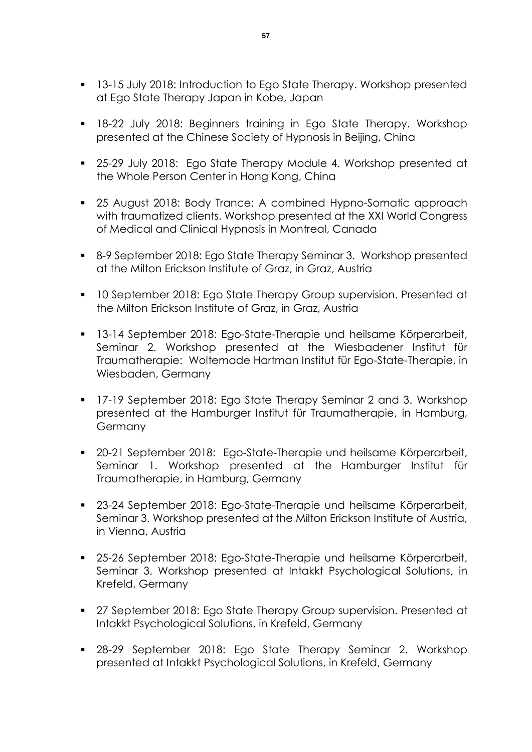- 13-15 July 2018: Introduction to Ego State Therapy. Workshop presented at Ego State Therapy Japan in Kobe, Japan

- 18-22 July 2018: Beginners training in Ego State Therapy. Workshop presented at the Chinese Society of Hypnosis in Beijing, China

- 25-29 July 2018: Ego State Therapy Module 4. Workshop presented at the Whole Person Center in Hong Kong, China

- 25 August 2018: Body Trance: A combined Hypno-Somatic approach with traumatized clients. Workshop presented at the XXI World Congress of Medical and Clinical Hypnosis in Montreal, Canada

- 8-9 September 2018: Ego State Therapy Seminar 3. Workshop presented at the Milton Erickson Institute of Graz, in Graz, Austria

- 10 September 2018: Ego State Therapy Group supervision. Presented at the Milton Erickson Institute of Graz, in Graz, Austria

- 13-14 September 2018: Ego-State-Therapie und heilsame Körperarbeit, Seminar 2. Workshop presented at the Wiesbadener Institut für Traumatherapie: Woltemade Hartman Institut für Ego-State-Therapie, in Wiesbaden, Germany

- 17-19 September 2018: Ego State Therapy Seminar 2 and 3. Workshop presented at the Hamburger Institut für Traumatherapie, in Hamburg, Germany

- 20-21 September 2018: Ego-State-Therapie und heilsame Körperarbeit, Seminar 1. Workshop presented at the Hamburger Institut für Traumatherapie, in Hamburg, Germany

- 23-24 September 2018: Ego-State-Therapie und heilsame Körperarbeit, Seminar 3. Workshop presented at the Milton Erickson Institute of Austria, in Vienna, Austria

- 25-26 September 2018: Ego-State-Therapie und heilsame Körperarbeit, Seminar 3. Workshop presented at Intakkt Psychological Solutions, in Krefeld, Germany

- 27 September 2018: Ego State Therapy Group supervision. Presented at Intakkt Psychological Solutions, in Krefeld, Germany

- 28-29 September 2018: Ego State Therapy Seminar 2. Workshop presented at Intakkt Psychological Solutions, in Krefeld, Germany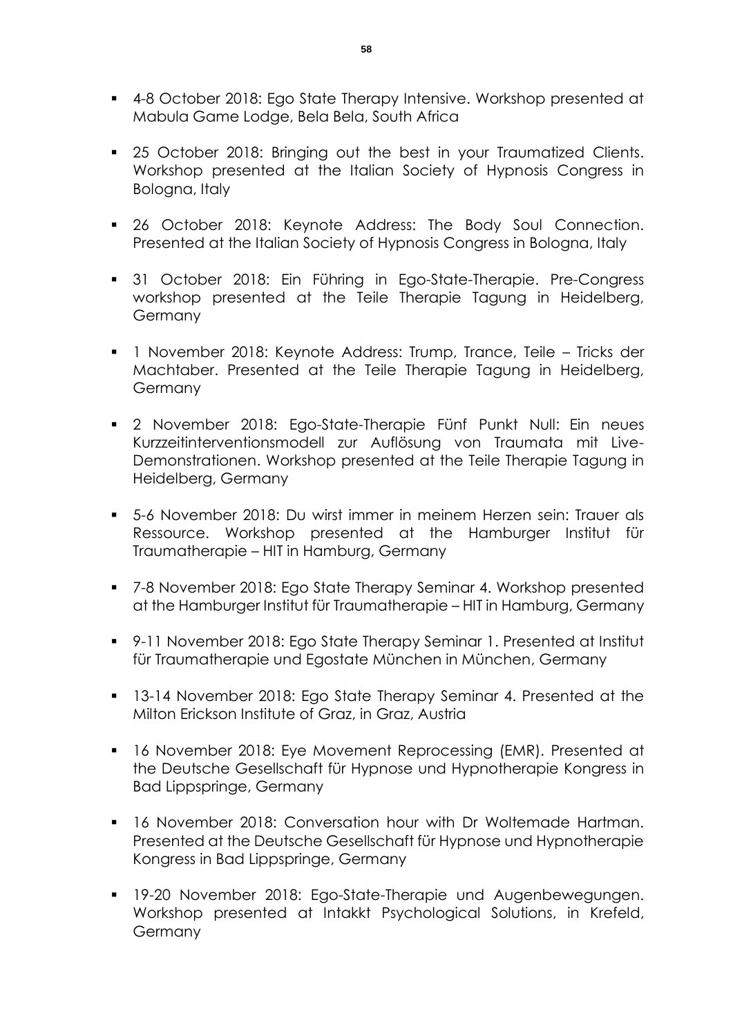- 4-8 October 2018: Ego State Therapy Intensive. Workshop presented at Mabula Game Lodge, Bela Bela, South Africa

- 25 October 2018: Bringing out the best in your Traumatized Clients. Workshop presented at the Italian Society of Hypnosis Congress in Bologna, Italy

- 26 October 2018: Keynote Address: The Body Soul Connection. Presented at the Italian Society of Hypnosis Congress in Bologna, Italy

- 31 October 2018: Ein Führing in Ego-State-Therapie. Pre-Congress workshop presented at the Teile Therapie Tagung in Heidelberg, Germany

- 1 November 2018: Keynote Address: Trump, Trance, Teile – Tricks der Machtaber. Presented at the Teile Therapie Tagung in Heidelberg, Germany

- 2 November 2018: Ego-State-Therapie Fünf Punkt Null: Ein neues Kurzzeitinterventionsmodell zur Auflösung von Traumata mit Live-Demonstrationen. Workshop presented at the Teile Therapie Tagung in Heidelberg, Germany

- 5-6 November 2018: Du wirst immer in meinem Herzen sein: Trauer als Ressource. Workshop presented at the Hamburger Institut für Traumatherapie – HIT in Hamburg, Germany

- 7-8 November 2018: Ego State Therapy Seminar 4. Workshop presented at the Hamburger Institut für Traumatherapie – HIT in Hamburg, Germany

- 9-11 November 2018: Ego State Therapy Seminar 1. Presented at Institut für Traumatherapie und Egostate München in München, Germany

- 13-14 November 2018: Ego State Therapy Seminar 4. Presented at the Milton Erickson Institute of Graz, in Graz, Austria

- 16 November 2018: Eye Movement Reprocessing (EMR). Presented at the Deutsche Gesellschaft für Hypnose und Hypnotherapie Kongress in Bad Lippspringe, Germany

- 16 November 2018: Conversation hour with Dr Woltemade Hartman. Presented at the Deutsche Gesellschaft für Hypnose und Hypnotherapie Kongress in Bad Lippspringe, Germany

- 19-20 November 2018: Ego-State-Therapie und Augenbewegungen. Workshop presented at Intakkt Psychological Solutions, in Krefeld, Germany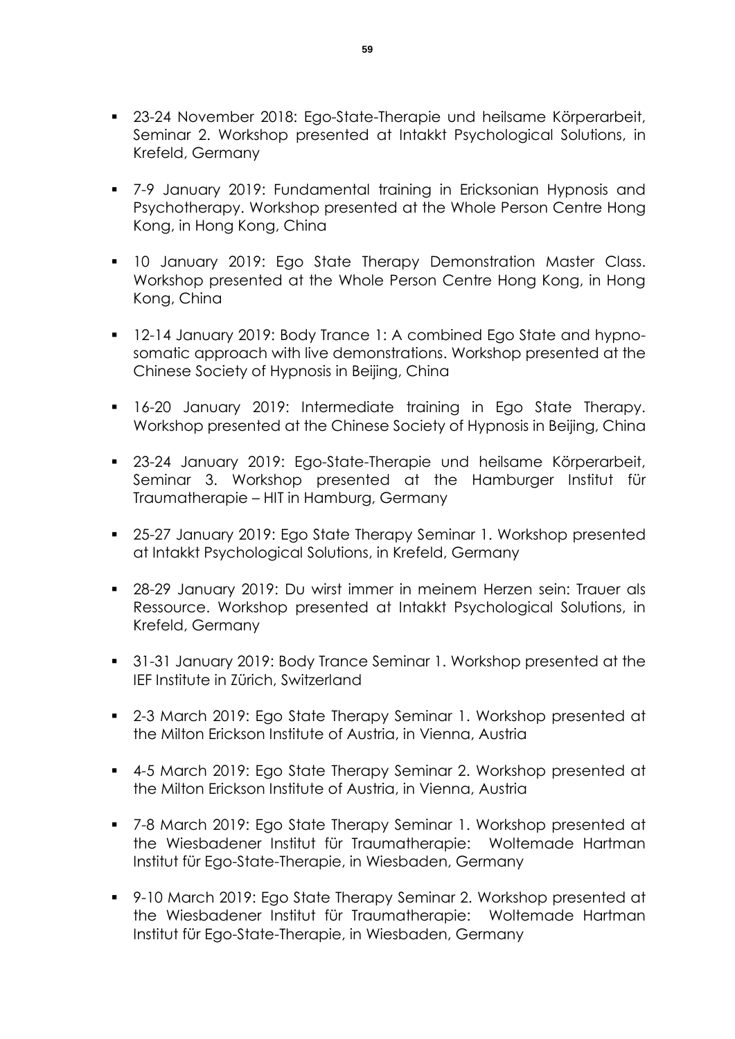- 23-24 November 2018: Ego-State-Therapie und heilsame Körperarbeit, Seminar 2. Workshop presented at Intakkt Psychological Solutions, in Krefeld, Germany

- 7-9 January 2019: Fundamental training in Ericksonian Hypnosis and Psychotherapy. Workshop presented at the Whole Person Centre Hong Kong, in Hong Kong, China

- 10 January 2019: Ego State Therapy Demonstration Master Class. Workshop presented at the Whole Person Centre Hong Kong, in Hong Kong, China

- 12-14 January 2019: Body Trance 1: A combined Ego State and hypno-somatic approach with live demonstrations. Workshop presented at the Chinese Society of Hypnosis in Beijing, China

- 16-20 January 2019: Intermediate training in Ego State Therapy. Workshop presented at the Chinese Society of Hypnosis in Beijing, China

- 23-24 January 2019: Ego-State-Therapie und heilsame Körperarbeit, Seminar 3. Workshop presented at the Hamburger Institut für Traumatherapie – HIT in Hamburg, Germany

- 25-27 January 2019: Ego State Therapy Seminar 1. Workshop presented at Intakkt Psychological Solutions, in Krefeld, Germany

- 28-29 January 2019: Du wirst immer in meinem Herzen sein: Trauer als Ressource. Workshop presented at Intakkt Psychological Solutions, in Krefeld, Germany

- 31-31 January 2019: Body Trance Seminar 1. Workshop presented at the IEF Institute in Zürich, Switzerland

- 2-3 March 2019: Ego State Therapy Seminar 1. Workshop presented at the Milton Erickson Institute of Austria, in Vienna, Austria

- 4-5 March 2019: Ego State Therapy Seminar 2. Workshop presented at the Milton Erickson Institute of Austria, in Vienna, Austria

- 7-8 March 2019: Ego State Therapy Seminar 1. Workshop presented at the Wiesbadener Institut für Traumatherapie: Woltemade Hartman Institut für Ego-State-Therapie, in Wiesbaden, Germany

- 9-10 March 2019: Ego State Therapy Seminar 2. Workshop presented at the Wiesbadener Institut für Traumatherapie: Woltemade Hartman Institut für Ego-State-Therapie, in Wiesbaden, Germany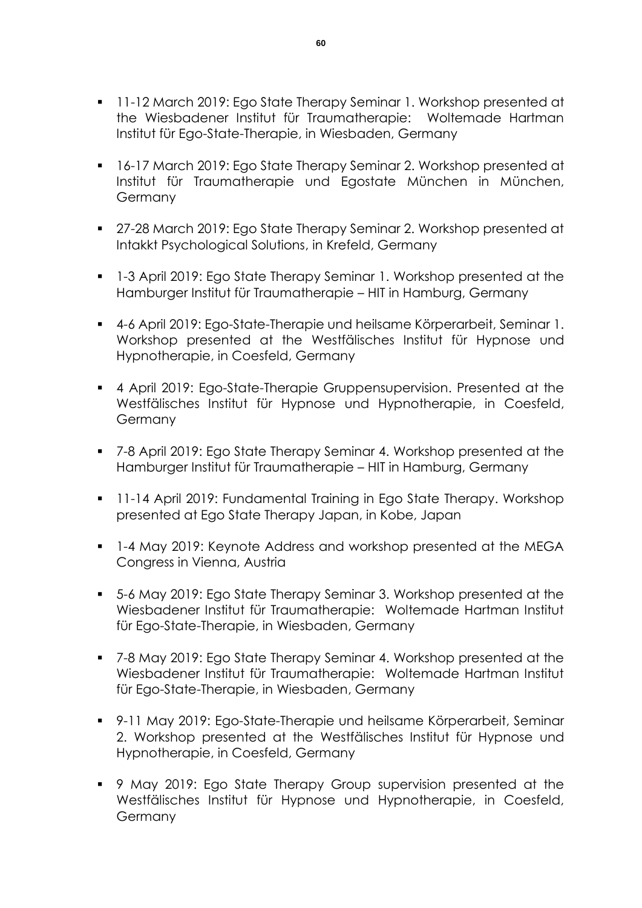- 11-12 March 2019: Ego State Therapy Seminar 1. Workshop presented at the Wiesbadener Institut für Traumatherapie: Woltemade Hartman Institut für Ego-State-Therapie, in Wiesbaden, Germany

- 16-17 March 2019: Ego State Therapy Seminar 2. Workshop presented at Institut für Traumatherapie und Egostate München in München, Germany

- 27-28 March 2019: Ego State Therapy Seminar 2. Workshop presented at Intakkt Psychological Solutions, in Krefeld, Germany

- 1-3 April 2019: Ego State Therapy Seminar 1. Workshop presented at the Hamburger Institut für Traumatherapie – HIT in Hamburg, Germany

- 4-6 April 2019: Ego-State-Therapie und heilsame Körperarbeit, Seminar 1. Workshop presented at the Westfälisches Institut für Hypnose und Hypnotherapie, in Coesfeld, Germany

- 4 April 2019: Ego-State-Therapie Gruppensupervision. Presented at the Westfälisches Institut für Hypnose und Hypnotherapie, in Coesfeld, Germany

- 7-8 April 2019: Ego State Therapy Seminar 4. Workshop presented at the Hamburger Institut für Traumatherapie – HIT in Hamburg, Germany

- 11-14 April 2019: Fundamental Training in Ego State Therapy. Workshop presented at Ego State Therapy Japan, in Kobe, Japan

- 1-4 May 2019: Keynote Address and workshop presented at the MEGA Congress in Vienna, Austria

- 5-6 May 2019: Ego State Therapy Seminar 3. Workshop presented at the Wiesbadener Institut für Traumatherapie: Woltemade Hartman Institut für Ego-State-Therapie, in Wiesbaden, Germany

- 7-8 May 2019: Ego State Therapy Seminar 4. Workshop presented at the Wiesbadener Institut für Traumatherapie: Woltemade Hartman Institut für Ego-State-Therapie, in Wiesbaden, Germany

- 9-11 May 2019: Ego-State-Therapie und heilsame Körperarbeit, Seminar 2. Workshop presented at the Westfälisches Institut für Hypnose und Hypnotherapie, in Coesfeld, Germany

- 9 May 2019: Ego State Therapy Group supervision presented at the Westfälisches Institut für Hypnose und Hypnotherapie, in Coesfeld, Germany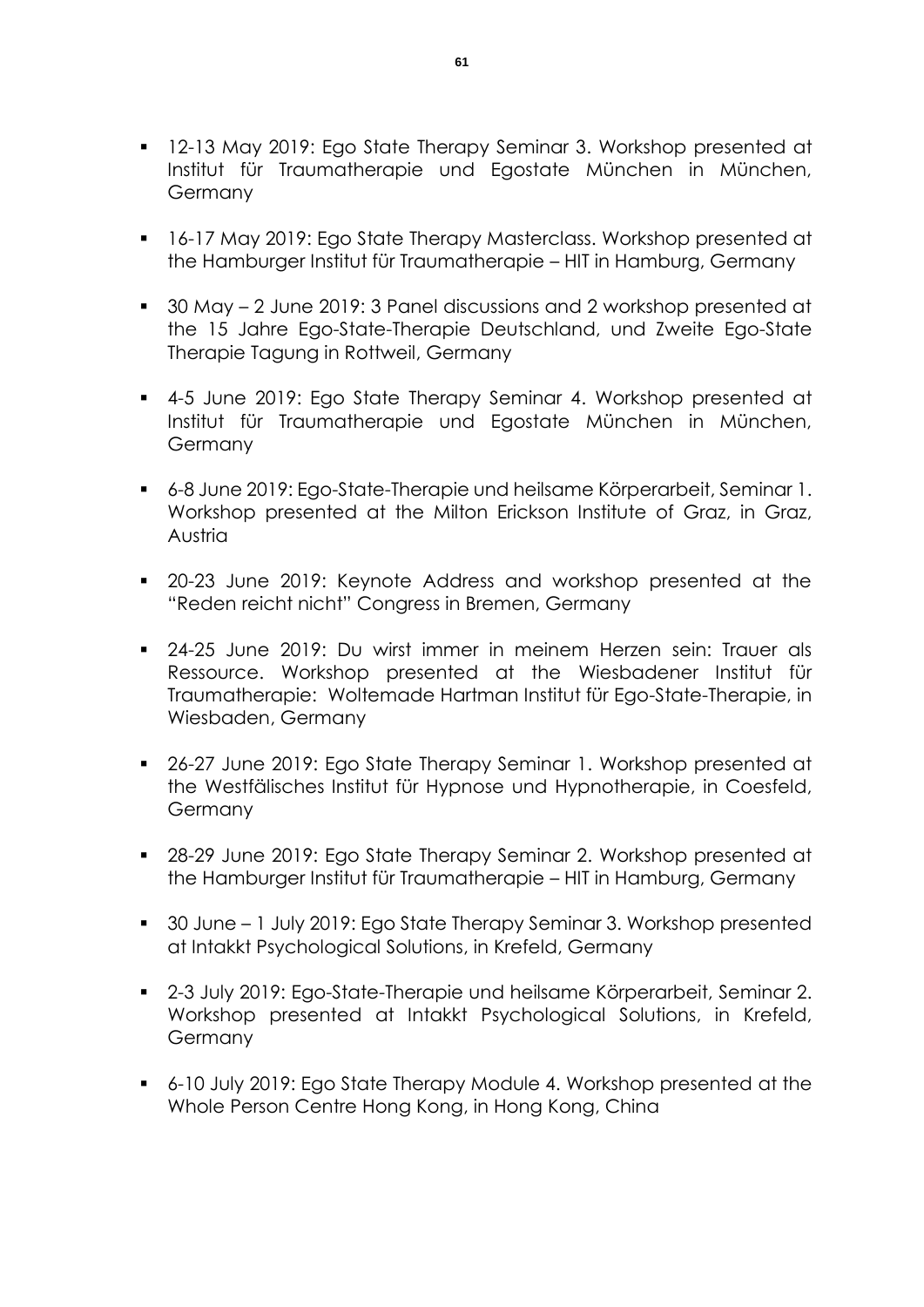- 12-13 May 2019: Ego State Therapy Seminar 3. Workshop presented at Institut für Traumatherapie und Egostate München in München, Germany

- 16-17 May 2019: Ego State Therapy Masterclass. Workshop presented at the Hamburger Institut für Traumatherapie – HIT in Hamburg, Germany

- 30 May – 2 June 2019: 3 Panel discussions and 2 workshop presented at the 15 Jahre Ego-State-Therapie Deutschland, und Zweite Ego-State Therapie Tagung in Rottweil, Germany

- 4-5 June 2019: Ego State Therapy Seminar 4. Workshop presented at Institut für Traumatherapie und Egostate München in München, Germany

- 6-8 June 2019: Ego-State-Therapie und heilsame Körperarbeit, Seminar 1. Workshop presented at the Milton Erickson Institute of Graz, in Graz, Austria

- 20-23 June 2019: Keynote Address and workshop presented at the "Reden reicht nicht" Congress in Bremen, Germany

- 24-25 June 2019: Du wirst immer in meinem Herzen sein: Trauer als Ressource. Workshop presented at the Wiesbadener Institut für Traumatherapie: Woltemade Hartman Institut für Ego-State-Therapie, in Wiesbaden, Germany

- 26-27 June 2019: Ego State Therapy Seminar 1. Workshop presented at the Westfälisches Institut für Hypnose und Hypnotherapie, in Coesfeld, Germany

- 28-29 June 2019: Ego State Therapy Seminar 2. Workshop presented at the Hamburger Institut für Traumatherapie – HIT in Hamburg, Germany

- 30 June – 1 July 2019: Ego State Therapy Seminar 3. Workshop presented at Intakkt Psychological Solutions, in Krefeld, Germany

- 2-3 July 2019: Ego-State-Therapie und heilsame Körperarbeit, Seminar 2. Workshop presented at Intakkt Psychological Solutions, in Krefeld, Germany

- 6-10 July 2019: Ego State Therapy Module 4. Workshop presented at the Whole Person Centre Hong Kong, in Hong Kong, China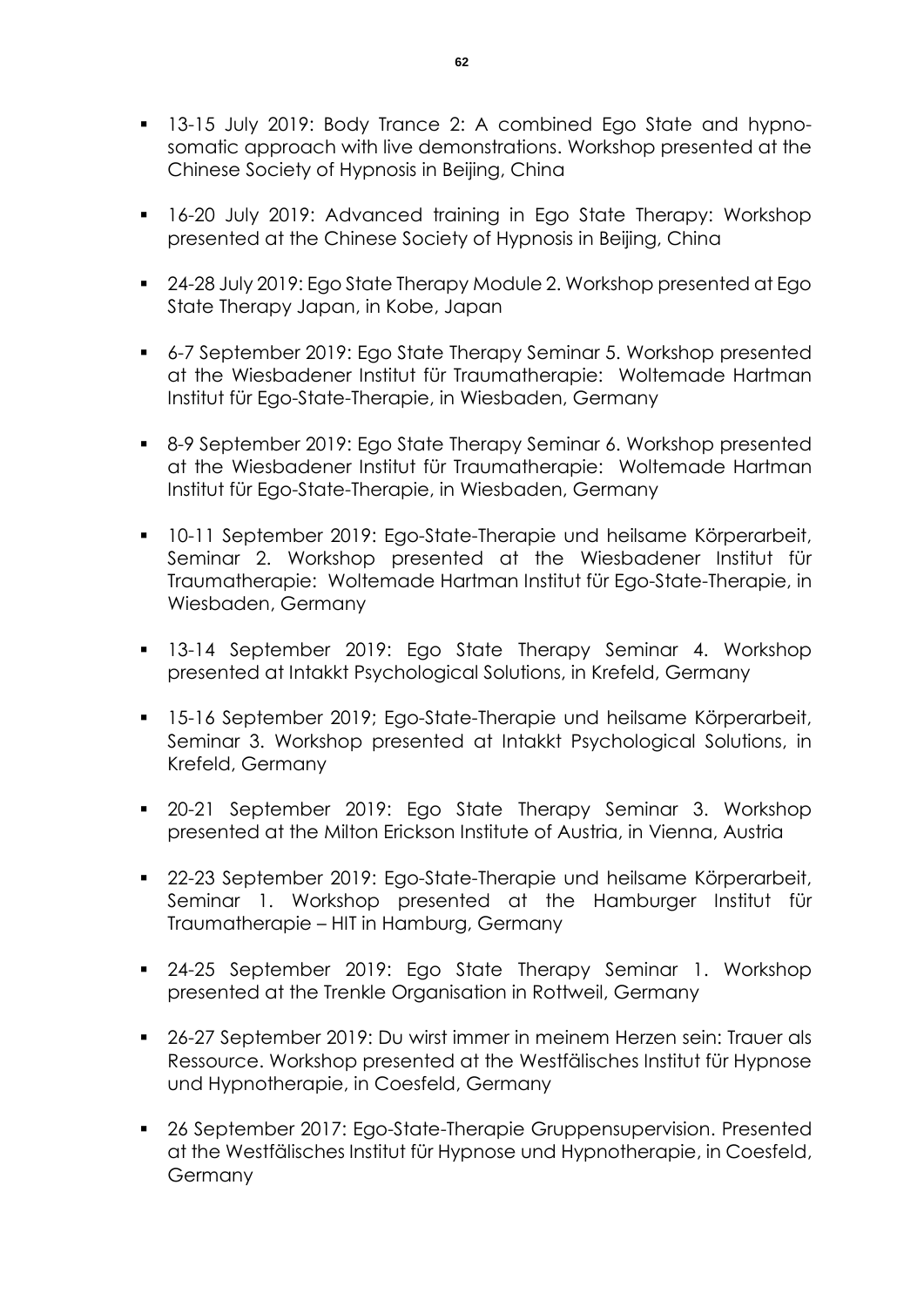- 13-15 July 2019: Body Trance 2: A combined Ego State and hypno-somatic approach with live demonstrations. Workshop presented at the Chinese Society of Hypnosis in Beijing, China

- 16-20 July 2019: Advanced training in Ego State Therapy: Workshop presented at the Chinese Society of Hypnosis in Beijing, China

- 24-28 July 2019: Ego State Therapy Module 2. Workshop presented at Ego State Therapy Japan, in Kobe, Japan

- 6-7 September 2019: Ego State Therapy Seminar 5. Workshop presented at the Wiesbadener Institut für Traumatherapie: Woltemade Hartman Institut für Ego-State-Therapie, in Wiesbaden, Germany

- 8-9 September 2019: Ego State Therapy Seminar 6. Workshop presented at the Wiesbadener Institut für Traumatherapie: Woltemade Hartman Institut für Ego-State-Therapie, in Wiesbaden, Germany

- 10-11 September 2019: Ego-State-Therapie und heilsame Körperarbeit, Seminar 2. Workshop presented at the Wiesbadener Institut für Traumatherapie: Woltemade Hartman Institut für Ego-State-Therapie, in Wiesbaden, Germany

- 13-14 September 2019: Ego State Therapy Seminar 4. Workshop presented at Intakkt Psychological Solutions, in Krefeld, Germany

- 15-16 September 2019; Ego-State-Therapie und heilsame Körperarbeit, Seminar 3. Workshop presented at Intakkt Psychological Solutions, in Krefeld, Germany

- 20-21 September 2019: Ego State Therapy Seminar 3. Workshop presented at the Milton Erickson Institute of Austria, in Vienna, Austria

- 22-23 September 2019: Ego-State-Therapie und heilsame Körperarbeit, Seminar 1. Workshop presented at the Hamburger Institut für Traumatherapie – HIT in Hamburg, Germany

- 24-25 September 2019: Ego State Therapy Seminar 1. Workshop presented at the Trenkle Organisation in Rottweil, Germany

- 26-27 September 2019: Du wirst immer in meinem Herzen sein: Trauer als Ressource. Workshop presented at the Westfälisches Institut für Hypnose und Hypnotherapie, in Coesfeld, Germany

- 26 September 2017: Ego-State-Therapie Gruppensupervision. Presented at the Westfälisches Institut für Hypnose und Hypnotherapie, in Coesfeld, Germany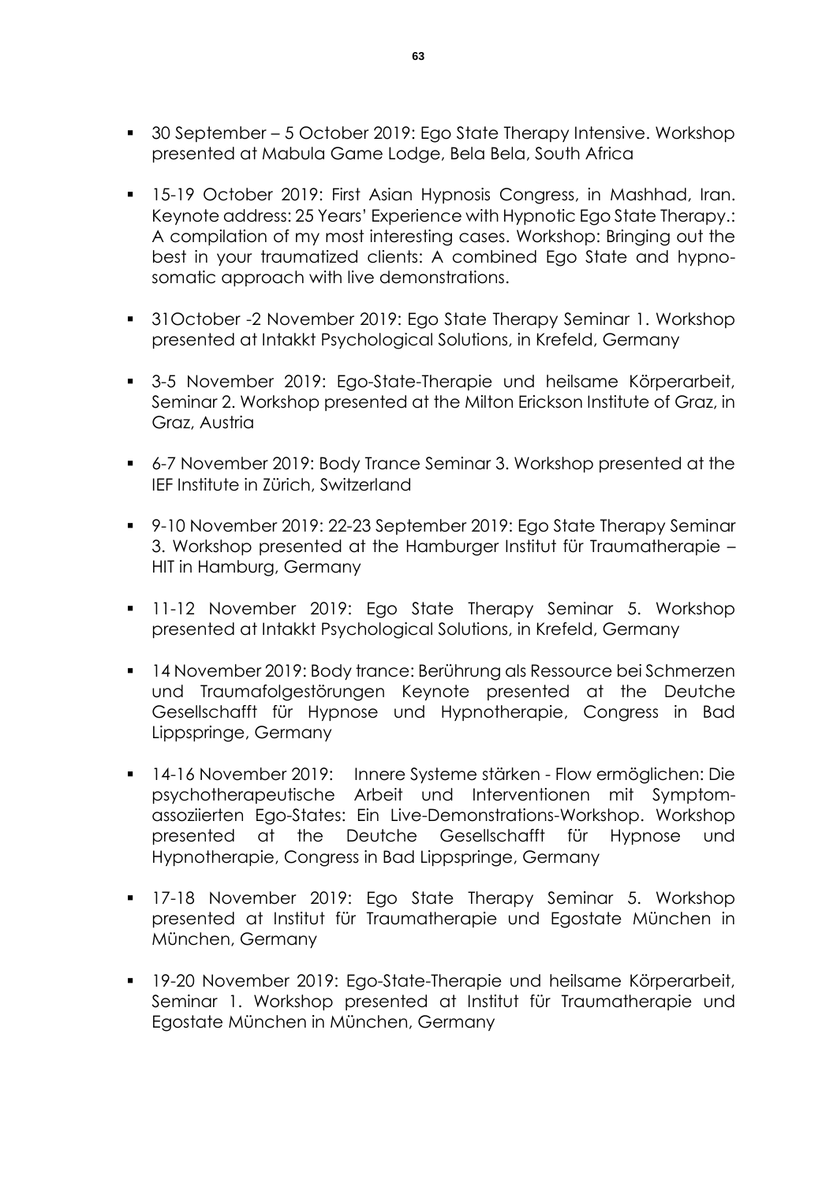- 30 September – 5 October 2019: Ego State Therapy Intensive. Workshop presented at Mabula Game Lodge, Bela Bela, South Africa

- 15-19 October 2019: First Asian Hypnosis Congress, in Mashhad, Iran. Keynote address: 25 Years' Experience with Hypnotic Ego State Therapy.: A compilation of my most interesting cases. Workshop: Bringing out the best in your traumatized clients: A combined Ego State and hypno-somatic approach with live demonstrations.

- 31October -2 November 2019: Ego State Therapy Seminar 1. Workshop presented at Intakkt Psychological Solutions, in Krefeld, Germany

- 3-5 November 2019: Ego-State-Therapie und heilsame Körperarbeit, Seminar 2. Workshop presented at the Milton Erickson Institute of Graz, in Graz, Austria

- 6-7 November 2019: Body Trance Seminar 3. Workshop presented at the IEF Institute in Zürich, Switzerland

- 9-10 November 2019: 22-23 September 2019: Ego State Therapy Seminar 3. Workshop presented at the Hamburger Institut für Traumatherapie – HIT in Hamburg, Germany

- 11-12 November 2019: Ego State Therapy Seminar 5. Workshop presented at Intakkt Psychological Solutions, in Krefeld, Germany

- 14 November 2019: Body trance: Berührung als Ressource bei Schmerzen und Traumafolgestörungen Keynote presented at the Deutche Gesellschafft für Hypnose und Hypnotherapie, Congress in Bad Lippspringe, Germany

- 14-16 November 2019: Innere Systeme stärken - Flow ermöglichen: Die psychotherapeutische Arbeit und Interventionen mit Symptom-assoziierten Ego-States: Ein Live-Demonstrations-Workshop. Workshop presented at the Deutche Gesellschafft für Hypnose und Hypnotherapie, Congress in Bad Lippspringe, Germany

- 17-18 November 2019: Ego State Therapy Seminar 5. Workshop presented at Institut für Traumatherapie und Egostate München in München, Germany

- 19-20 November 2019: Ego-State-Therapie und heilsame Körperarbeit, Seminar 1. Workshop presented at Institut für Traumatherapie und Egostate München in München, Germany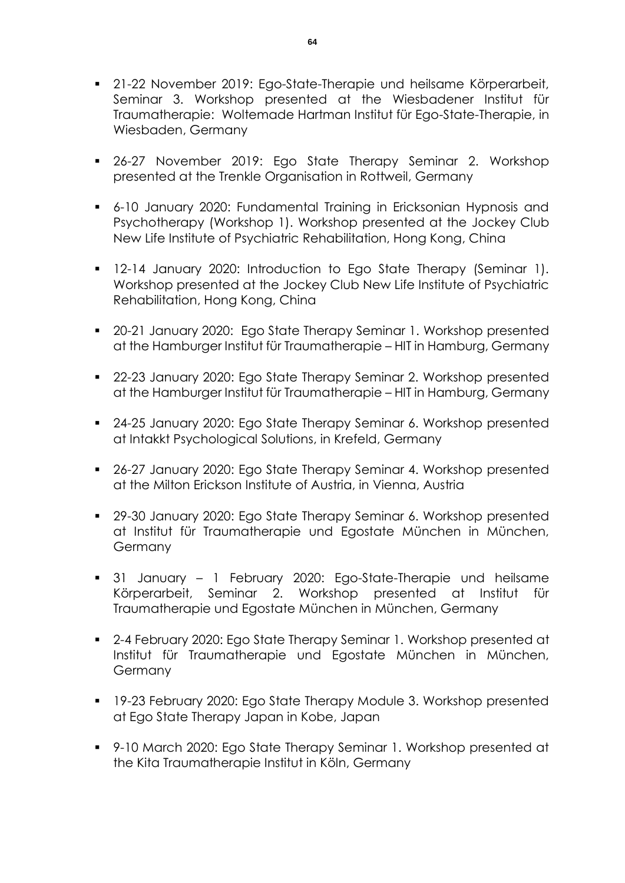- 21-22 November 2019: Ego-State-Therapie und heilsame Körperarbeit, Seminar 3. Workshop presented at the Wiesbadener Institut für Traumatherapie: Woltemade Hartman Institut für Ego-State-Therapie, in Wiesbaden, Germany

- 26-27 November 2019: Ego State Therapy Seminar 2. Workshop presented at the Trenkle Organisation in Rottweil, Germany

- 6-10 January 2020: Fundamental Training in Ericksonian Hypnosis and Psychotherapy (Workshop 1). Workshop presented at the Jockey Club New Life Institute of Psychiatric Rehabilitation, Hong Kong, China

- 12-14 January 2020: Introduction to Ego State Therapy (Seminar 1). Workshop presented at the Jockey Club New Life Institute of Psychiatric Rehabilitation, Hong Kong, China

- 20-21 January 2020: Ego State Therapy Seminar 1. Workshop presented at the Hamburger Institut für Traumatherapie – HIT in Hamburg, Germany

- 22-23 January 2020: Ego State Therapy Seminar 2. Workshop presented at the Hamburger Institut für Traumatherapie – HIT in Hamburg, Germany

- 24-25 January 2020: Ego State Therapy Seminar 6. Workshop presented at Intakkt Psychological Solutions, in Krefeld, Germany

- 26-27 January 2020: Ego State Therapy Seminar 4. Workshop presented at the Milton Erickson Institute of Austria, in Vienna, Austria

- 29-30 January 2020: Ego State Therapy Seminar 6. Workshop presented at Institut für Traumatherapie und Egostate München in München, Germany

- 31 January – 1 February 2020: Ego-State-Therapie und heilsame Körperarbeit, Seminar 2. Workshop presented at Institut für Traumatherapie und Egostate München in München, Germany

- 2-4 February 2020: Ego State Therapy Seminar 1. Workshop presented at Institut für Traumatherapie und Egostate München in München, Germany

- 19-23 February 2020: Ego State Therapy Module 3. Workshop presented at Ego State Therapy Japan in Kobe, Japan

- 9-10 March 2020: Ego State Therapy Seminar 1. Workshop presented at the Kita Traumatherapie Institut in Köln, Germany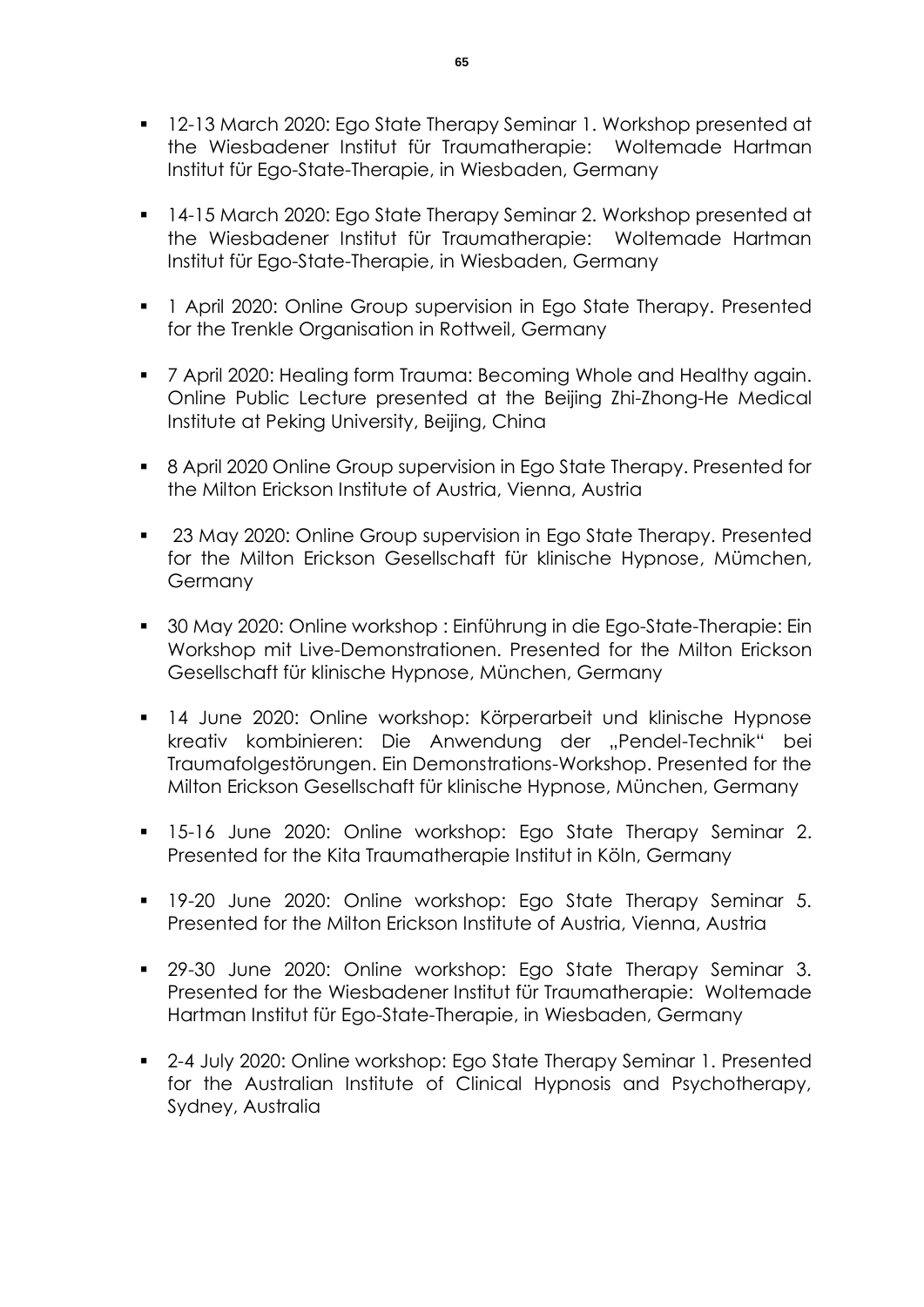- 12-13 March 2020: Ego State Therapy Seminar 1. Workshop presented at the Wiesbadener Institut für Traumatherapie: Woltemade Hartman Institut für Ego-State-Therapie, in Wiesbaden, Germany

- 14-15 March 2020: Ego State Therapy Seminar 2. Workshop presented at the Wiesbadener Institut für Traumatherapie: Woltemade Hartman Institut für Ego-State-Therapie, in Wiesbaden, Germany

- 1 April 2020: Online Group supervision in Ego State Therapy. Presented for the Trenkle Organisation in Rottweil, Germany

- 7 April 2020: Healing form Trauma: Becoming Whole and Healthy again. Online Public Lecture presented at the Beijing Zhi-Zhong-He Medical Institute at Peking University, Beijing, China

- 8 April 2020 Online Group supervision in Ego State Therapy. Presented for the Milton Erickson Institute of Austria, Vienna, Austria

- 23 May 2020: Online Group supervision in Ego State Therapy. Presented for the Milton Erickson Gesellschaft für klinische Hypnose, Mümchen, Germany

- 30 May 2020: Online workshop : Einführung in die Ego-State-Therapie: Ein Workshop mit Live-Demonstrationen. Presented for the Milton Erickson Gesellschaft für klinische Hypnose, München, Germany

- 14 June 2020: Online workshop: Körperarbeit und klinische Hypnose kreativ kombinieren: Die Anwendung der „Pendel-Technik" bei Traumafolgestörungen. Ein Demonstrations-Workshop. Presented for the Milton Erickson Gesellschaft für klinische Hypnose, München, Germany

- 15-16 June 2020: Online workshop: Ego State Therapy Seminar 2. Presented for the Kita Traumatherapie Institut in Köln, Germany

- 19-20 June 2020: Online workshop: Ego State Therapy Seminar 5. Presented for the Milton Erickson Institute of Austria, Vienna, Austria

- 29-30 June 2020: Online workshop: Ego State Therapy Seminar 3. Presented for the Wiesbadener Institut für Traumatherapie: Woltemade Hartman Institut für Ego-State-Therapie, in Wiesbaden, Germany

- 2-4 July 2020: Online workshop: Ego State Therapy Seminar 1. Presented for the Australian Institute of Clinical Hypnosis and Psychotherapy, Sydney, Australia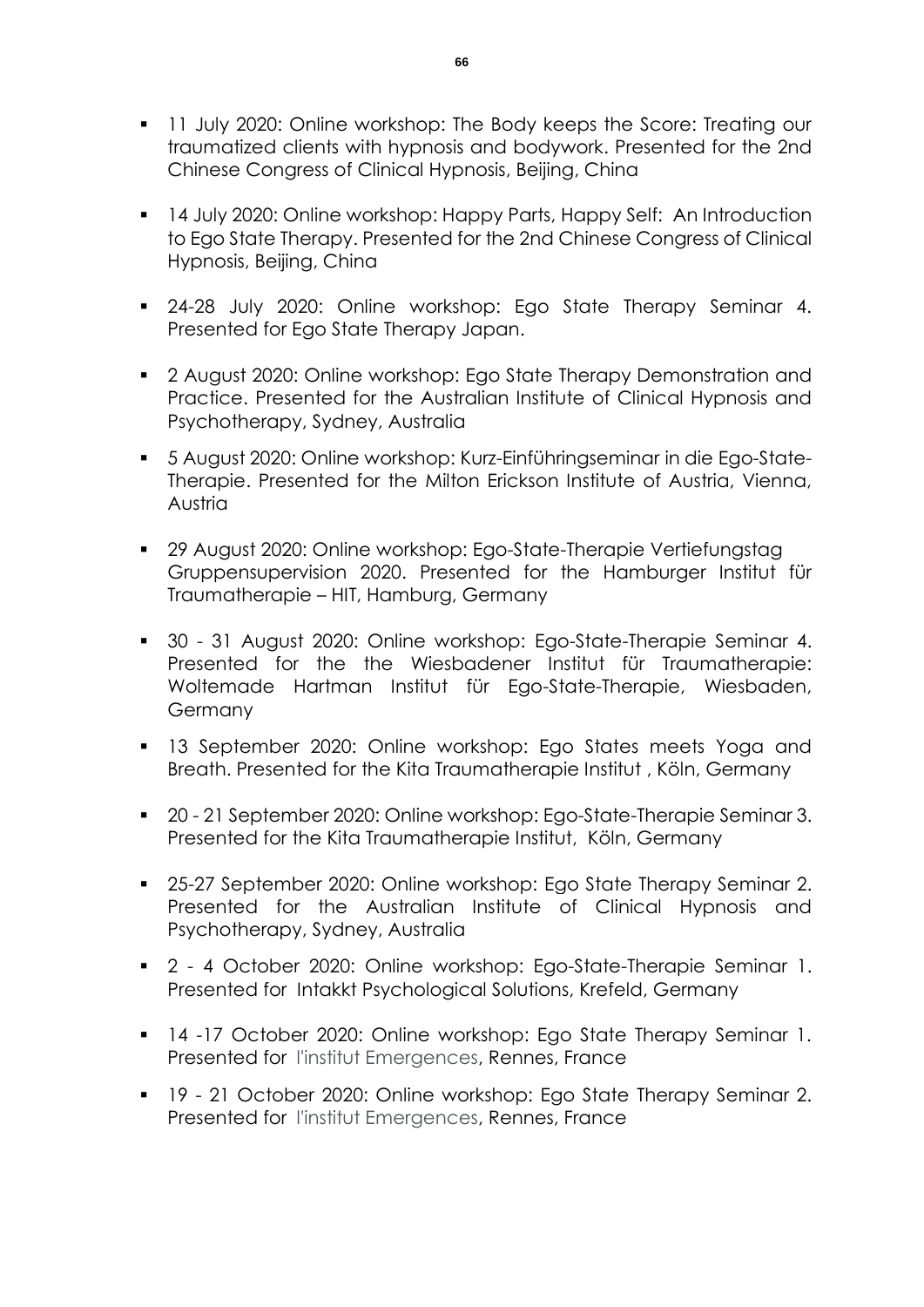- 11 July 2020: Online workshop: The Body keeps the Score: Treating our traumatized clients with hypnosis and bodywork. Presented for the 2nd Chinese Congress of Clinical Hypnosis, Beijing, China

- 14 July 2020: Online workshop: Happy Parts, Happy Self: An Introduction to Ego State Therapy. Presented for the 2nd Chinese Congress of Clinical Hypnosis, Beijing, China

- 24-28 July 2020: Online workshop: Ego State Therapy Seminar 4. Presented for Ego State Therapy Japan.

- 2 August 2020: Online workshop: Ego State Therapy Demonstration and Practice. Presented for the Australian Institute of Clinical Hypnosis and Psychotherapy, Sydney, Australia

- 5 August 2020: Online workshop: Kurz-Einführingseminar in die Ego-State-Therapie. Presented for the Milton Erickson Institute of Austria, Vienna, Austria

- 29 August 2020: Online workshop: Ego-State-Therapie Vertiefungstag Gruppensupervision 2020. Presented for the Hamburger Institut für Traumatherapie – HIT, Hamburg, Germany

- 30 - 31 August 2020: Online workshop: Ego-State-Therapie Seminar 4. Presented for the the Wiesbadener Institut für Traumatherapie: Woltemade Hartman Institut für Ego-State-Therapie, Wiesbaden, Germany

- 13 September 2020: Online workshop: Ego States meets Yoga and Breath. Presented for the Kita Traumatherapie Institut , Köln, Germany

- 20 - 21 September 2020: Online workshop: Ego-State-Therapie Seminar 3. Presented for the Kita Traumatherapie Institut, Köln, Germany

- 25-27 September 2020: Online workshop: Ego State Therapy Seminar 2. Presented for the Australian Institute of Clinical Hypnosis and Psychotherapy, Sydney, Australia

- 2 - 4 October 2020: Online workshop: Ego-State-Therapie Seminar 1. Presented for Intakkt Psychological Solutions, Krefeld, Germany

- 14 -17 October 2020: Online workshop: Ego State Therapy Seminar 1. Presented for l'institut Emergences, Rennes, France

- 19 - 21 October 2020: Online workshop: Ego State Therapy Seminar 2. Presented for l'institut Emergences, Rennes, France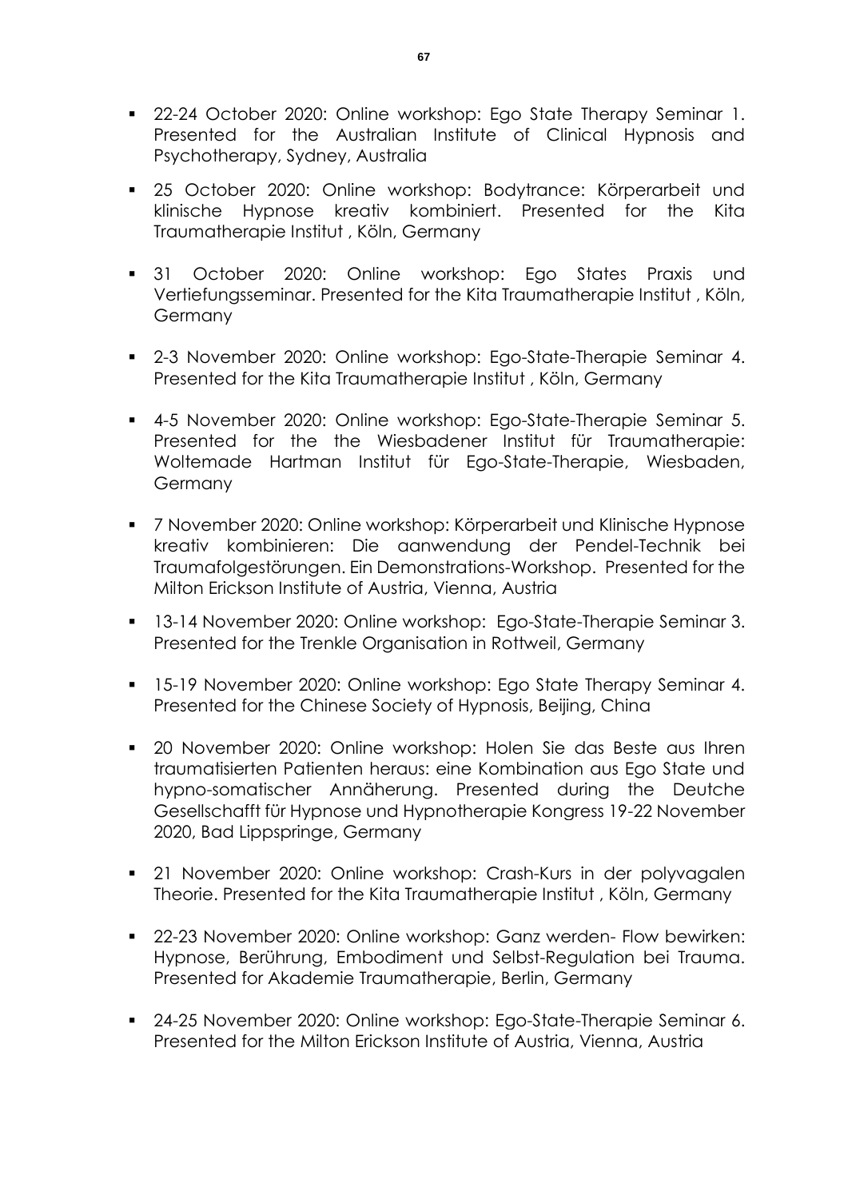- 22-24 October 2020: Online workshop: Ego State Therapy Seminar 1. Presented for the Australian Institute of Clinical Hypnosis and Psychotherapy, Sydney, Australia

- 25 October 2020: Online workshop: Bodytrance: Körperarbeit und klinische Hypnose kreativ kombiniert. Presented for the Kita Traumatherapie Institut , Köln, Germany

- 31 October 2020: Online workshop: Ego States Praxis und Vertiefungsseminar. Presented for the Kita Traumatherapie Institut , Köln, Germany

- 2-3 November 2020: Online workshop: Ego-State-Therapie Seminar 4. Presented for the Kita Traumatherapie Institut , Köln, Germany

- 4-5 November 2020: Online workshop: Ego-State-Therapie Seminar 5. Presented for the the Wiesbadener Institut für Traumatherapie: Woltemade Hartman Institut für Ego-State-Therapie, Wiesbaden, Germany

- 7 November 2020: Online workshop: Körperarbeit und Klinische Hypnose kreativ kombinieren: Die aanwendung der Pendel-Technik bei Traumafolgestörungen. Ein Demonstrations-Workshop. Presented for the Milton Erickson Institute of Austria, Vienna, Austria

- 13-14 November 2020: Online workshop: Ego-State-Therapie Seminar 3. Presented for the Trenkle Organisation in Rottweil, Germany

- 15-19 November 2020: Online workshop: Ego State Therapy Seminar 4. Presented for the Chinese Society of Hypnosis, Beijing, China

- 20 November 2020: Online workshop: Holen Sie das Beste aus Ihren traumatisierten Patienten heraus: eine Kombination aus Ego State und hypno-somatischer Annäherung. Presented during the Deutche Gesellschafft für Hypnose und Hypnotherapie Kongress 19-22 November 2020, Bad Lippspringe, Germany

- 21 November 2020: Online workshop: Crash-Kurs in der polyvagalen Theorie. Presented for the Kita Traumatherapie Institut , Köln, Germany

- 22-23 November 2020: Online workshop: Ganz werden- Flow bewirken: Hypnose, Berührung, Embodiment und Selbst-Regulation bei Trauma. Presented for Akademie Traumatherapie, Berlin, Germany

- 24-25 November 2020: Online workshop: Ego-State-Therapie Seminar 6. Presented for the Milton Erickson Institute of Austria, Vienna, Austria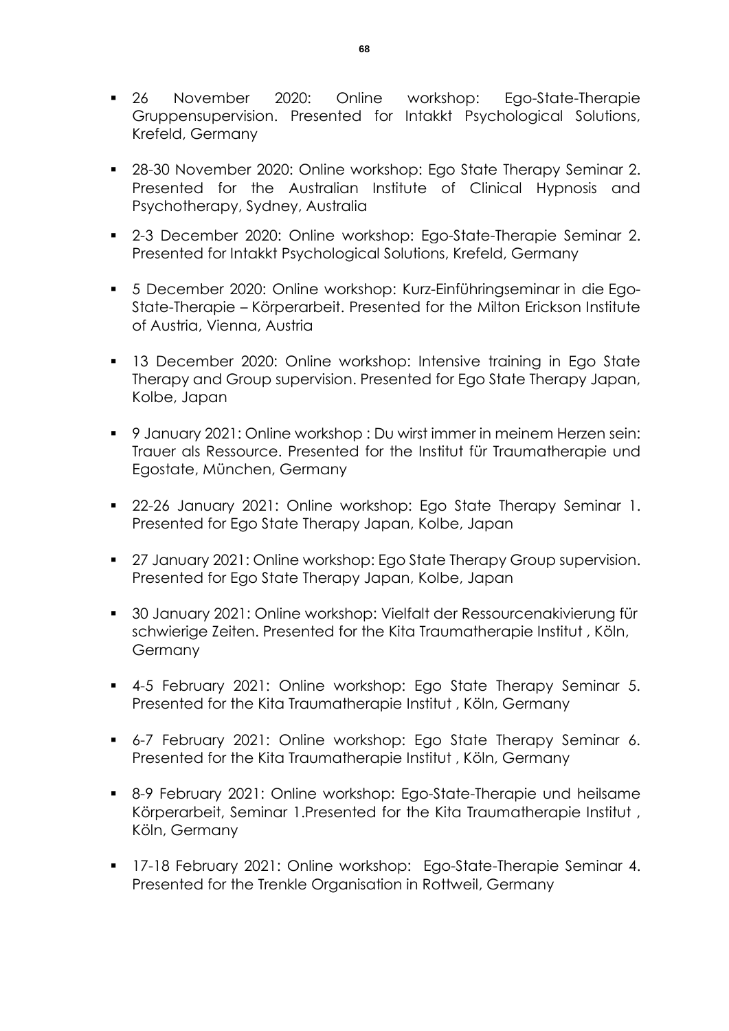- 26 November 2020: Online workshop: Ego-State-Therapie Gruppensupervision. Presented for Intakkt Psychological Solutions, Krefeld, Germany

- 28-30 November 2020: Online workshop: Ego State Therapy Seminar 2. Presented for the Australian Institute of Clinical Hypnosis and Psychotherapy, Sydney, Australia

- 2-3 December 2020: Online workshop: Ego-State-Therapie Seminar 2. Presented for Intakkt Psychological Solutions, Krefeld, Germany

- 5 December 2020: Online workshop: Kurz-Einführingseminar in die Ego-State-Therapie – Körperarbeit. Presented for the Milton Erickson Institute of Austria, Vienna, Austria

- 13 December 2020: Online workshop: Intensive training in Ego State Therapy and Group supervision. Presented for Ego State Therapy Japan, Kolbe, Japan

- 9 January 2021: Online workshop : Du wirst immer in meinem Herzen sein: Trauer als Ressource. Presented for the Institut für Traumatherapie und Egostate, München, Germany

- 22-26 January 2021: Online workshop: Ego State Therapy Seminar 1. Presented for Ego State Therapy Japan, Kolbe, Japan

- 27 January 2021: Online workshop: Ego State Therapy Group supervision. Presented for Ego State Therapy Japan, Kolbe, Japan

- 30 January 2021: Online workshop: Vielfalt der Ressourcenakivierung für schwierige Zeiten. Presented for the Kita Traumatherapie Institut , Köln, Germany

- 4-5 February 2021: Online workshop: Ego State Therapy Seminar 5. Presented for the Kita Traumatherapie Institut , Köln, Germany

- 6-7 February 2021: Online workshop: Ego State Therapy Seminar 6. Presented for the Kita Traumatherapie Institut , Köln, Germany

- 8-9 February 2021: Online workshop: Ego-State-Therapie und heilsame Körperarbeit, Seminar 1.Presented for the Kita Traumatherapie Institut , Köln, Germany

- 17-18 February 2021: Online workshop: Ego-State-Therapie Seminar 4. Presented for the Trenkle Organisation in Rottweil, Germany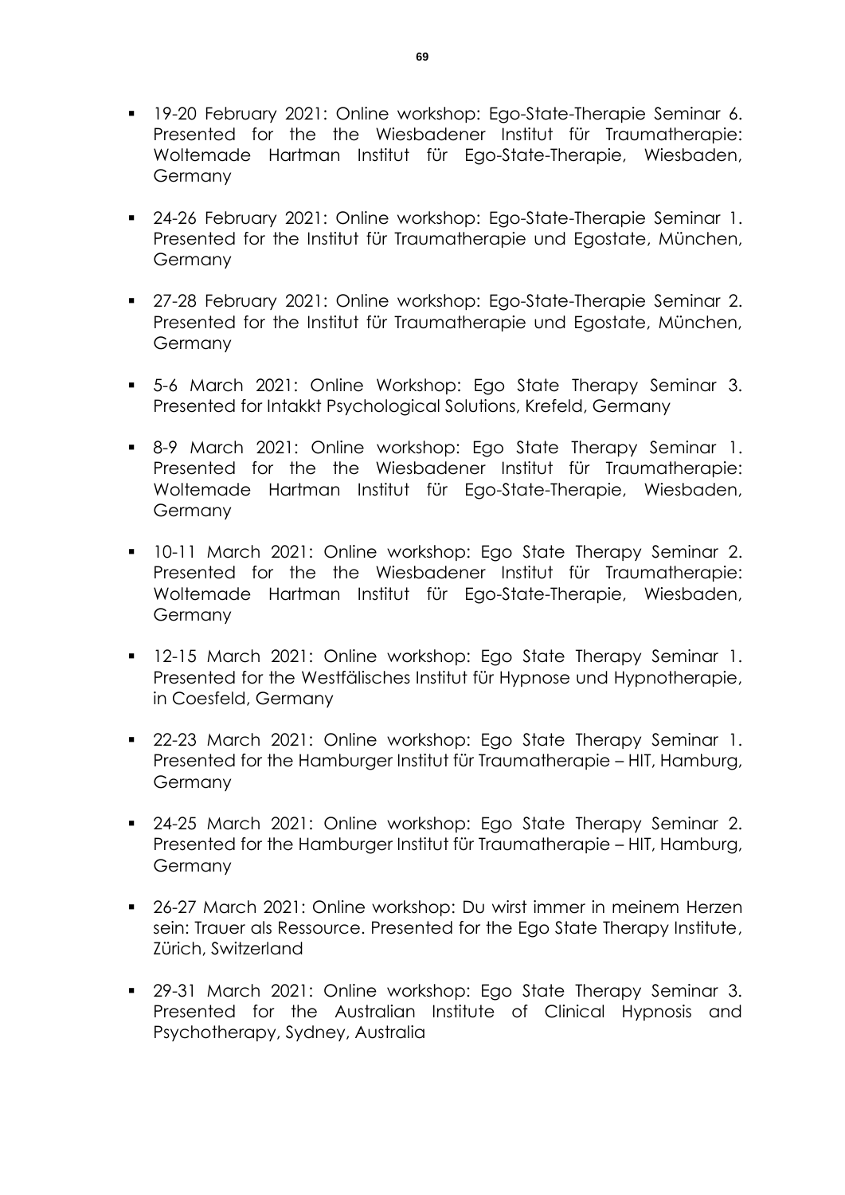- 19-20 February 2021: Online workshop: Ego-State-Therapie Seminar 6. Presented for the the Wiesbadener Institut für Traumatherapie: Woltemade Hartman Institut für Ego-State-Therapie, Wiesbaden, Germany

- 24-26 February 2021: Online workshop: Ego-State-Therapie Seminar 1. Presented for the Institut für Traumatherapie und Egostate, München, Germany

- 27-28 February 2021: Online workshop: Ego-State-Therapie Seminar 2. Presented for the Institut für Traumatherapie und Egostate, München, Germany

- 5-6 March 2021: Online Workshop: Ego State Therapy Seminar 3. Presented for Intakkt Psychological Solutions, Krefeld, Germany

- 8-9 March 2021: Online workshop: Ego State Therapy Seminar 1. Presented for the the Wiesbadener Institut für Traumatherapie: Woltemade Hartman Institut für Ego-State-Therapie, Wiesbaden, Germany

- 10-11 March 2021: Online workshop: Ego State Therapy Seminar 2. Presented for the the Wiesbadener Institut für Traumatherapie: Woltemade Hartman Institut für Ego-State-Therapie, Wiesbaden, Germany

- 12-15 March 2021: Online workshop: Ego State Therapy Seminar 1. Presented for the Westfälisches Institut für Hypnose und Hypnotherapie, in Coesfeld, Germany

- 22-23 March 2021: Online workshop: Ego State Therapy Seminar 1. Presented for the Hamburger Institut für Traumatherapie – HIT, Hamburg, Germany

- 24-25 March 2021: Online workshop: Ego State Therapy Seminar 2. Presented for the Hamburger Institut für Traumatherapie – HIT, Hamburg, Germany

- 26-27 March 2021: Online workshop: Du wirst immer in meinem Herzen sein: Trauer als Ressource. Presented for the Ego State Therapy Institute, Zürich, Switzerland

- 29-31 March 2021: Online workshop: Ego State Therapy Seminar 3. Presented for the Australian Institute of Clinical Hypnosis and Psychotherapy, Sydney, Australia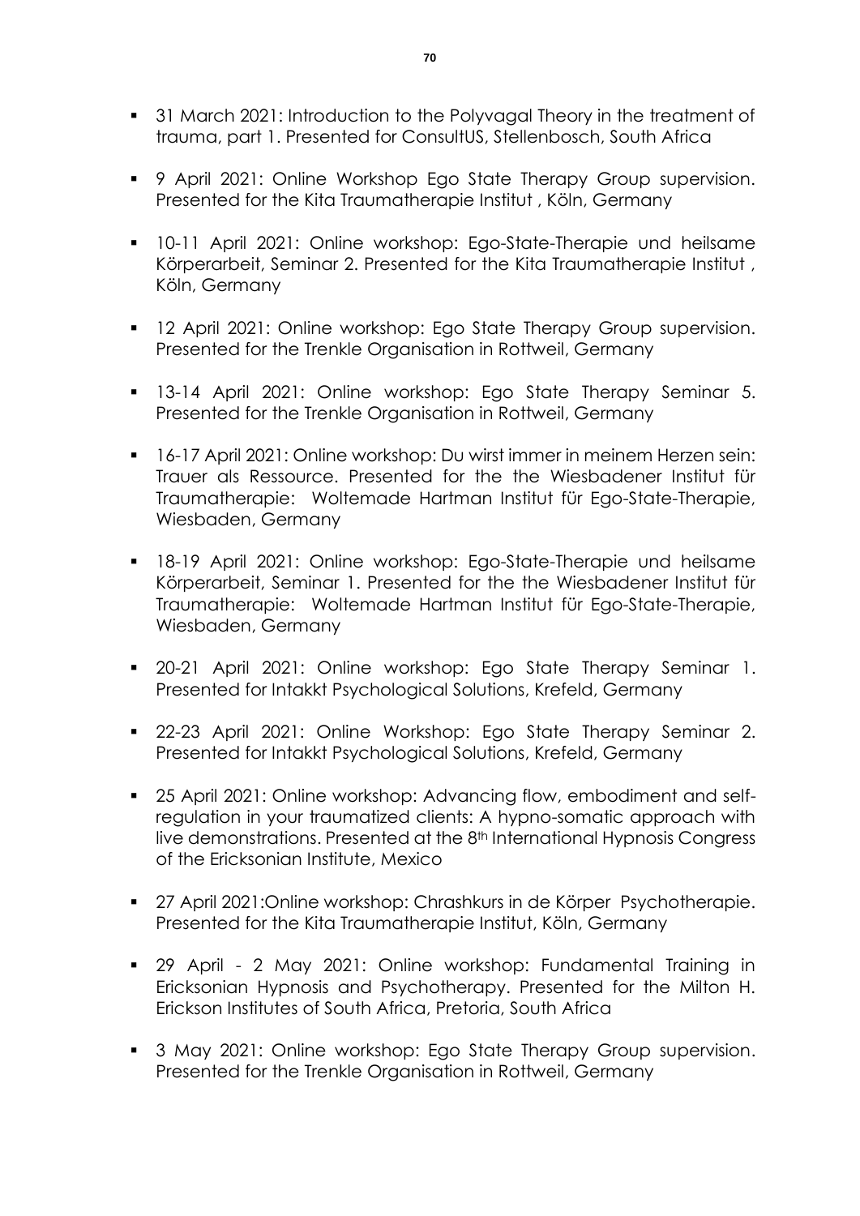- 31 March 2021: Introduction to the Polyvagal Theory in the treatment of trauma, part 1. Presented for ConsultUS, Stellenbosch, South Africa

- 9 April 2021: Online Workshop Ego State Therapy Group supervision. Presented for the Kita Traumatherapie Institut , Köln, Germany

- 10-11 April 2021: Online workshop: Ego-State-Therapie und heilsame Körperarbeit, Seminar 2. Presented for the Kita Traumatherapie Institut , Köln, Germany

- 12 April 2021: Online workshop: Ego State Therapy Group supervision. Presented for the Trenkle Organisation in Rottweil, Germany

- 13-14 April 2021: Online workshop: Ego State Therapy Seminar 5. Presented for the Trenkle Organisation in Rottweil, Germany

- 16-17 April 2021: Online workshop: Du wirst immer in meinem Herzen sein: Trauer als Ressource. Presented for the the Wiesbadener Institut für Traumatherapie: Woltemade Hartman Institut für Ego-State-Therapie, Wiesbaden, Germany

- 18-19 April 2021: Online workshop: Ego-State-Therapie und heilsame Körperarbeit, Seminar 1. Presented for the the Wiesbadener Institut für Traumatherapie: Woltemade Hartman Institut für Ego-State-Therapie, Wiesbaden, Germany

- 20-21 April 2021: Online workshop: Ego State Therapy Seminar 1. Presented for Intakkt Psychological Solutions, Krefeld, Germany

- 22-23 April 2021: Online Workshop: Ego State Therapy Seminar 2. Presented for Intakkt Psychological Solutions, Krefeld, Germany

- 25 April 2021: Online workshop: Advancing flow, embodiment and self-regulation in your traumatized clients: A hypno-somatic approach with live demonstrations. Presented at the 8th International Hypnosis Congress of the Ericksonian Institute, Mexico

- 27 April 2021:Online workshop: Chrashkurs in de Körper Psychotherapie. Presented for the Kita Traumatherapie Institut, Köln, Germany

- 29 April - 2 May 2021: Online workshop: Fundamental Training in Ericksonian Hypnosis and Psychotherapy. Presented for the Milton H. Erickson Institutes of South Africa, Pretoria, South Africa

- 3 May 2021: Online workshop: Ego State Therapy Group supervision. Presented for the Trenkle Organisation in Rottweil, Germany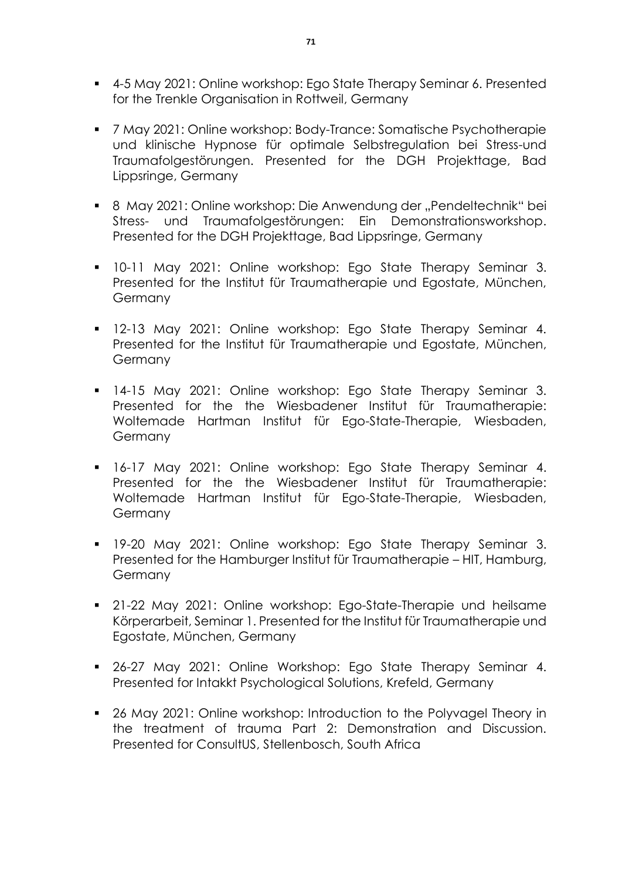- 4-5 May 2021: Online workshop: Ego State Therapy Seminar 6. Presented for the Trenkle Organisation in Rottweil, Germany

- 7 May 2021: Online workshop: Body-Trance: Somatische Psychotherapie und klinische Hypnose für optimale Selbstregulation bei Stress-und Traumafolgestörungen. Presented for the DGH Projekttage, Bad Lippsringe, Germany

- 8 May 2021: Online workshop: Die Anwendung der „Pendeltechnik" bei Stress- und Traumafolgestörungen: Ein Demonstrationsworkshop. Presented for the DGH Projekttage, Bad Lippsringe, Germany

- 10-11 May 2021: Online workshop: Ego State Therapy Seminar 3. Presented for the Institut für Traumatherapie und Egostate, München, Germany

- 12-13 May 2021: Online workshop: Ego State Therapy Seminar 4. Presented for the Institut für Traumatherapie und Egostate, München, Germany

- 14-15 May 2021: Online workshop: Ego State Therapy Seminar 3. Presented for the the Wiesbadener Institut für Traumatherapie: Woltemade Hartman Institut für Ego-State-Therapie, Wiesbaden, Germany

- 16-17 May 2021: Online workshop: Ego State Therapy Seminar 4. Presented for the the Wiesbadener Institut für Traumatherapie: Woltemade Hartman Institut für Ego-State-Therapie, Wiesbaden, Germany

- 19-20 May 2021: Online workshop: Ego State Therapy Seminar 3. Presented for the Hamburger Institut für Traumatherapie – HIT, Hamburg, Germany

- 21-22 May 2021: Online workshop: Ego-State-Therapie und heilsame Körperarbeit, Seminar 1. Presented for the Institut für Traumatherapie und Egostate, München, Germany

- 26-27 May 2021: Online Workshop: Ego State Therapy Seminar 4. Presented for Intakkt Psychological Solutions, Krefeld, Germany

- 26 May 2021: Online workshop: Introduction to the Polyvagel Theory in the treatment of trauma Part 2: Demonstration and Discussion. Presented for ConsultUS, Stellenbosch, South Africa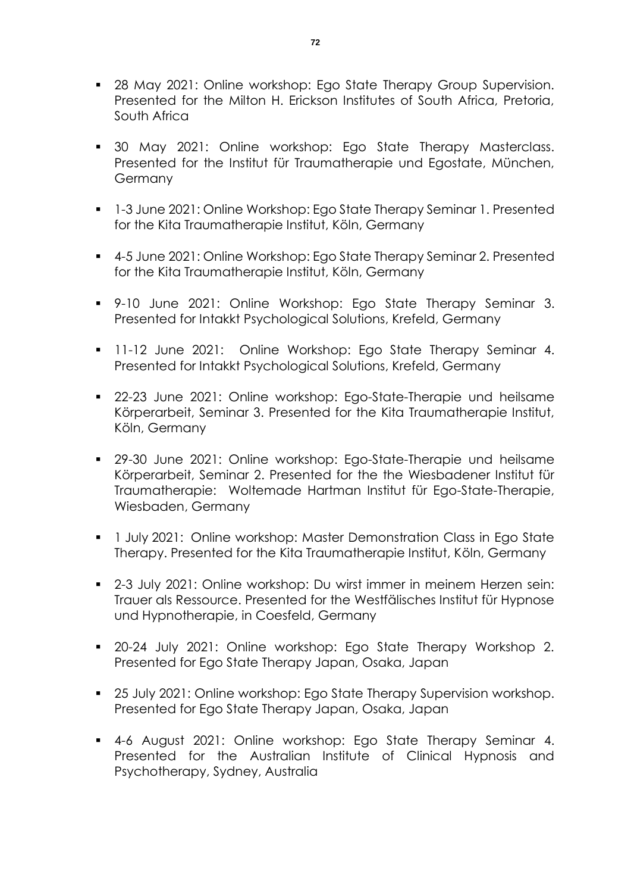- 28 May 2021: Online workshop: Ego State Therapy Group Supervision. Presented for the Milton H. Erickson Institutes of South Africa, Pretoria, South Africa

- 30 May 2021: Online workshop: Ego State Therapy Masterclass. Presented for the Institut für Traumatherapie und Egostate, München, Germany

- 1-3 June 2021: Online Workshop: Ego State Therapy Seminar 1. Presented for the Kita Traumatherapie Institut, Köln, Germany

- 4-5 June 2021: Online Workshop: Ego State Therapy Seminar 2. Presented for the Kita Traumatherapie Institut, Köln, Germany

- 9-10 June 2021: Online Workshop: Ego State Therapy Seminar 3. Presented for Intakkt Psychological Solutions, Krefeld, Germany

- 11-12 June 2021: Online Workshop: Ego State Therapy Seminar 4. Presented for Intakkt Psychological Solutions, Krefeld, Germany

- 22-23 June 2021: Online workshop: Ego-State-Therapie und heilsame Körperarbeit, Seminar 3. Presented for the Kita Traumatherapie Institut, Köln, Germany

- 29-30 June 2021: Online workshop: Ego-State-Therapie und heilsame Körperarbeit, Seminar 2. Presented for the the Wiesbadener Institut für Traumatherapie: Woltemade Hartman Institut für Ego-State-Therapie, Wiesbaden, Germany

- 1 July 2021: Online workshop: Master Demonstration Class in Ego State Therapy. Presented for the Kita Traumatherapie Institut, Köln, Germany

- 2-3 July 2021: Online workshop: Du wirst immer in meinem Herzen sein: Trauer als Ressource. Presented for the Westfälisches Institut für Hypnose und Hypnotherapie, in Coesfeld, Germany

- 20-24 July 2021: Online workshop: Ego State Therapy Workshop 2. Presented for Ego State Therapy Japan, Osaka, Japan

- 25 July 2021: Online workshop: Ego State Therapy Supervision workshop. Presented for Ego State Therapy Japan, Osaka, Japan

- 4-6 August 2021: Online workshop: Ego State Therapy Seminar 4. Presented for the Australian Institute of Clinical Hypnosis and Psychotherapy, Sydney, Australia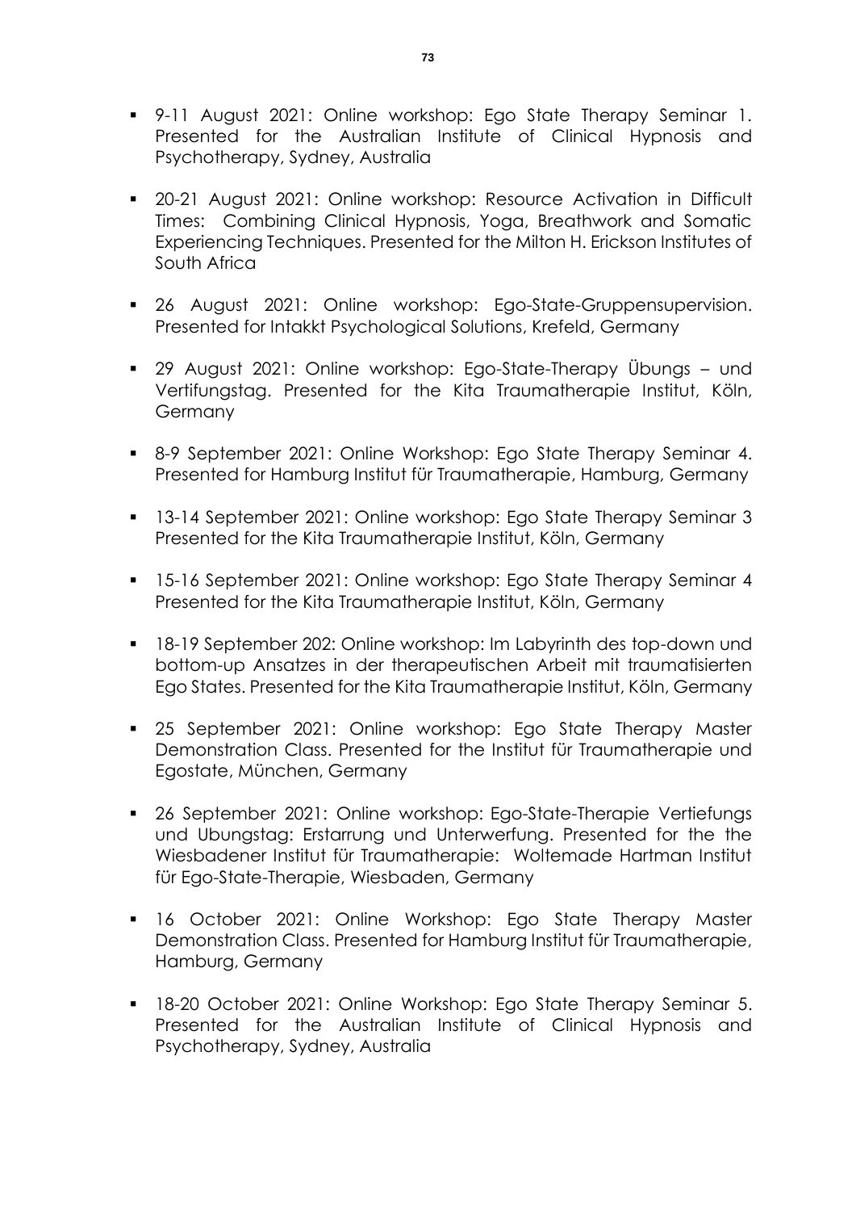- 9-11 August 2021: Online workshop: Ego State Therapy Seminar 1. Presented for the Australian Institute of Clinical Hypnosis and Psychotherapy, Sydney, Australia

- 20-21 August 2021: Online workshop: Resource Activation in Difficult Times: Combining Clinical Hypnosis, Yoga, Breathwork and Somatic Experiencing Techniques. Presented for the Milton H. Erickson Institutes of South Africa

- 26 August 2021: Online workshop: Ego-State-Gruppensupervision. Presented for Intakkt Psychological Solutions, Krefeld, Germany

- 29 August 2021: Online workshop: Ego-State-Therapy Übungs – und Vertifungstag. Presented for the Kita Traumatherapie Institut, Köln, Germany

- 8-9 September 2021: Online Workshop: Ego State Therapy Seminar 4. Presented for Hamburg Institut für Traumatherapie, Hamburg, Germany

- 13-14 September 2021: Online workshop: Ego State Therapy Seminar 3 Presented for the Kita Traumatherapie Institut, Köln, Germany

- 15-16 September 2021: Online workshop: Ego State Therapy Seminar 4 Presented for the Kita Traumatherapie Institut, Köln, Germany

- 18-19 September 202: Online workshop: Im Labyrinth des top-down und bottom-up Ansatzes in der therapeutischen Arbeit mit traumatisierten Ego States. Presented for the Kita Traumatherapie Institut, Köln, Germany

- 25 September 2021: Online workshop: Ego State Therapy Master Demonstration Class. Presented for the Institut für Traumatherapie und Egostate, München, Germany

- 26 September 2021: Online workshop: Ego-State-Therapie Vertiefungs und Ubungstag: Erstarrung und Unterwerfung. Presented for the the Wiesbadener Institut für Traumatherapie: Woltemade Hartman Institut für Ego-State-Therapie, Wiesbaden, Germany

- 16 October 2021: Online Workshop: Ego State Therapy Master Demonstration Class. Presented for Hamburg Institut für Traumatherapie, Hamburg, Germany

- 18-20 October 2021: Online Workshop: Ego State Therapy Seminar 5. Presented for the Australian Institute of Clinical Hypnosis and Psychotherapy, Sydney, Australia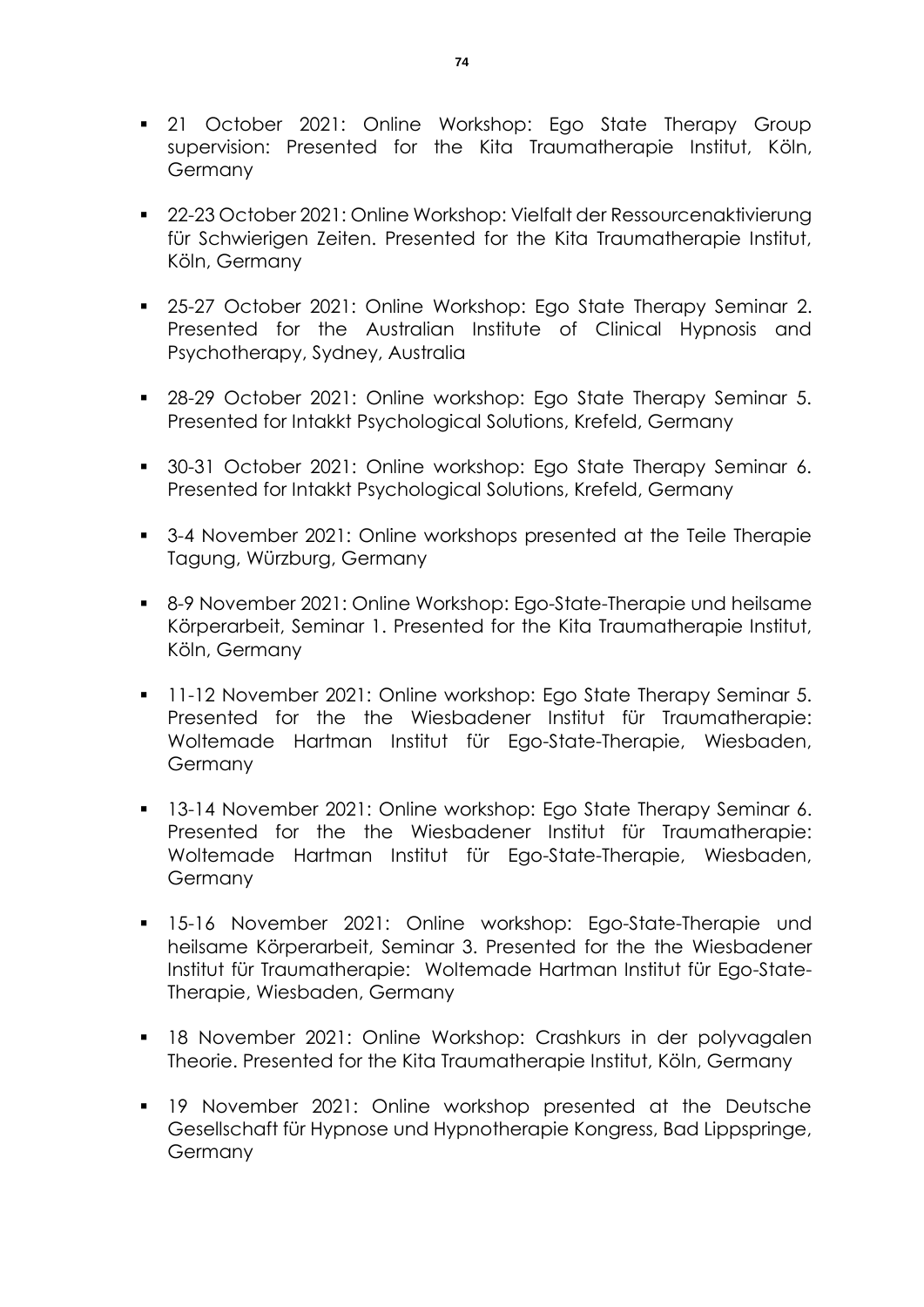- 21 October 2021: Online Workshop: Ego State Therapy Group supervision: Presented for the Kita Traumatherapie Institut, Köln, Germany

- 22-23 October 2021: Online Workshop: Vielfalt der Ressourcenaktivierung für Schwierigen Zeiten. Presented for the Kita Traumatherapie Institut, Köln, Germany

- 25-27 October 2021: Online Workshop: Ego State Therapy Seminar 2. Presented for the Australian Institute of Clinical Hypnosis and Psychotherapy, Sydney, Australia

- 28-29 October 2021: Online workshop: Ego State Therapy Seminar 5. Presented for Intakkt Psychological Solutions, Krefeld, Germany

- 30-31 October 2021: Online workshop: Ego State Therapy Seminar 6. Presented for Intakkt Psychological Solutions, Krefeld, Germany

- 3-4 November 2021: Online workshops presented at the Teile Therapie Tagung, Würzburg, Germany

- 8-9 November 2021: Online Workshop: Ego-State-Therapie und heilsame Körperarbeit, Seminar 1. Presented for the Kita Traumatherapie Institut, Köln, Germany

- 11-12 November 2021: Online workshop: Ego State Therapy Seminar 5. Presented for the the Wiesbadener Institut für Traumatherapie: Woltemade Hartman Institut für Ego-State-Therapie, Wiesbaden, Germany

- 13-14 November 2021: Online workshop: Ego State Therapy Seminar 6. Presented for the the Wiesbadener Institut für Traumatherapie: Woltemade Hartman Institut für Ego-State-Therapie, Wiesbaden, Germany

- 15-16 November 2021: Online workshop: Ego-State-Therapie und heilsame Körperarbeit, Seminar 3. Presented for the the Wiesbadener Institut für Traumatherapie: Woltemade Hartman Institut für Ego-State-Therapie, Wiesbaden, Germany

- 18 November 2021: Online Workshop: Crashkurs in der polyvagalen Theorie. Presented for the Kita Traumatherapie Institut, Köln, Germany

- 19 November 2021: Online workshop presented at the Deutsche Gesellschaft für Hypnose und Hypnotherapie Kongress, Bad Lippspringe, Germany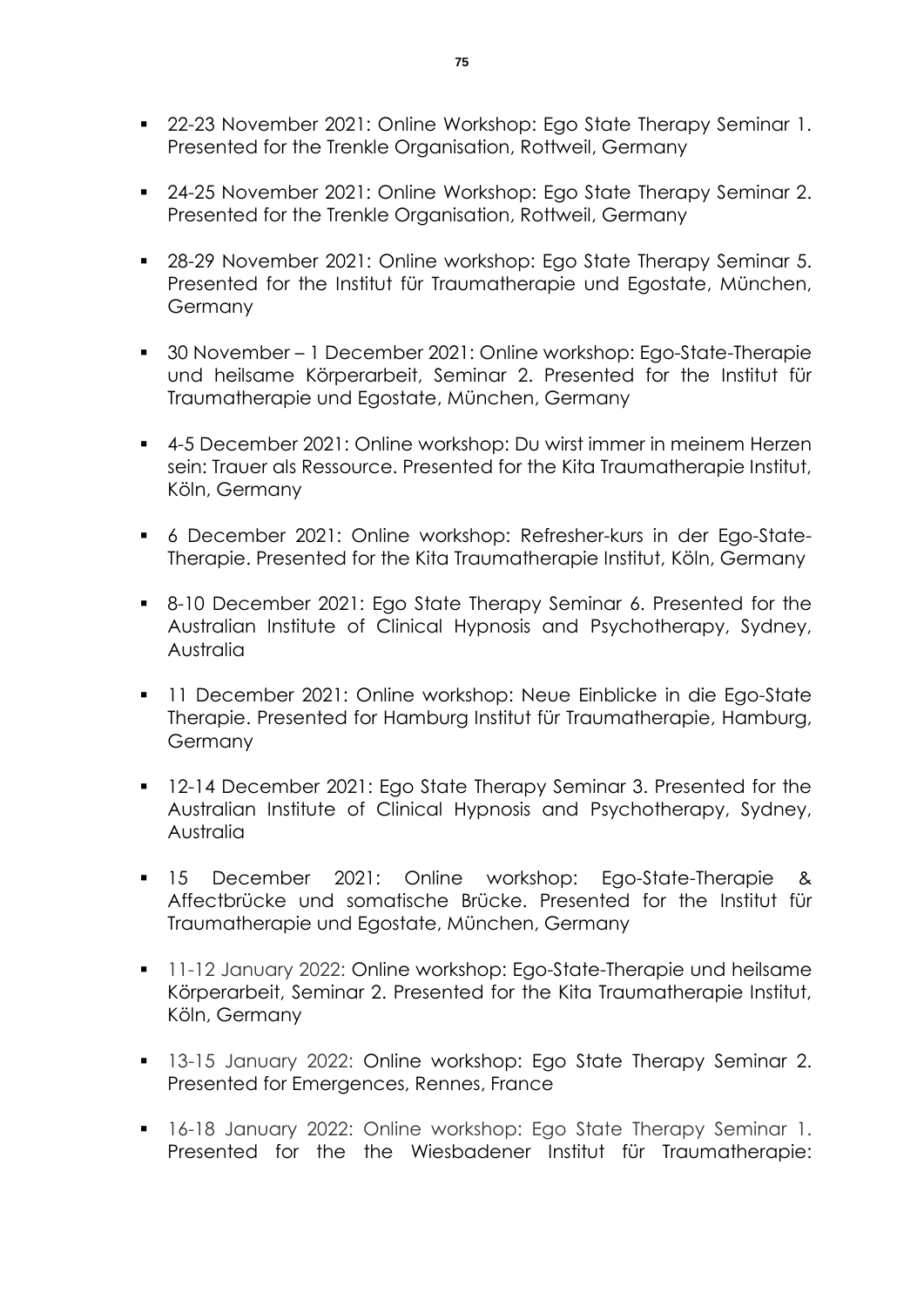- 22-23 November 2021: Online Workshop: Ego State Therapy Seminar 1. Presented for the Trenkle Organisation, Rottweil, Germany

- 24-25 November 2021: Online Workshop: Ego State Therapy Seminar 2. Presented for the Trenkle Organisation, Rottweil, Germany

- 28-29 November 2021: Online workshop: Ego State Therapy Seminar 5. Presented for the Institut für Traumatherapie und Egostate, München, Germany

- 30 November – 1 December 2021: Online workshop: Ego-State-Therapie und heilsame Körperarbeit, Seminar 2. Presented for the Institut für Traumatherapie und Egostate, München, Germany

- 4-5 December 2021: Online workshop: Du wirst immer in meinem Herzen sein: Trauer als Ressource. Presented for the Kita Traumatherapie Institut, Köln, Germany

- 6 December 2021: Online workshop: Refresher-kurs in der Ego-State-Therapie. Presented for the Kita Traumatherapie Institut, Köln, Germany

- 8-10 December 2021: Ego State Therapy Seminar 6. Presented for the Australian Institute of Clinical Hypnosis and Psychotherapy, Sydney, Australia

- 11 December 2021: Online workshop: Neue Einblicke in die Ego-State Therapie. Presented for Hamburg Institut für Traumatherapie, Hamburg, Germany

- 12-14 December 2021: Ego State Therapy Seminar 3. Presented for the Australian Institute of Clinical Hypnosis and Psychotherapy, Sydney, Australia

- 15 December 2021: Online workshop: Ego-State-Therapie & Affectbrücke und somatische Brücke. Presented for the Institut für Traumatherapie und Egostate, München, Germany

- 11-12 January 2022: Online workshop: Ego-State-Therapie und heilsame Körperarbeit, Seminar 2. Presented for the Kita Traumatherapie Institut, Köln, Germany

- 13-15 January 2022: Online workshop: Ego State Therapy Seminar 2. Presented for Emergences, Rennes, France

- 16-18 January 2022: Online workshop: Ego State Therapy Seminar 1. Presented for the the Wiesbadener Institut für Traumatherapie: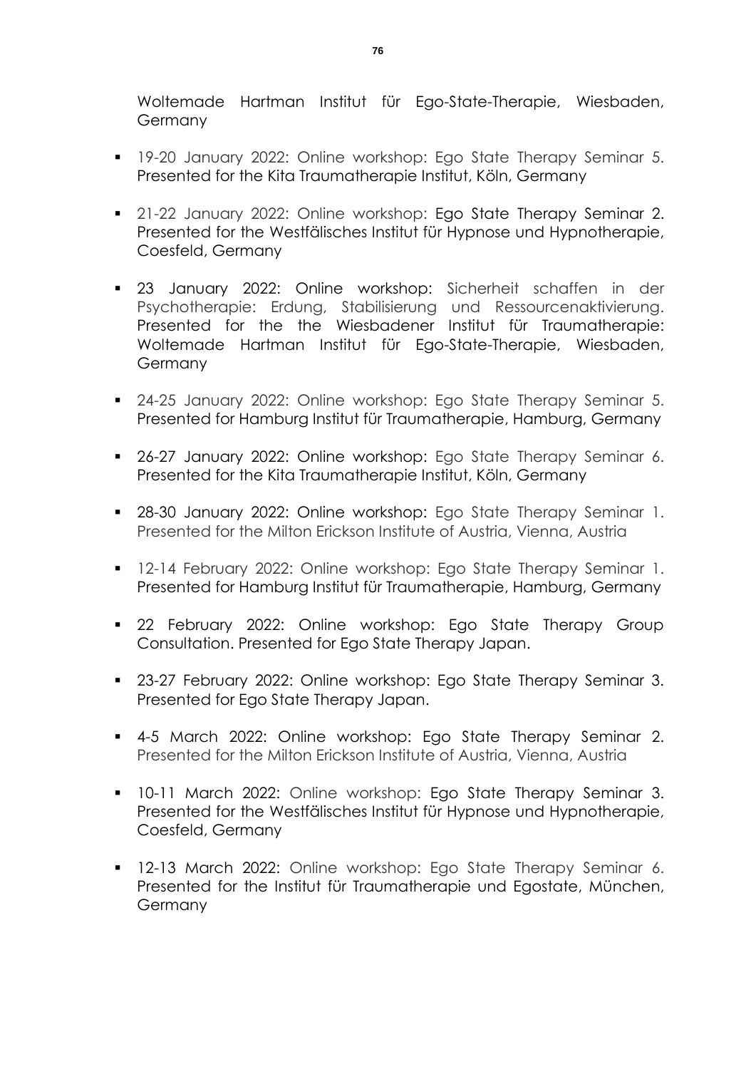Woltemade Hartman Institut für Ego-State-Therapie, Wiesbaden, Germany

- 19-20 January 2022: Online workshop: Ego State Therapy Seminar 5. Presented for the Kita Traumatherapie Institut, Köln, Germany

- 21-22 January 2022: Online workshop: Ego State Therapy Seminar 2. Presented for the Westfälisches Institut für Hypnose und Hypnotherapie, Coesfeld, Germany

- 23 January 2022: Online workshop: Sicherheit schaffen in der Psychotherapie: Erdung, Stabilisierung und Ressourcenaktivierung. Presented for the the Wiesbadener Institut für Traumatherapie: Woltemade Hartman Institut für Ego-State-Therapie, Wiesbaden, Germany

- 24-25 January 2022: Online workshop: Ego State Therapy Seminar 5. Presented for Hamburg Institut für Traumatherapie, Hamburg, Germany

- 26-27 January 2022: Online workshop: Ego State Therapy Seminar 6. Presented for the Kita Traumatherapie Institut, Köln, Germany

- 28-30 January 2022: Online workshop: Ego State Therapy Seminar 1. Presented for the Milton Erickson Institute of Austria, Vienna, Austria

- 12-14 February 2022: Online workshop: Ego State Therapy Seminar 1. Presented for Hamburg Institut für Traumatherapie, Hamburg, Germany

- 22 February 2022: Online workshop: Ego State Therapy Group Consultation. Presented for Ego State Therapy Japan.

- 23-27 February 2022: Online workshop: Ego State Therapy Seminar 3. Presented for Ego State Therapy Japan.

- 4-5 March 2022: Online workshop: Ego State Therapy Seminar 2. Presented for the Milton Erickson Institute of Austria, Vienna, Austria

- 10-11 March 2022: Online workshop: Ego State Therapy Seminar 3. Presented for the Westfälisches Institut für Hypnose und Hypnotherapie, Coesfeld, Germany

- 12-13 March 2022: Online workshop: Ego State Therapy Seminar 6. Presented for the Institut für Traumatherapie und Egostate, München, Germany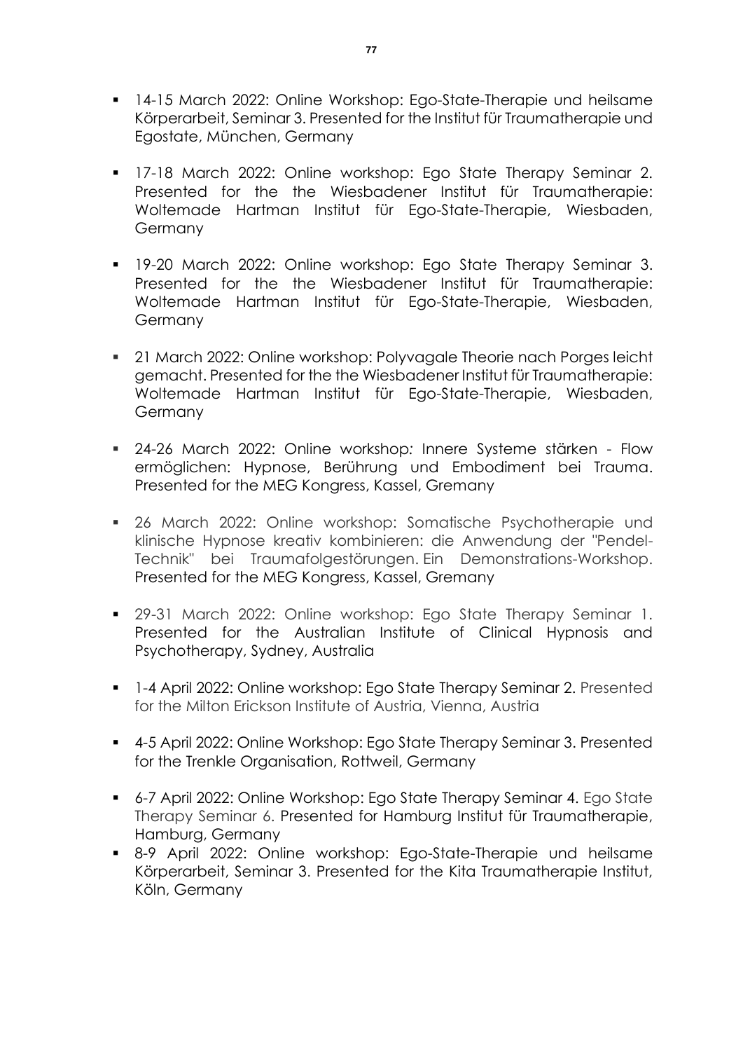- 14-15 March 2022: Online Workshop: Ego-State-Therapie und heilsame Körperarbeit, Seminar 3. Presented for the Institut für Traumatherapie und Egostate, München, Germany

- 17-18 March 2022: Online workshop: Ego State Therapy Seminar 2. Presented for the the Wiesbadener Institut für Traumatherapie: Woltemade Hartman Institut für Ego-State-Therapie, Wiesbaden, Germany

- 19-20 March 2022: Online workshop: Ego State Therapy Seminar 3. Presented for the the Wiesbadener Institut für Traumatherapie: Woltemade Hartman Institut für Ego-State-Therapie, Wiesbaden, Germany

- 21 March 2022: Online workshop: Polyvagale Theorie nach Porges leicht gemacht. Presented for the the Wiesbadener Institut für Traumatherapie: Woltemade Hartman Institut für Ego-State-Therapie, Wiesbaden, Germany

- 24-26 March 2022: Online workshop: Innere Systeme stärken - Flow ermöglichen: Hypnose, Berührung und Embodiment bei Trauma. Presented for the MEG Kongress, Kassel, Gremany

- 26 March 2022: Online workshop: Somatische Psychotherapie und klinische Hypnose kreativ kombinieren: die Anwendung der "Pendel-Technik" bei Traumafolgestörungen. Ein Demonstrations-Workshop. Presented for the MEG Kongress, Kassel, Gremany

- 29-31 March 2022: Online workshop: Ego State Therapy Seminar 1. Presented for the Australian Institute of Clinical Hypnosis and Psychotherapy, Sydney, Australia

- 1-4 April 2022: Online workshop: Ego State Therapy Seminar 2. Presented for the Milton Erickson Institute of Austria, Vienna, Austria

- 4-5 April 2022: Online Workshop: Ego State Therapy Seminar 3. Presented for the Trenkle Organisation, Rottweil, Germany

- 6-7 April 2022: Online Workshop: Ego State Therapy Seminar 4. Ego State Therapy Seminar 6. Presented for Hamburg Institut für Traumatherapie, Hamburg, Germany
- 8-9 April 2022: Online workshop: Ego-State-Therapie und heilsame Körperarbeit, Seminar 3. Presented for the Kita Traumatherapie Institut, Köln, Germany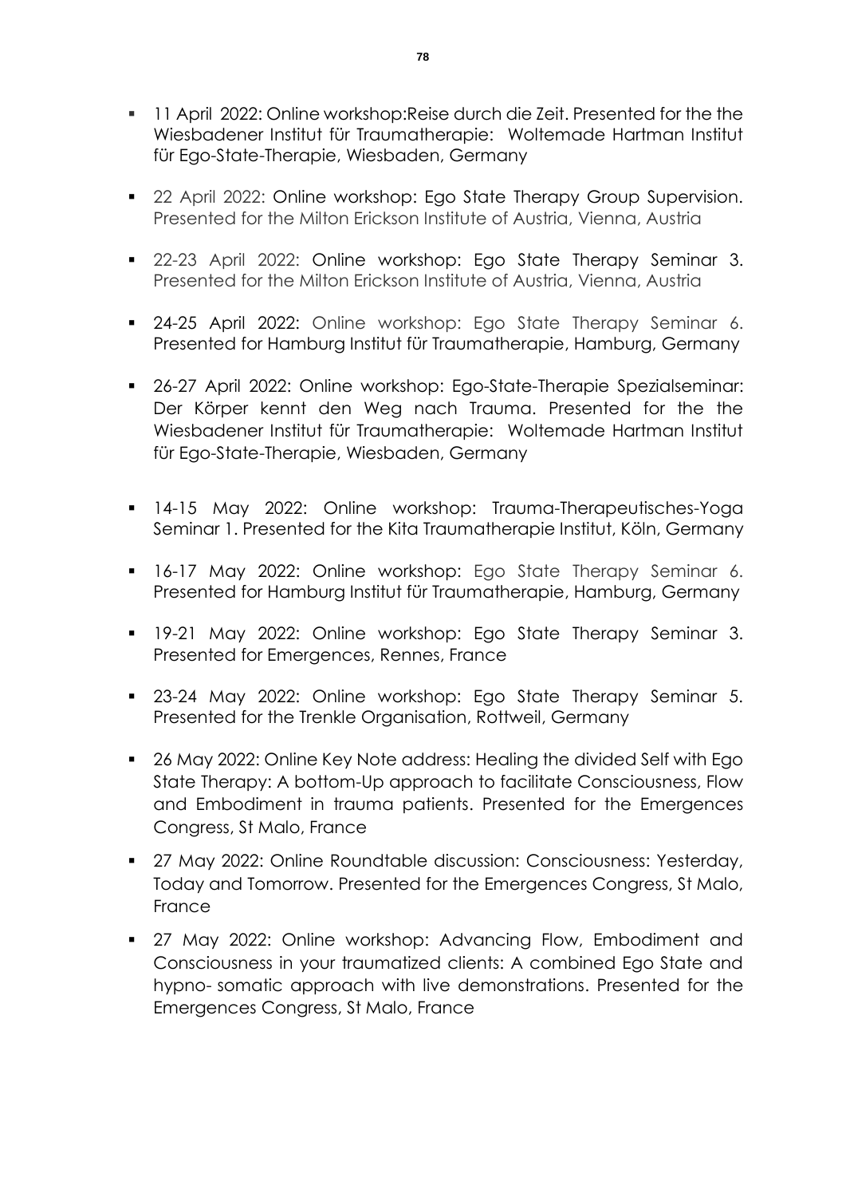- 11 April 2022: Online workshop:Reise durch die Zeit. Presented for the the Wiesbadener Institut für Traumatherapie: Woltemade Hartman Institut für Ego-State-Therapie, Wiesbaden, Germany

- 22 April 2022: Online workshop: Ego State Therapy Group Supervision. Presented for the Milton Erickson Institute of Austria, Vienna, Austria

- 22-23 April 2022: Online workshop: Ego State Therapy Seminar 3. Presented for the Milton Erickson Institute of Austria, Vienna, Austria

- 24-25 April 2022: Online workshop: Ego State Therapy Seminar 6. Presented for Hamburg Institut für Traumatherapie, Hamburg, Germany

- 26-27 April 2022: Online workshop: Ego-State-Therapie Spezialseminar: Der Körper kennt den Weg nach Trauma. Presented for the the Wiesbadener Institut für Traumatherapie: Woltemade Hartman Institut für Ego-State-Therapie, Wiesbaden, Germany

- 14-15 May 2022: Online workshop: Trauma-Therapeutisches-Yoga Seminar 1. Presented for the Kita Traumatherapie Institut, Köln, Germany

- 16-17 May 2022: Online workshop: Ego State Therapy Seminar 6. Presented for Hamburg Institut für Traumatherapie, Hamburg, Germany

- 19-21 May 2022: Online workshop: Ego State Therapy Seminar 3. Presented for Emergences, Rennes, France

- 23-24 May 2022: Online workshop: Ego State Therapy Seminar 5. Presented for the Trenkle Organisation, Rottweil, Germany

- 26 May 2022: Online Key Note address: Healing the divided Self with Ego State Therapy: A bottom-Up approach to facilitate Consciousness, Flow and Embodiment in trauma patients. Presented for the Emergences Congress, St Malo, France

- 27 May 2022: Online Roundtable discussion: Consciousness: Yesterday, Today and Tomorrow. Presented for the Emergences Congress, St Malo, France

- 27 May 2022: Online workshop: Advancing Flow, Embodiment and Consciousness in your traumatized clients: A combined Ego State and hypno- somatic approach with live demonstrations. Presented for the Emergences Congress, St Malo, France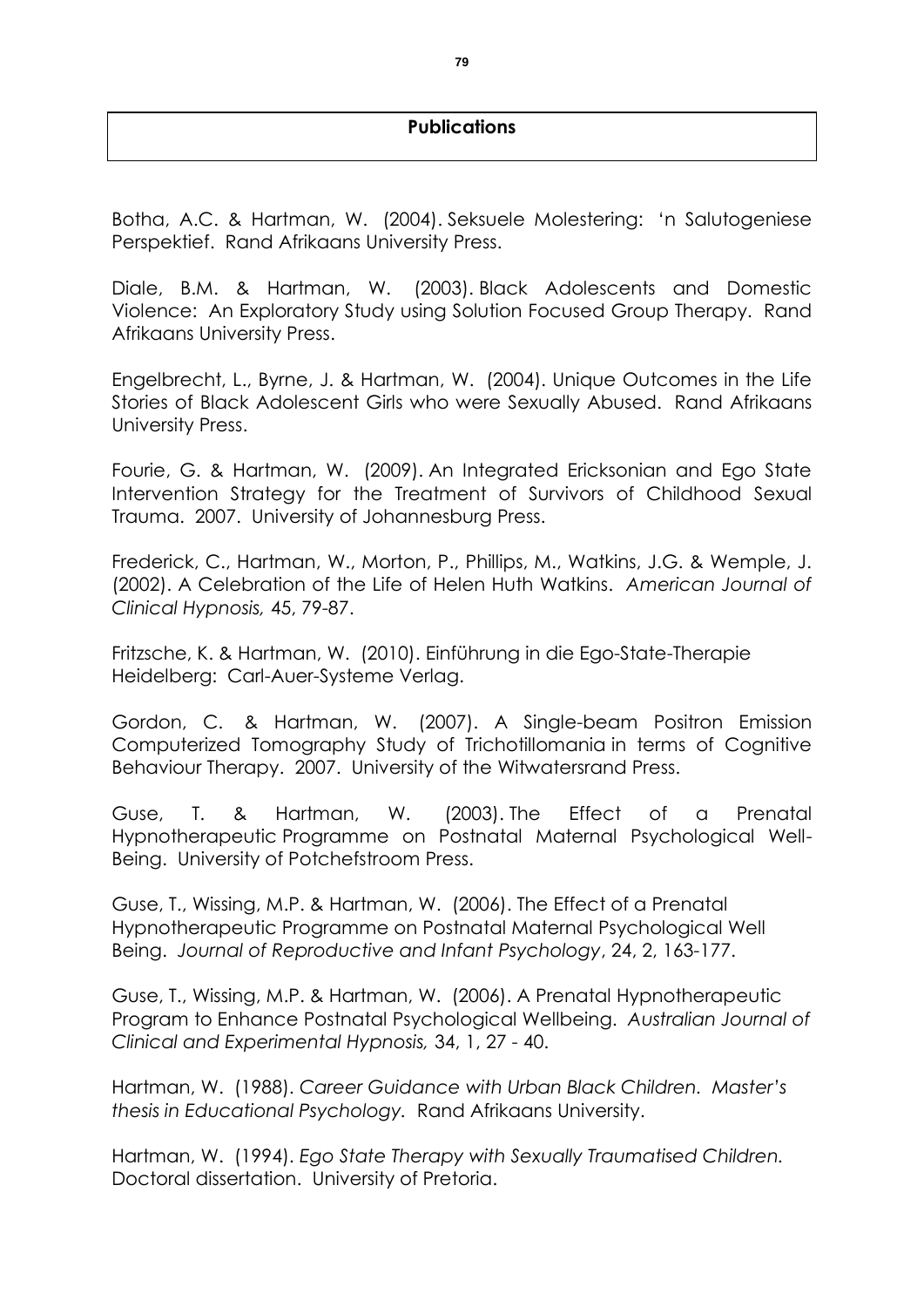## Publications

Botha, A.C. & Hartman, W. (2004). Seksuele Molestering: 'n Salutogeniese Perspektief. Rand Afrikaans University Press.

Diale, B.M. & Hartman, W. (2003). Black Adolescents and Domestic Violence: An Exploratory Study using Solution Focused Group Therapy. Rand Afrikaans University Press.

Engelbrecht, L., Byrne, J. & Hartman, W. (2004). Unique Outcomes in the Life Stories of Black Adolescent Girls who were Sexually Abused. Rand Afrikaans University Press.

Fourie, G. & Hartman, W. (2009). An Integrated Ericksonian and Ego State Intervention Strategy for the Treatment of Survivors of Childhood Sexual Trauma. 2007. University of Johannesburg Press.

Frederick, C., Hartman, W., Morton, P., Phillips, M., Watkins, J.G. & Wemple, J. (2002). A Celebration of the Life of Helen Huth Watkins. *American Journal of Clinical Hypnosis,* 45, 79-87.

Fritzsche, K. & Hartman, W. (2010). Einführung in die Ego-State-Therapie Heidelberg: Carl-Auer-Systeme Verlag.

Gordon, C. & Hartman, W. (2007). A Single-beam Positron Emission Computerized Tomography Study of Trichotillomania in terms of Cognitive Behaviour Therapy. 2007. University of the Witwatersrand Press.

Guse, T. & Hartman, W. (2003). The Effect of a Prenatal Hypnotherapeutic Programme on Postnatal Maternal Psychological Well-Being. University of Potchefstroom Press.

Guse, T., Wissing, M.P. & Hartman, W. (2006). The Effect of a Prenatal Hypnotherapeutic Programme on Postnatal Maternal Psychological Well Being. *Journal of Reproductive and Infant Psychology*, 24, 2, 163-177.

Guse, T., Wissing, M.P. & Hartman, W. (2006). A Prenatal Hypnotherapeutic Program to Enhance Postnatal Psychological Wellbeing. *Australian Journal of Clinical and Experimental Hypnosis,* 34, 1, 27 - 40.

Hartman, W. (1988). *Career Guidance with Urban Black Children. Master's thesis in Educational Psychology.* Rand Afrikaans University.

Hartman, W. (1994). *Ego State Therapy with Sexually Traumatised Children.* Doctoral dissertation. University of Pretoria.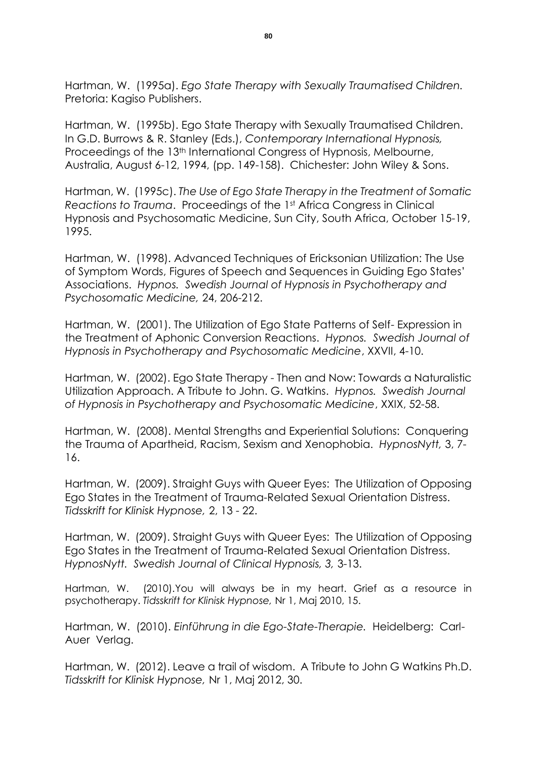Hartman, W. (1995a). *Ego State Therapy with Sexually Traumatised Children.* Pretoria: Kagiso Publishers.

Hartman, W. (1995b). Ego State Therapy with Sexually Traumatised Children. In G.D. Burrows & R. Stanley (Eds.), *Contemporary International Hypnosis,* Proceedings of the 13th International Congress of Hypnosis, Melbourne, Australia, August 6-12, 1994, (pp. 149-158). Chichester: John Wiley & Sons.

Hartman, W. (1995c). *The Use of Ego State Therapy in the Treatment of Somatic Reactions to Trauma*. Proceedings of the 1st Africa Congress in Clinical Hypnosis and Psychosomatic Medicine, Sun City, South Africa, October 15-19, 1995.

Hartman, W. (1998). Advanced Techniques of Ericksonian Utilization: The Use of Symptom Words, Figures of Speech and Sequences in Guiding Ego States' Associations. *Hypnos. Swedish Journal of Hypnosis in Psychotherapy and Psychosomatic Medicine,* 24, 206-212.

Hartman, W. (2001). The Utilization of Ego State Patterns of Self- Expression in the Treatment of Aphonic Conversion Reactions. *Hypnos. Swedish Journal of Hypnosis in Psychotherapy and Psychosomatic Medicine*, XXVII, 4-10.

Hartman, W. (2002). Ego State Therapy - Then and Now: Towards a Naturalistic Utilization Approach. A Tribute to John. G. Watkins. *Hypnos. Swedish Journal of Hypnosis in Psychotherapy and Psychosomatic Medicine*, XXIX, 52-58.

Hartman, W. (2008). Mental Strengths and Experiential Solutions: Conquering the Trauma of Apartheid, Racism, Sexism and Xenophobia. *HypnosNytt,* 3, 7-16.

Hartman, W. (2009). Straight Guys with Queer Eyes: The Utilization of Opposing Ego States in the Treatment of Trauma-Related Sexual Orientation Distress. *Tidsskrift for Klinisk Hypnose,* 2, 13 - 22.

Hartman, W. (2009). Straight Guys with Queer Eyes: The Utilization of Opposing Ego States in the Treatment of Trauma-Related Sexual Orientation Distress. *HypnosNytt. Swedish Journal of Clinical Hypnosis, 3,* 3-13.

Hartman, W. (2010).You will always be in my heart. Grief as a resource in psychotherapy. *Tidsskrift for Klinisk Hypnose,* Nr 1, Maj 2010, 15.

Hartman, W. (2010). *Einführung in die Ego-State-Therapie*. Heidelberg: Carl-Auer Verlag.

Hartman, W. (2012). Leave a trail of wisdom. A Tribute to John G Watkins Ph.D. *Tidsskrift for Klinisk Hypnose,* Nr 1, Maj 2012, 30.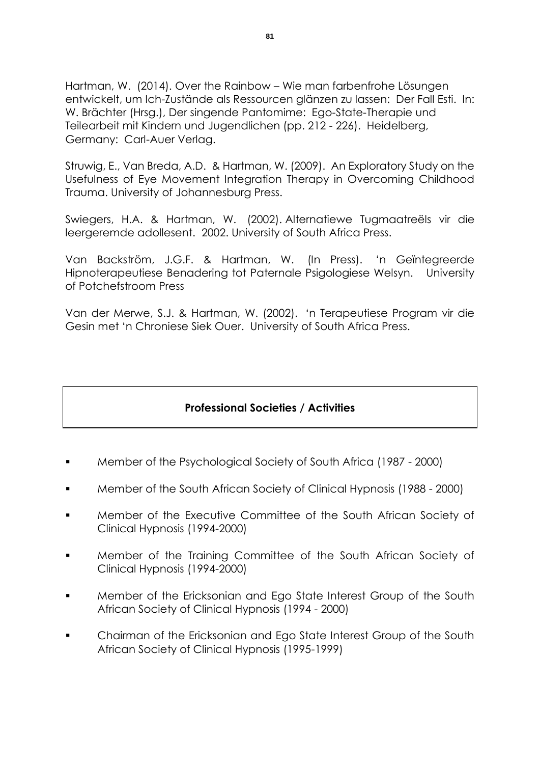Hartman, W. (2014). Over the Rainbow – Wie man farbenfrohe Lösungen entwickelt, um Ich-Zustände als Ressourcen glänzen zu lassen: Der Fall Esti. In: W. Brächter (Hrsg.), Der singende Pantomime: Ego-State-Therapie und Teilearbeit mit Kindern und Jugendlichen (pp. 212 - 226). Heidelberg, Germany: Carl-Auer Verlag.

Struwig, E., Van Breda, A.D. & Hartman, W. (2009). An Exploratory Study on the Usefulness of Eye Movement Integration Therapy in Overcoming Childhood Trauma. University of Johannesburg Press.

Swiegers, H.A. & Hartman, W. (2002). Alternatiewe Tugmaatreëls vir die leergeremde adollesent. 2002. University of South Africa Press.

Van Backström, J.G.F. & Hartman, W. (In Press). 'n Geïntegreerde Hipnoterapeutiese Benadering tot Paternale Psigologiese Welsyn. University of Potchefstroom Press

Van der Merwe, S.J. & Hartman, W. (2002). 'n Terapeutiese Program vir die Gesin met 'n Chroniese Siek Ouer. University of South Africa Press.

## Professional Societies / Activities

- Member of the Psychological Society of South Africa (1987 - 2000)
- Member of the South African Society of Clinical Hypnosis (1988 - 2000)
- Member of the Executive Committee of the South African Society of Clinical Hypnosis (1994-2000)
- Member of the Training Committee of the South African Society of Clinical Hypnosis (1994-2000)
- Member of the Ericksonian and Ego State Interest Group of the South African Society of Clinical Hypnosis (1994 - 2000)
- Chairman of the Ericksonian and Ego State Interest Group of the South African Society of Clinical Hypnosis (1995-1999)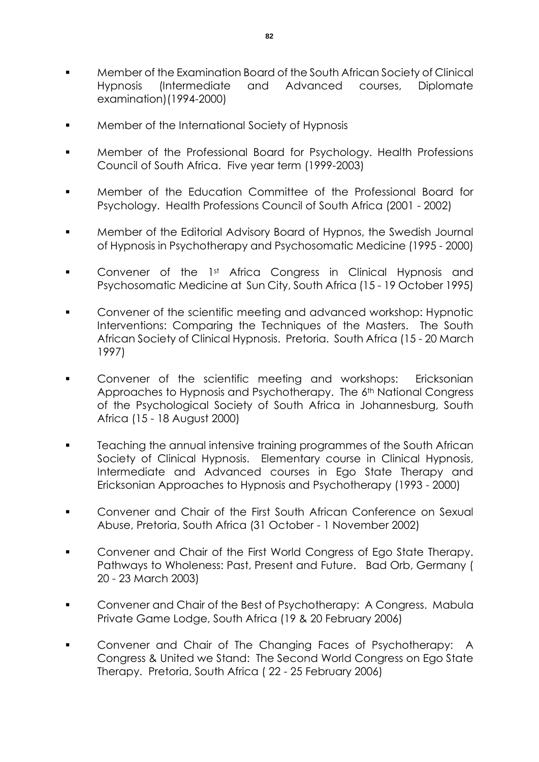- Member of the Examination Board of the South African Society of Clinical Hypnosis (Intermediate and Advanced courses, Diplomate examination)(1994-2000)

- Member of the International Society of Hypnosis

- Member of the Professional Board for Psychology. Health Professions Council of South Africa. Five year term (1999-2003)

- Member of the Education Committee of the Professional Board for Psychology. Health Professions Council of South Africa (2001 - 2002)

- Member of the Editorial Advisory Board of Hypnos, the Swedish Journal of Hypnosis in Psychotherapy and Psychosomatic Medicine (1995 - 2000)

- Convener of the 1st Africa Congress in Clinical Hypnosis and Psychosomatic Medicine at Sun City, South Africa (15 - 19 October 1995)

- Convener of the scientific meeting and advanced workshop: Hypnotic Interventions: Comparing the Techniques of the Masters. The South African Society of Clinical Hypnosis. Pretoria. South Africa (15 - 20 March 1997)

- Convener of the scientific meeting and workshops: Ericksonian Approaches to Hypnosis and Psychotherapy. The 6th National Congress of the Psychological Society of South Africa in Johannesburg, South Africa (15 - 18 August 2000)

- Teaching the annual intensive training programmes of the South African Society of Clinical Hypnosis. Elementary course in Clinical Hypnosis, Intermediate and Advanced courses in Ego State Therapy and Ericksonian Approaches to Hypnosis and Psychotherapy (1993 - 2000)

- Convener and Chair of the First South African Conference on Sexual Abuse, Pretoria, South Africa (31 October - 1 November 2002)

- Convener and Chair of the First World Congress of Ego State Therapy. Pathways to Wholeness: Past, Present and Future. Bad Orb, Germany ( 20 - 23 March 2003)

- Convener and Chair of the Best of Psychotherapy: A Congress. Mabula Private Game Lodge, South Africa (19 & 20 February 2006)

- Convener and Chair of The Changing Faces of Psychotherapy: A Congress & United we Stand: The Second World Congress on Ego State Therapy. Pretoria, South Africa ( 22 - 25 February 2006)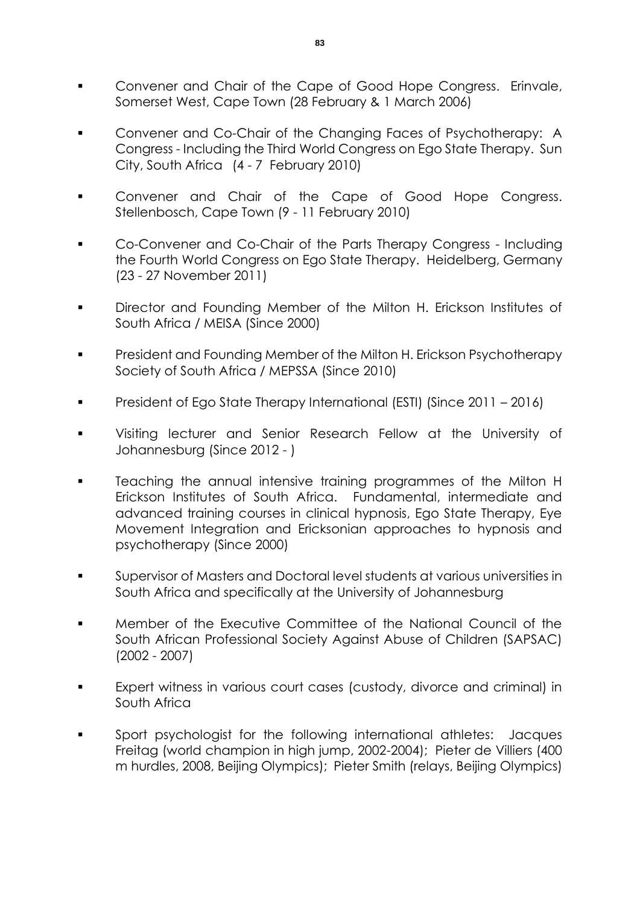- Convener and Chair of the Cape of Good Hope Congress. Erinvale, Somerset West, Cape Town (28 February & 1 March 2006)
- Convener and Co-Chair of the Changing Faces of Psychotherapy: A Congress - Including the Third World Congress on Ego State Therapy. Sun City, South Africa (4 - 7 February 2010)
- Convener and Chair of the Cape of Good Hope Congress. Stellenbosch, Cape Town (9 - 11 February 2010)
- Co-Convener and Co-Chair of the Parts Therapy Congress - Including the Fourth World Congress on Ego State Therapy. Heidelberg, Germany (23 - 27 November 2011)
- Director and Founding Member of the Milton H. Erickson Institutes of South Africa / MEISA (Since 2000)
- President and Founding Member of the Milton H. Erickson Psychotherapy Society of South Africa / MEPSSA (Since 2010)
- President of Ego State Therapy International (ESTI) (Since 2011 – 2016)
- Visiting lecturer and Senior Research Fellow at the University of Johannesburg (Since 2012 - )
- Teaching the annual intensive training programmes of the Milton H Erickson Institutes of South Africa. Fundamental, intermediate and advanced training courses in clinical hypnosis, Ego State Therapy, Eye Movement Integration and Ericksonian approaches to hypnosis and psychotherapy (Since 2000)
- Supervisor of Masters and Doctoral level students at various universities in South Africa and specifically at the University of Johannesburg
- Member of the Executive Committee of the National Council of the South African Professional Society Against Abuse of Children (SAPSAC) (2002 - 2007)
- Expert witness in various court cases (custody, divorce and criminal) in South Africa
- Sport psychologist for the following international athletes: Jacques Freitag (world champion in high jump, 2002-2004); Pieter de Villiers (400 m hurdles, 2008, Beijing Olympics); Pieter Smith (relays, Beijing Olympics)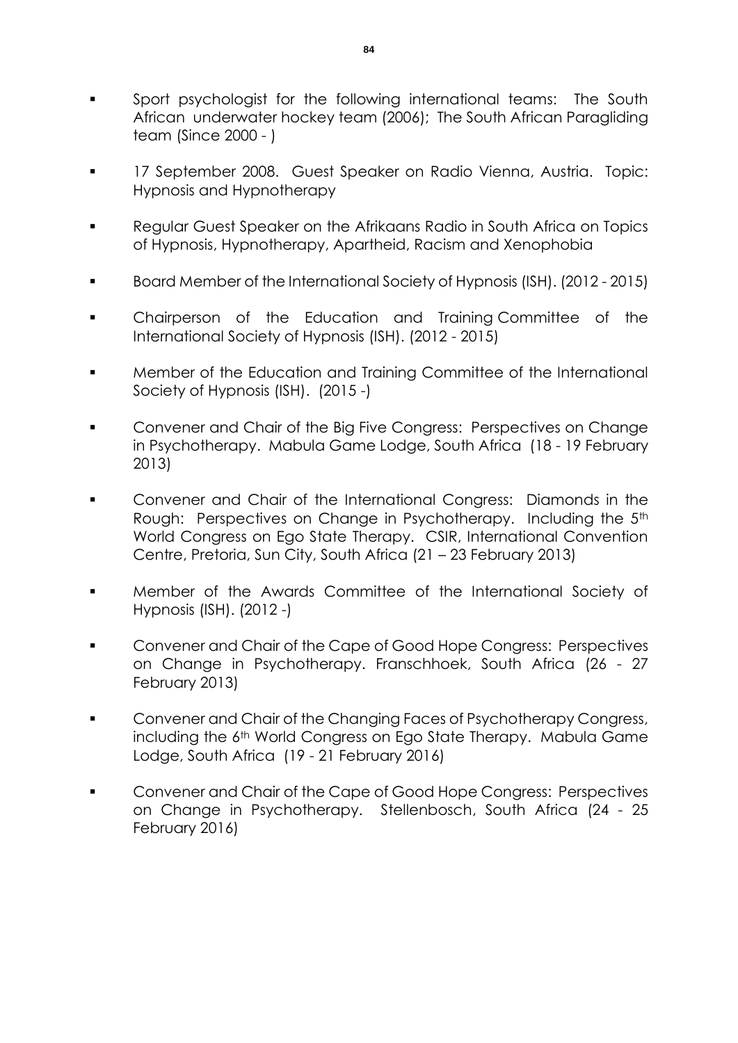- Sport psychologist for the following international teams: The South African underwater hockey team (2006); The South African Paragliding team (Since 2000 - )
- 17 September 2008. Guest Speaker on Radio Vienna, Austria. Topic: Hypnosis and Hypnotherapy
- Regular Guest Speaker on the Afrikaans Radio in South Africa on Topics of Hypnosis, Hypnotherapy, Apartheid, Racism and Xenophobia
- Board Member of the International Society of Hypnosis (ISH). (2012 - 2015)
- Chairperson of the Education and Training Committee of the International Society of Hypnosis (ISH). (2012 - 2015)
- Member of the Education and Training Committee of the International Society of Hypnosis (ISH). (2015 -)
- Convener and Chair of the Big Five Congress: Perspectives on Change in Psychotherapy. Mabula Game Lodge, South Africa (18 - 19 February 2013)
- Convener and Chair of the International Congress: Diamonds in the Rough: Perspectives on Change in Psychotherapy. Including the 5th World Congress on Ego State Therapy. CSIR, International Convention Centre, Pretoria, Sun City, South Africa (21 – 23 February 2013)
- Member of the Awards Committee of the International Society of Hypnosis (ISH). (2012 -)
- Convener and Chair of the Cape of Good Hope Congress: Perspectives on Change in Psychotherapy. Franschhoek, South Africa (26 - 27 February 2013)
- Convener and Chair of the Changing Faces of Psychotherapy Congress, including the 6th World Congress on Ego State Therapy. Mabula Game Lodge, South Africa (19 - 21 February 2016)
- Convener and Chair of the Cape of Good Hope Congress: Perspectives on Change in Psychotherapy. Stellenbosch, South Africa (24 - 25 February 2016)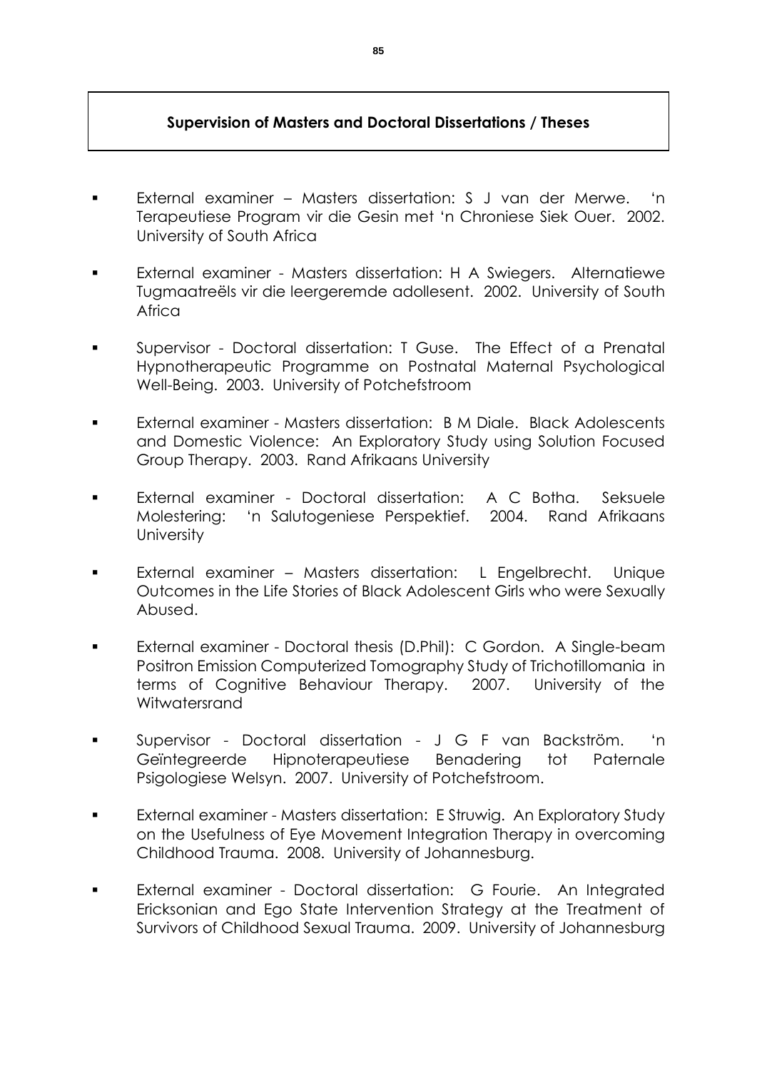## Supervision of Masters and Doctoral Dissertations / Theses

- External examiner – Masters dissertation: S J van der Merwe. 'n Terapeutiese Program vir die Gesin met 'n Chroniese Siek Ouer. 2002. University of South Africa
- External examiner - Masters dissertation: H A Swiegers. Alternatiewe Tugmaatreëls vir die leergeremde adollesent. 2002. University of South Africa
- Supervisor - Doctoral dissertation: T Guse. The Effect of a Prenatal Hypnotherapeutic Programme on Postnatal Maternal Psychological Well-Being. 2003. University of Potchefstroom
- External examiner - Masters dissertation: B M Diale. Black Adolescents and Domestic Violence: An Exploratory Study using Solution Focused Group Therapy. 2003. Rand Afrikaans University
- External examiner - Doctoral dissertation: A C Botha. Seksuele Molestering: 'n Salutogeniese Perspektief. 2004. Rand Afrikaans University
- External examiner – Masters dissertation: L Engelbrecht. Unique Outcomes in the Life Stories of Black Adolescent Girls who were Sexually Abused.
- External examiner - Doctoral thesis (D.Phil): C Gordon. A Single-beam Positron Emission Computerized Tomography Study of Trichotillomania in terms of Cognitive Behaviour Therapy. 2007. University of the Witwatersrand
- Supervisor - Doctoral dissertation - J G F van Backström. 'n Geïntegreerde Hipnoterapeutiese Benadering tot Paternale Psigologiese Welsyn. 2007. University of Potchefstroom.
- External examiner - Masters dissertation: E Struwig. An Exploratory Study on the Usefulness of Eye Movement Integration Therapy in overcoming Childhood Trauma. 2008. University of Johannesburg.
- External examiner - Doctoral dissertation: G Fourie. An Integrated Ericksonian and Ego State Intervention Strategy at the Treatment of Survivors of Childhood Sexual Trauma. 2009. University of Johannesburg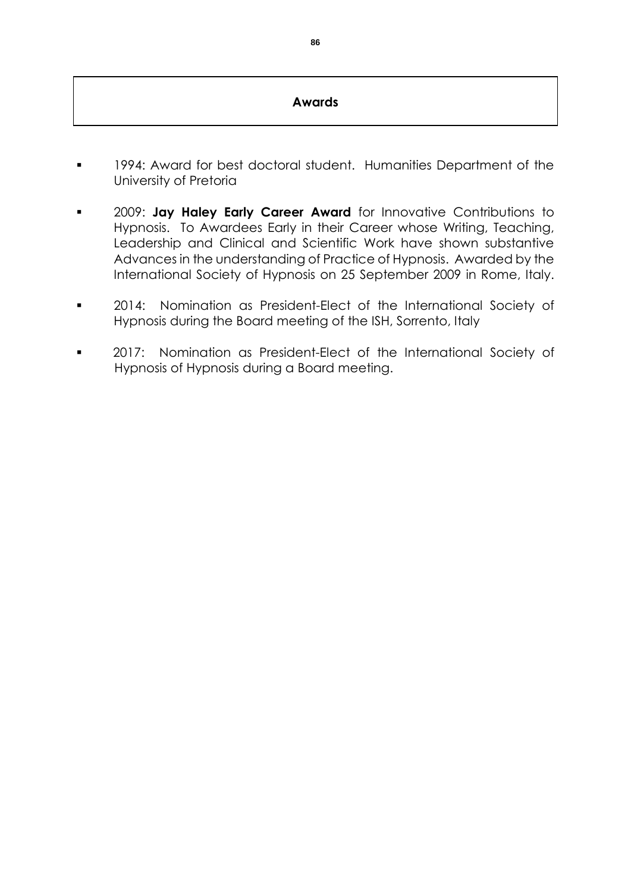## Awards

- 1994: Award for best doctoral student. Humanities Department of the University of Pretoria
- 2009: **Jay Haley Early Career Award** for Innovative Contributions to Hypnosis. To Awardees Early in their Career whose Writing, Teaching, Leadership and Clinical and Scientific Work have shown substantive Advances in the understanding of Practice of Hypnosis. Awarded by the International Society of Hypnosis on 25 September 2009 in Rome, Italy.
- 2014: Nomination as President-Elect of the International Society of Hypnosis during the Board meeting of the ISH, Sorrento, Italy
- 2017: Nomination as President-Elect of the International Society of Hypnosis of Hypnosis during a Board meeting.